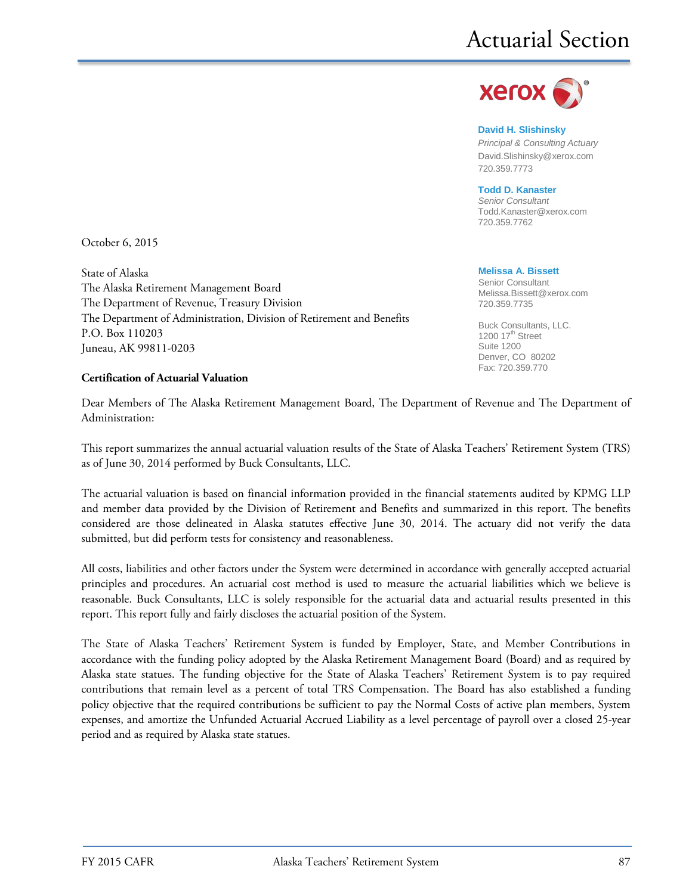# Actuarial Section

xerox

**David H. Slishinsky**
*Principal & Consulting Actuary*
David.Slishinsky@xerox.com
720.359.7773

**Todd D. Kanaster**
*Senior Consultant*
Todd.Kanaster@xerox.com
720.359.7762

**Melissa A. Bissett**
Senior Consultant
Melissa.Bissett@xerox.com
720.359.7735

Buck Consultants, LLC.
1200 17th Street
Suite 1200
Denver, CO 80202
Fax: 720.359.770

October 6, 2015

State of Alaska
The Alaska Retirement Management Board
The Department of Revenue, Treasury Division
The Department of Administration, Division of Retirement and Benefits
P.O. Box 110203
Juneau, AK 99811-0203

**Certification of Actuarial Valuation**

Dear Members of The Alaska Retirement Management Board, The Department of Revenue and The Department of Administration:

This report summarizes the annual actuarial valuation results of the State of Alaska Teachers' Retirement System (TRS) as of June 30, 2014 performed by Buck Consultants, LLC.

The actuarial valuation is based on financial information provided in the financial statements audited by KPMG LLP and member data provided by the Division of Retirement and Benefits and summarized in this report. The benefits considered are those delineated in Alaska statutes effective June 30, 2014. The actuary did not verify the data submitted, but did perform tests for consistency and reasonableness.

All costs, liabilities and other factors under the System were determined in accordance with generally accepted actuarial principles and procedures. An actuarial cost method is used to measure the actuarial liabilities which we believe is reasonable. Buck Consultants, LLC is solely responsible for the actuarial data and actuarial results presented in this report. This report fully and fairly discloses the actuarial position of the System.

The State of Alaska Teachers' Retirement System is funded by Employer, State, and Member Contributions in accordance with the funding policy adopted by the Alaska Retirement Management Board (Board) and as required by Alaska state statues. The funding objective for the State of Alaska Teachers' Retirement System is to pay required contributions that remain level as a percent of total TRS Compensation. The Board has also established a funding policy objective that the required contributions be sufficient to pay the Normal Costs of active plan members, System expenses, and amortize the Unfunded Actuarial Accrued Liability as a level percentage of payroll over a closed 25-year period and as required by Alaska state statues.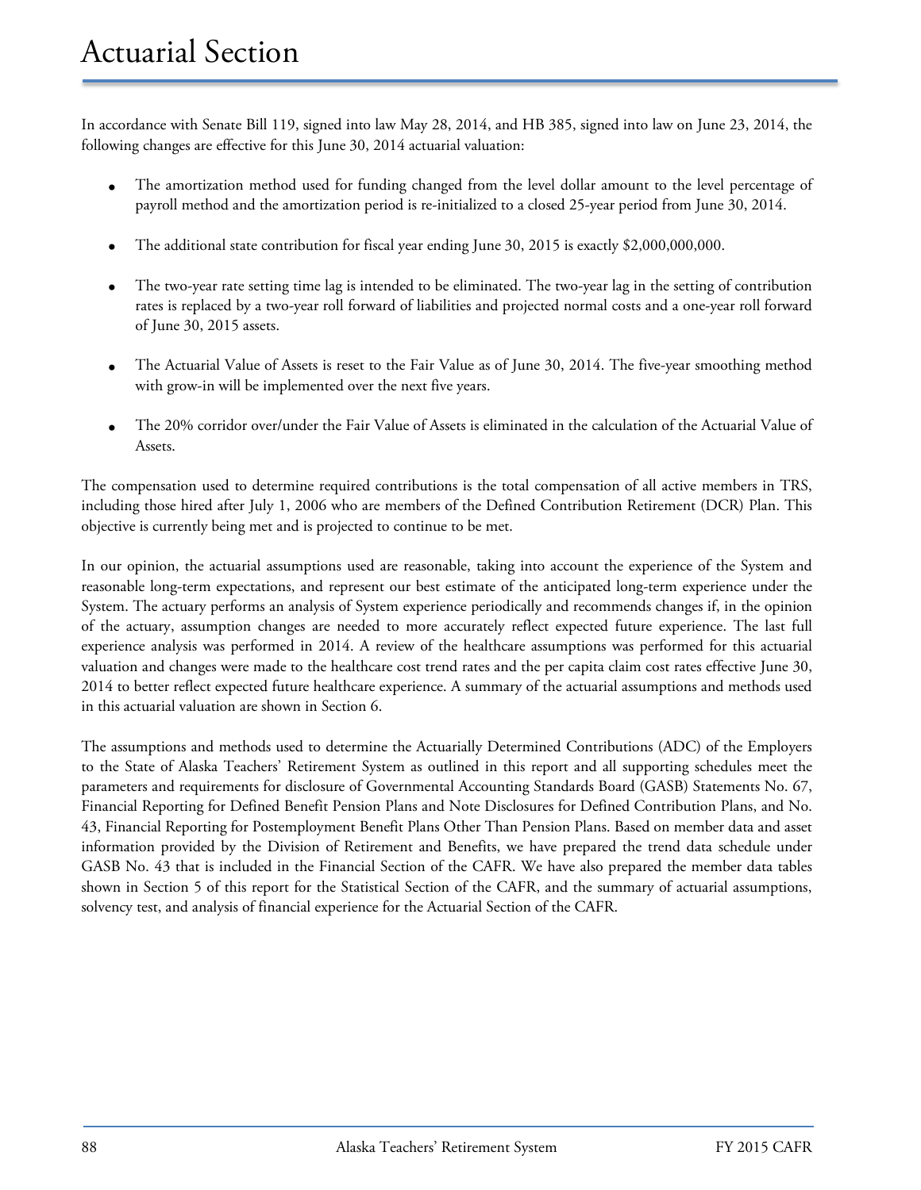In accordance with Senate Bill 119, signed into law May 28, 2014, and HB 385, signed into law on June 23, 2014, the following changes are effective for this June 30, 2014 actuarial valuation:

- The amortization method used for funding changed from the level dollar amount to the level percentage of payroll method and the amortization period is re-initialized to a closed 25-year period from June 30, 2014.
- The additional state contribution for fiscal year ending June 30, 2015 is exactly $2,000,000,000.
- The two-year rate setting time lag is intended to be eliminated. The two-year lag in the setting of contribution rates is replaced by a two-year roll forward of liabilities and projected normal costs and a one-year roll forward of June 30, 2015 assets.
- The Actuarial Value of Assets is reset to the Fair Value as of June 30, 2014. The five-year smoothing method with grow-in will be implemented over the next five years.
- The 20% corridor over/under the Fair Value of Assets is eliminated in the calculation of the Actuarial Value of Assets.

The compensation used to determine required contributions is the total compensation of all active members in TRS, including those hired after July 1, 2006 who are members of the Defined Contribution Retirement (DCR) Plan. This objective is currently being met and is projected to continue to be met.

In our opinion, the actuarial assumptions used are reasonable, taking into account the experience of the System and reasonable long-term expectations, and represent our best estimate of the anticipated long-term experience under the System. The actuary performs an analysis of System experience periodically and recommends changes if, in the opinion of the actuary, assumption changes are needed to more accurately reflect expected future experience. The last full experience analysis was performed in 2014. A review of the healthcare assumptions was performed for this actuarial valuation and changes were made to the healthcare cost trend rates and the per capita claim cost rates effective June 30, 2014 to better reflect expected future healthcare experience. A summary of the actuarial assumptions and methods used in this actuarial valuation are shown in Section 6.

The assumptions and methods used to determine the Actuarially Determined Contributions (ADC) of the Employers to the State of Alaska Teachers' Retirement System as outlined in this report and all supporting schedules meet the parameters and requirements for disclosure of Governmental Accounting Standards Board (GASB) Statements No. 67, Financial Reporting for Defined Benefit Pension Plans and Note Disclosures for Defined Contribution Plans, and No. 43, Financial Reporting for Postemployment Benefit Plans Other Than Pension Plans. Based on member data and asset information provided by the Division of Retirement and Benefits, we have prepared the trend data schedule under GASB No. 43 that is included in the Financial Section of the CAFR. We have also prepared the member data tables shown in Section 5 of this report for the Statistical Section of the CAFR, and the summary of actuarial assumptions, solvency test, and analysis of financial experience for the Actuarial Section of the CAFR.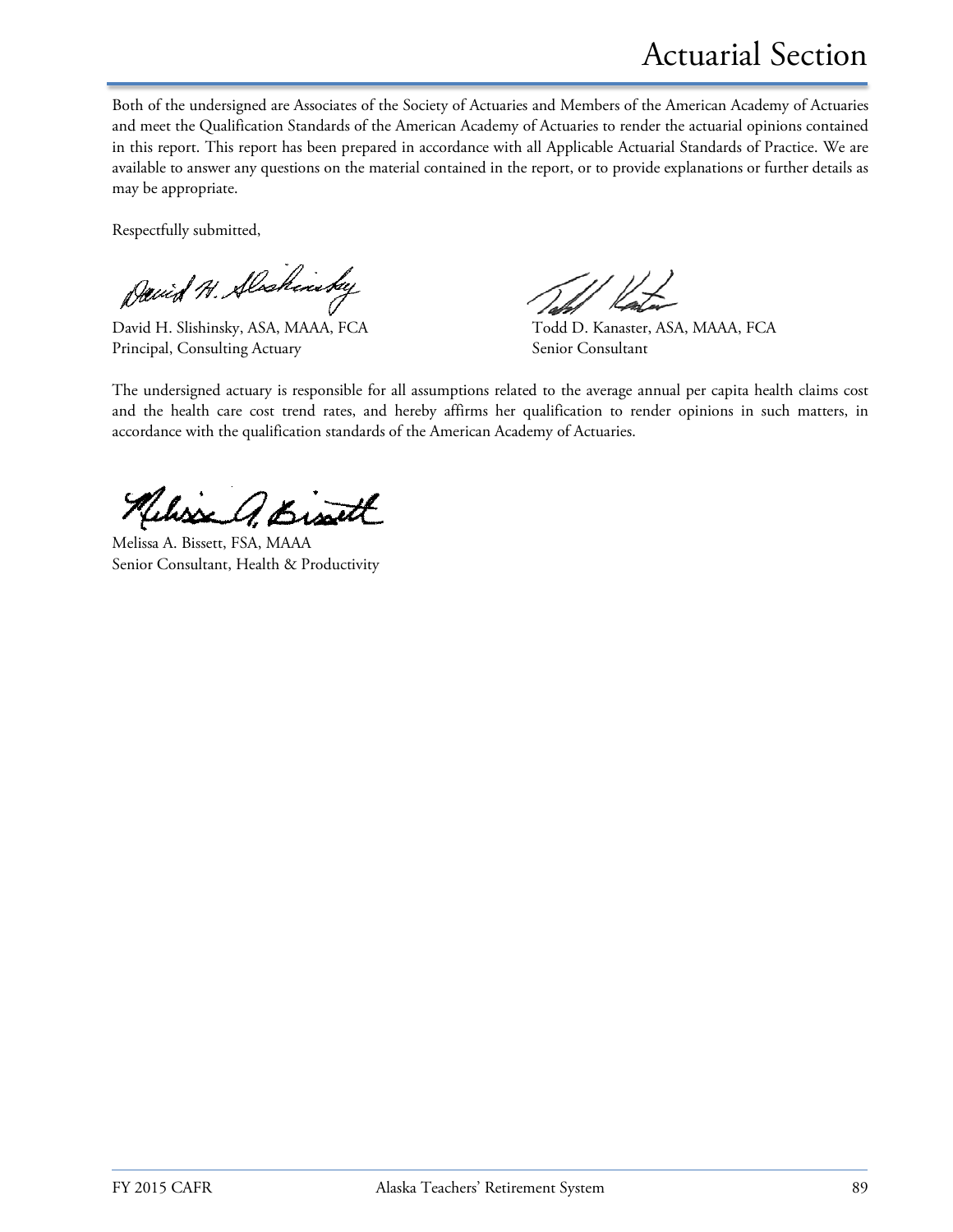Both of the undersigned are Associates of the Society of Actuaries and Members of the American Academy of Actuaries and meet the Qualification Standards of the American Academy of Actuaries to render the actuarial opinions contained in this report. This report has been prepared in accordance with all Applicable Actuarial Standards of Practice. We are available to answer any questions on the material contained in the report, or to provide explanations or further details as may be appropriate.

Respectfully submitted,

David H. Slishinsky, ASA, MAAA, FCA
Principal, Consulting Actuary

Todd D. Kanaster, ASA, MAAA, FCA
Senior Consultant

The undersigned actuary is responsible for all assumptions related to the average annual per capita health claims cost and the health care cost trend rates, and hereby affirms her qualification to render opinions in such matters, in accordance with the qualification standards of the American Academy of Actuaries.

Melissa A. Bissett, FSA, MAAA
Senior Consultant, Health & Productivity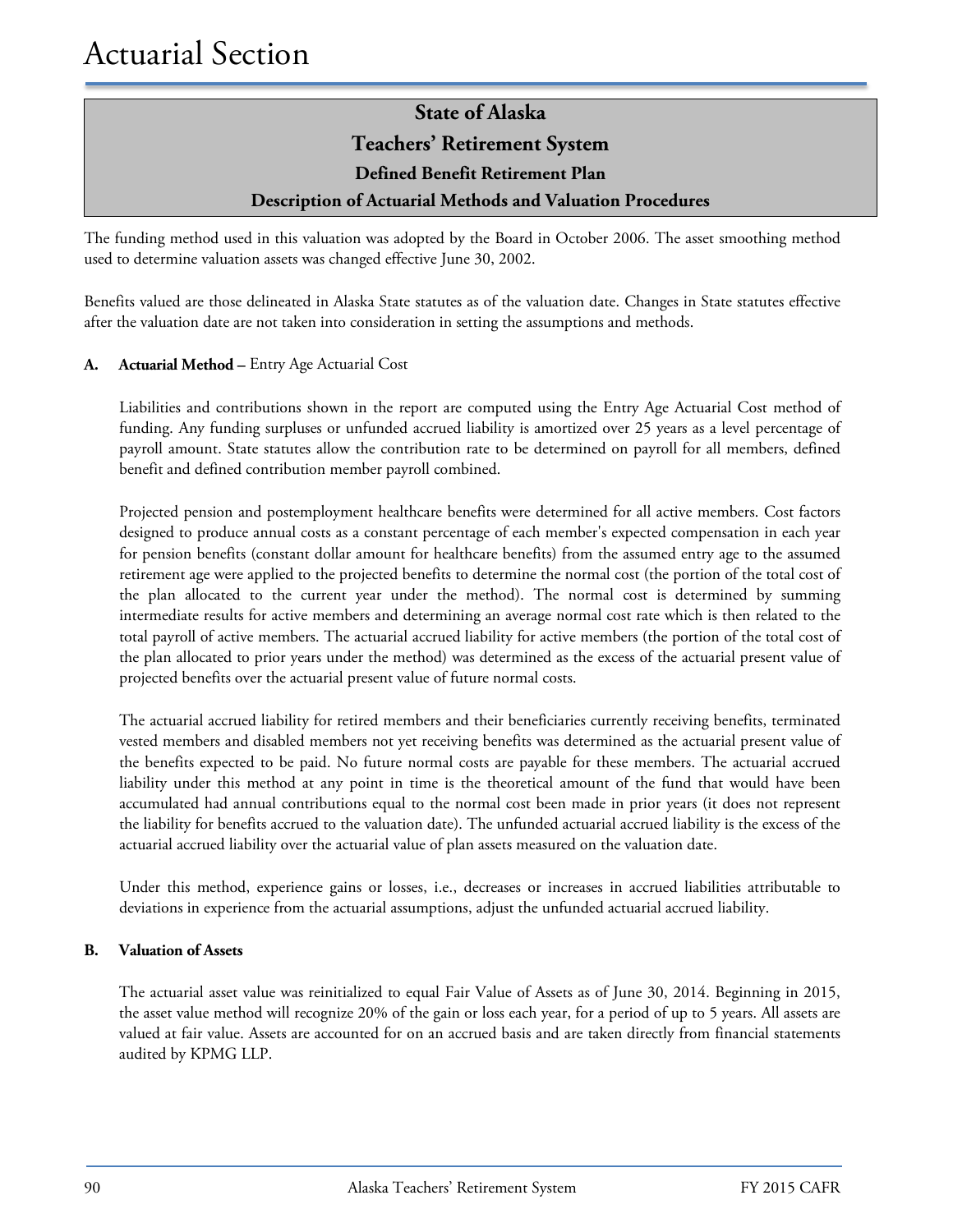# State of Alaska

## Teachers' Retirement System

### Defined Benefit Retirement Plan

### Description of Actuarial Methods and Valuation Procedures

The funding method used in this valuation was adopted by the Board in October 2006. The asset smoothing method used to determine valuation assets was changed effective June 30, 2002.

Benefits valued are those delineated in Alaska State statutes as of the valuation date. Changes in State statutes effective after the valuation date are not taken into consideration in setting the assumptions and methods.

**A. Actuarial Method –** Entry Age Actuarial Cost

Liabilities and contributions shown in the report are computed using the Entry Age Actuarial Cost method of funding. Any funding surpluses or unfunded accrued liability is amortized over 25 years as a level percentage of payroll amount. State statutes allow the contribution rate to be determined on payroll for all members, defined benefit and defined contribution member payroll combined.

Projected pension and postemployment healthcare benefits were determined for all active members. Cost factors designed to produce annual costs as a constant percentage of each member's expected compensation in each year for pension benefits (constant dollar amount for healthcare benefits) from the assumed entry age to the assumed retirement age were applied to the projected benefits to determine the normal cost (the portion of the total cost of the plan allocated to the current year under the method). The normal cost is determined by summing intermediate results for active members and determining an average normal cost rate which is then related to the total payroll of active members. The actuarial accrued liability for active members (the portion of the total cost of the plan allocated to prior years under the method) was determined as the excess of the actuarial present value of projected benefits over the actuarial present value of future normal costs.

The actuarial accrued liability for retired members and their beneficiaries currently receiving benefits, terminated vested members and disabled members not yet receiving benefits was determined as the actuarial present value of the benefits expected to be paid. No future normal costs are payable for these members. The actuarial accrued liability under this method at any point in time is the theoretical amount of the fund that would have been accumulated had annual contributions equal to the normal cost been made in prior years (it does not represent the liability for benefits accrued to the valuation date). The unfunded actuarial accrued liability is the excess of the actuarial accrued liability over the actuarial value of plan assets measured on the valuation date.

Under this method, experience gains or losses, i.e., decreases or increases in accrued liabilities attributable to deviations in experience from the actuarial assumptions, adjust the unfunded actuarial accrued liability.

**B. Valuation of Assets**

The actuarial asset value was reinitialized to equal Fair Value of Assets as of June 30, 2014. Beginning in 2015, the asset value method will recognize 20% of the gain or loss each year, for a period of up to 5 years. All assets are valued at fair value. Assets are accounted for on an accrued basis and are taken directly from financial statements audited by KPMG LLP.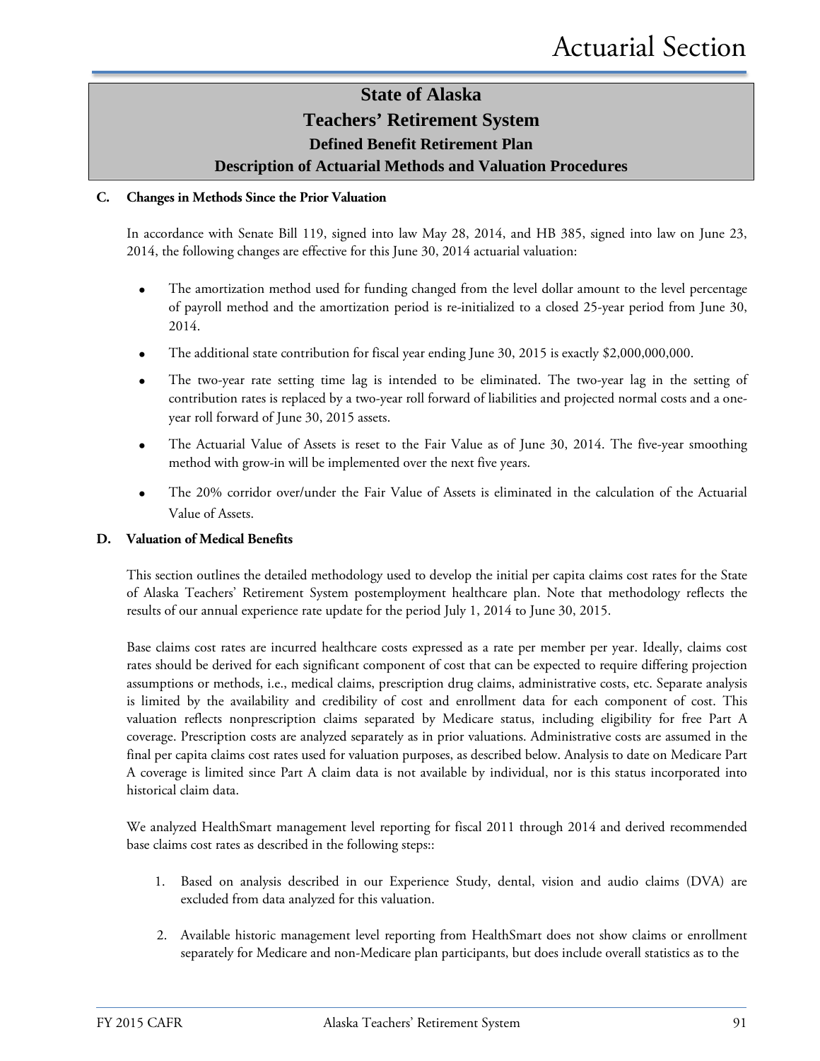# State of Alaska
# Teachers' Retirement System
## Defined Benefit Retirement Plan
## Description of Actuarial Methods and Valuation Procedures

**C. Changes in Methods Since the Prior Valuation**

In accordance with Senate Bill 119, signed into law May 28, 2014, and HB 385, signed into law on June 23, 2014, the following changes are effective for this June 30, 2014 actuarial valuation:

- The amortization method used for funding changed from the level dollar amount to the level percentage of payroll method and the amortization period is re-initialized to a closed 25-year period from June 30, 2014.
- The additional state contribution for fiscal year ending June 30, 2015 is exactly $2,000,000,000.
- The two-year rate setting time lag is intended to be eliminated. The two-year lag in the setting of contribution rates is replaced by a two-year roll forward of liabilities and projected normal costs and a one-year roll forward of June 30, 2015 assets.
- The Actuarial Value of Assets is reset to the Fair Value as of June 30, 2014. The five-year smoothing method with grow-in will be implemented over the next five years.
- The 20% corridor over/under the Fair Value of Assets is eliminated in the calculation of the Actuarial Value of Assets.

**D. Valuation of Medical Benefits**

This section outlines the detailed methodology used to develop the initial per capita claims cost rates for the State of Alaska Teachers' Retirement System postemployment healthcare plan. Note that methodology reflects the results of our annual experience rate update for the period July 1, 2014 to June 30, 2015.

Base claims cost rates are incurred healthcare costs expressed as a rate per member per year. Ideally, claims cost rates should be derived for each significant component of cost that can be expected to require differing projection assumptions or methods, i.e., medical claims, prescription drug claims, administrative costs, etc. Separate analysis is limited by the availability and credibility of cost and enrollment data for each component of cost. This valuation reflects nonprescription claims separated by Medicare status, including eligibility for free Part A coverage. Prescription costs are analyzed separately as in prior valuations. Administrative costs are assumed in the final per capita claims cost rates used for valuation purposes, as described below. Analysis to date on Medicare Part A coverage is limited since Part A claim data is not available by individual, nor is this status incorporated into historical claim data.

We analyzed HealthSmart management level reporting for fiscal 2011 through 2014 and derived recommended base claims cost rates as described in the following steps::

1. Based on analysis described in our Experience Study, dental, vision and audio claims (DVA) are excluded from data analyzed for this valuation.
2. Available historic management level reporting from HealthSmart does not show claims or enrollment separately for Medicare and non-Medicare plan participants, but does include overall statistics as to the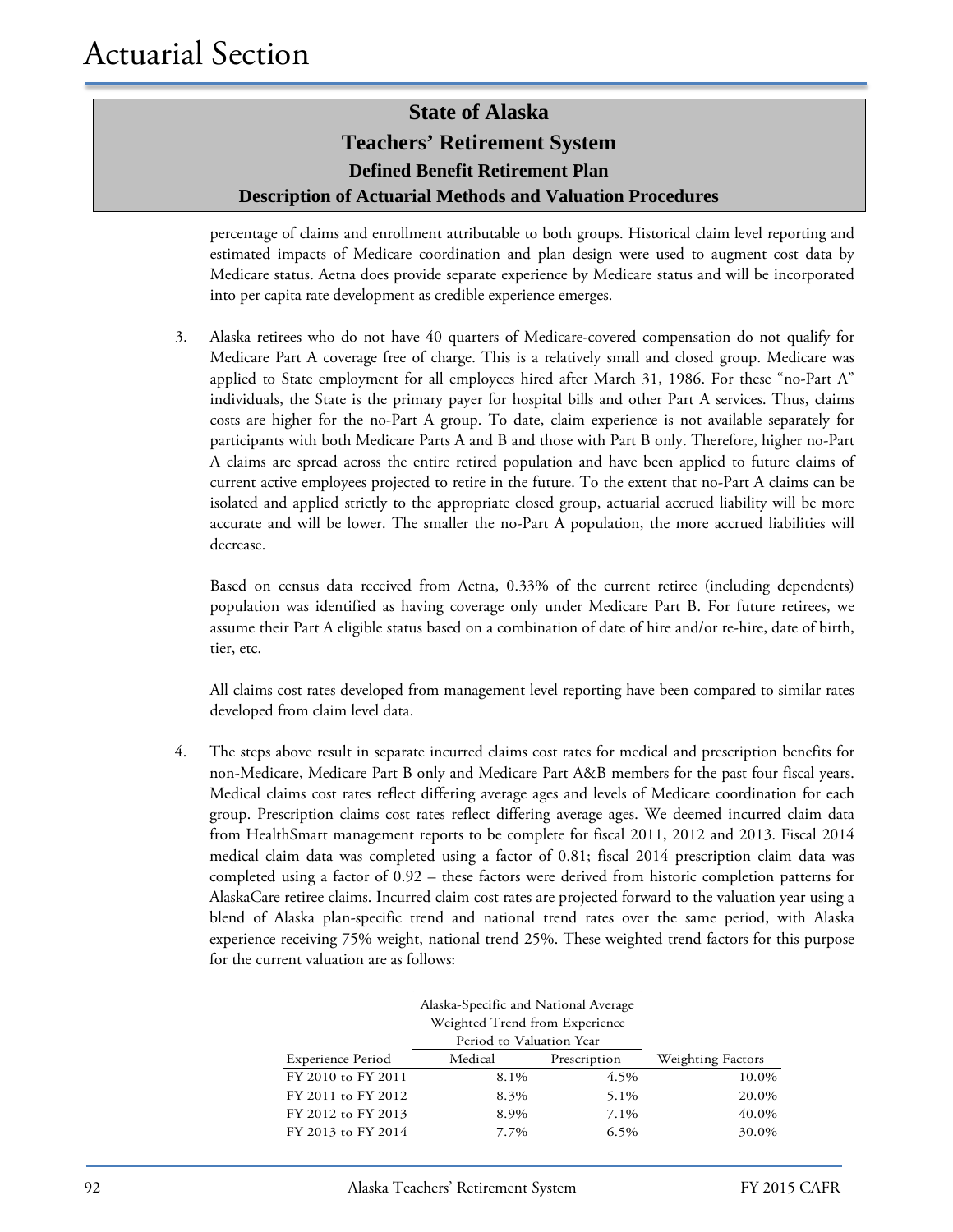# Actuarial Section

**State of Alaska**

**Teachers' Retirement System**

**Defined Benefit Retirement Plan**

**Description of Actuarial Methods and Valuation Procedures**

percentage of claims and enrollment attributable to both groups. Historical claim level reporting and estimated impacts of Medicare coordination and plan design were used to augment cost data by Medicare status. Aetna does provide separate experience by Medicare status and will be incorporated into per capita rate development as credible experience emerges.

3. Alaska retirees who do not have 40 quarters of Medicare-covered compensation do not qualify for Medicare Part A coverage free of charge. This is a relatively small and closed group. Medicare was applied to State employment for all employees hired after March 31, 1986. For these "no-Part A" individuals, the State is the primary payer for hospital bills and other Part A services. Thus, claims costs are higher for the no-Part A group. To date, claim experience is not available separately for participants with both Medicare Parts A and B and those with Part B only. Therefore, higher no-Part A claims are spread across the entire retired population and have been applied to future claims of current active employees projected to retire in the future. To the extent that no-Part A claims can be isolated and applied strictly to the appropriate closed group, actuarial accrued liability will be more accurate and will be lower. The smaller the no-Part A population, the more accrued liabilities will decrease.

   Based on census data received from Aetna, 0.33% of the current retiree (including dependents) population was identified as having coverage only under Medicare Part B. For future retirees, we assume their Part A eligible status based on a combination of date of hire and/or re-hire, date of birth, tier, etc.

   All claims cost rates developed from management level reporting have been compared to similar rates developed from claim level data.

4. The steps above result in separate incurred claims cost rates for medical and prescription benefits for non-Medicare, Medicare Part B only and Medicare Part A&B members for the past four fiscal years. Medical claims cost rates reflect differing average ages and levels of Medicare coordination for each group. Prescription claims cost rates reflect differing average ages. We deemed incurred claim data from HealthSmart management reports to be complete for fiscal 2011, 2012 and 2013. Fiscal 2014 medical claim data was completed using a factor of 0.81; fiscal 2014 prescription claim data was completed using a factor of 0.92 – these factors were derived from historic completion patterns for AlaskaCare retiree claims. Incurred claim cost rates are projected forward to the valuation year using a blend of Alaska plan-specific trend and national trend rates over the same period, with Alaska experience receiving 75% weight, national trend 25%. These weighted trend factors for this purpose for the current valuation are as follows:

| | Alaska-Specific and National Average Weighted Trend from Experience Period to Valuation Year | | |
|---|---|---|---|
| Experience Period | Medical | Prescription | Weighting Factors |
| FY 2010 to FY 2011 | 8.1% | 4.5% | 10.0% |
| FY 2011 to FY 2012 | 8.3% | 5.1% | 20.0% |
| FY 2012 to FY 2013 | 8.9% | 7.1% | 40.0% |
| FY 2013 to FY 2014 | 7.7% | 6.5% | 30.0% |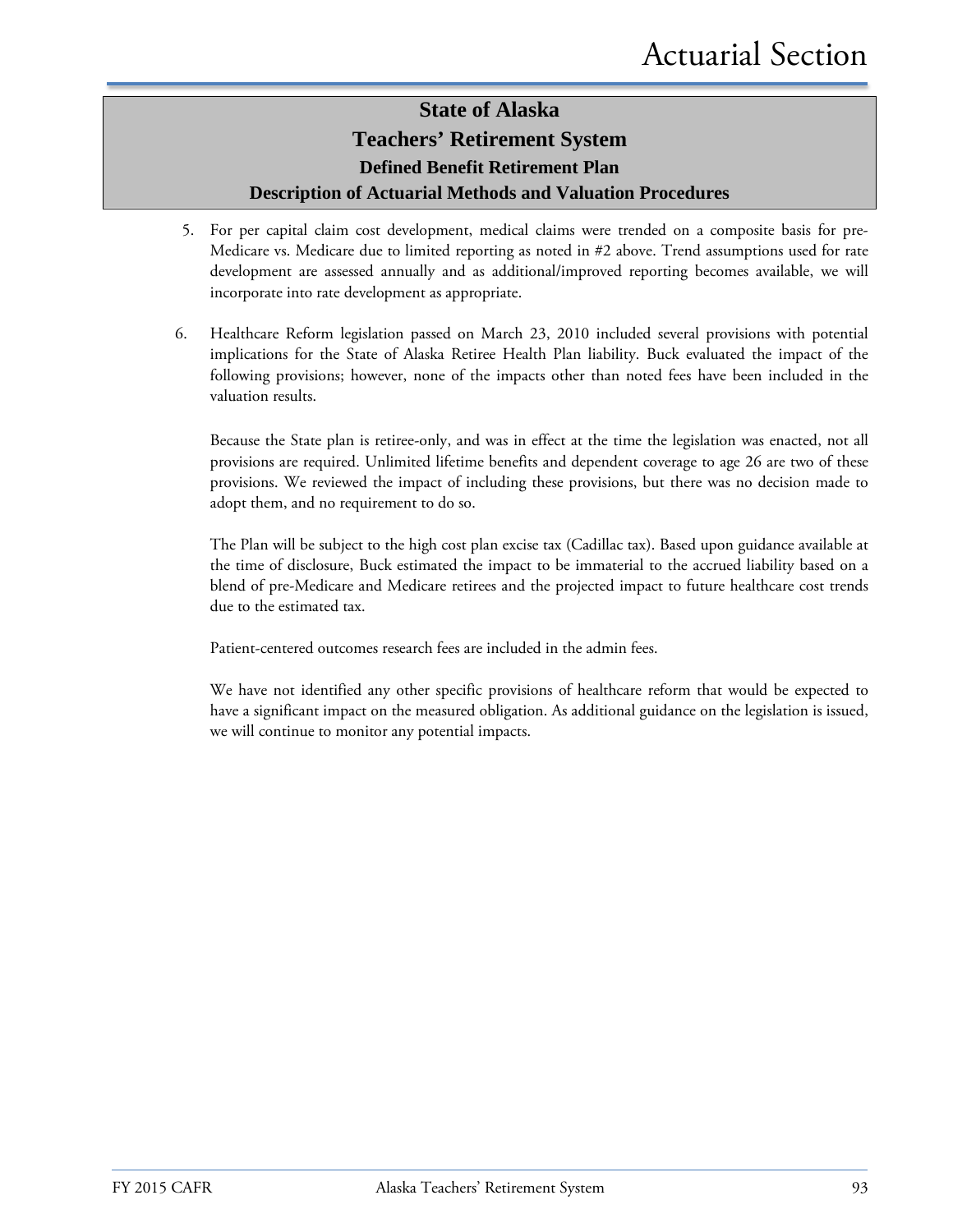# State of Alaska
## Teachers' Retirement System
### Defined Benefit Retirement Plan
### Description of Actuarial Methods and Valuation Procedures

5. For per capital claim cost development, medical claims were trended on a composite basis for pre-Medicare vs. Medicare due to limited reporting as noted in #2 above. Trend assumptions used for rate development are assessed annually and as additional/improved reporting becomes available, we will incorporate into rate development as appropriate.

6. Healthcare Reform legislation passed on March 23, 2010 included several provisions with potential implications for the State of Alaska Retiree Health Plan liability. Buck evaluated the impact of the following provisions; however, none of the impacts other than noted fees have been included in the valuation results.

   Because the State plan is retiree-only, and was in effect at the time the legislation was enacted, not all provisions are required. Unlimited lifetime benefits and dependent coverage to age 26 are two of these provisions. We reviewed the impact of including these provisions, but there was no decision made to adopt them, and no requirement to do so.

   The Plan will be subject to the high cost plan excise tax (Cadillac tax). Based upon guidance available at the time of disclosure, Buck estimated the impact to be immaterial to the accrued liability based on a blend of pre-Medicare and Medicare retirees and the projected impact to future healthcare cost trends due to the estimated tax.

   Patient-centered outcomes research fees are included in the admin fees.

   We have not identified any other specific provisions of healthcare reform that would be expected to have a significant impact on the measured obligation. As additional guidance on the legislation is issued, we will continue to monitor any potential impacts.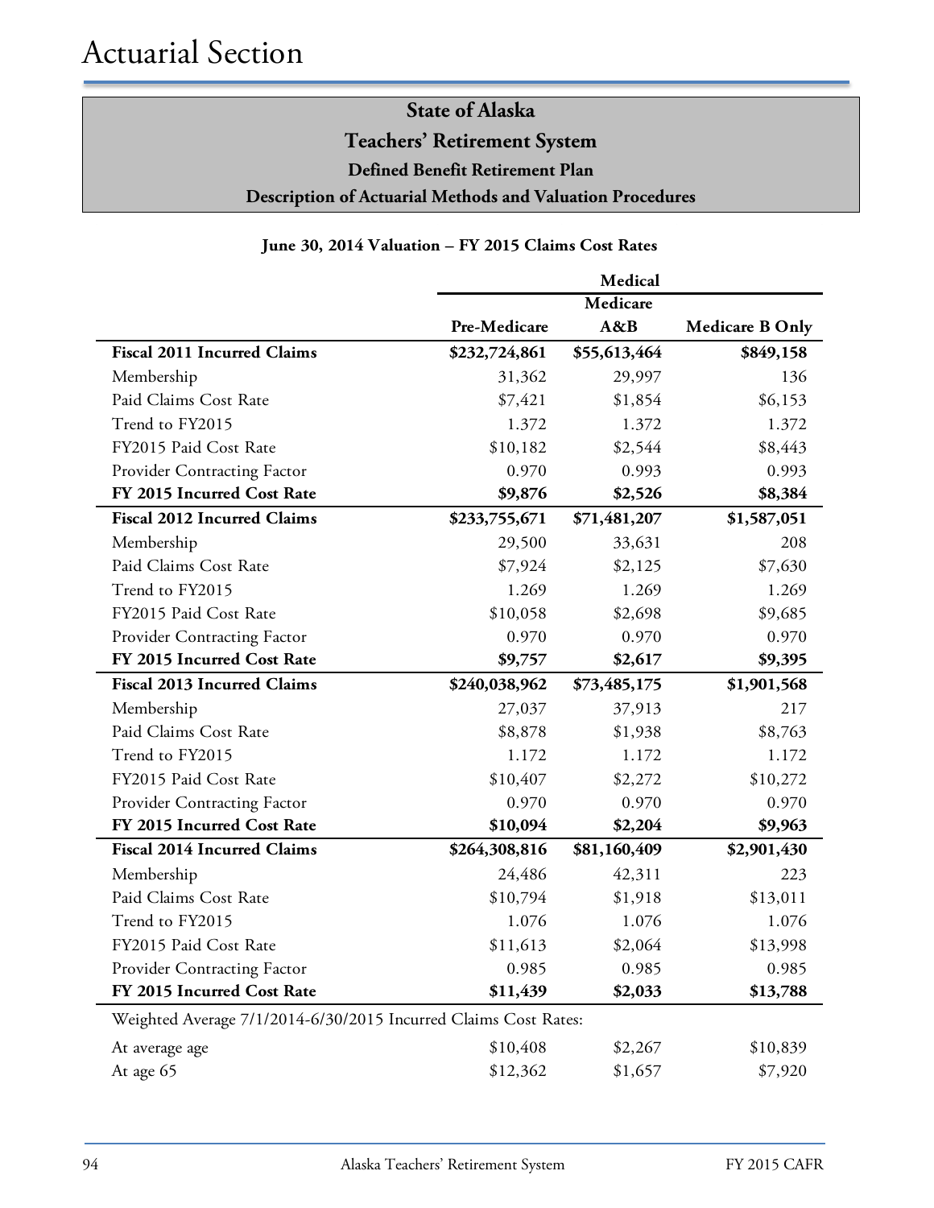# Actuarial Section

## State of Alaska
## Teachers' Retirement System
### Defined Benefit Retirement Plan
### Description of Actuarial Methods and Valuation Procedures

**June 30, 2014 Valuation – FY 2015 Claims Cost Rates**

| | Medical | | |
|---|---|---|---|
| | Pre-Medicare | Medicare A&B | Medicare B Only |
| **Fiscal 2011 Incurred Claims** | **$232,724,861** | **$55,613,464** | **$849,158** |
| Membership | 31,362 | 29,997 | 136 |
| Paid Claims Cost Rate | $7,421 | $1,854 | $6,153 |
| Trend to FY2015 | 1.372 | 1.372 | 1.372 |
| FY2015 Paid Cost Rate | $10,182 | $2,544 | $8,443 |
| Provider Contracting Factor | 0.970 | 0.993 | 0.993 |
| **FY 2015 Incurred Cost Rate** | **$9,876** | **$2,526** | **$8,384** |
| **Fiscal 2012 Incurred Claims** | **$233,755,671** | **$71,481,207** | **$1,587,051** |
| Membership | 29,500 | 33,631 | 208 |
| Paid Claims Cost Rate | $7,924 | $2,125 | $7,630 |
| Trend to FY2015 | 1.269 | 1.269 | 1.269 |
| FY2015 Paid Cost Rate | $10,058 | $2,698 | $9,685 |
| Provider Contracting Factor | 0.970 | 0.970 | 0.970 |
| **FY 2015 Incurred Cost Rate** | **$9,757** | **$2,617** | **$9,395** |
| **Fiscal 2013 Incurred Claims** | **$240,038,962** | **$73,485,175** | **$1,901,568** |
| Membership | 27,037 | 37,913 | 217 |
| Paid Claims Cost Rate | $8,878 | $1,938 | $8,763 |
| Trend to FY2015 | 1.172 | 1.172 | 1.172 |
| FY2015 Paid Cost Rate | $10,407 | $2,272 | $10,272 |
| Provider Contracting Factor | 0.970 | 0.970 | 0.970 |
| **FY 2015 Incurred Cost Rate** | **$10,094** | **$2,204** | **$9,963** |
| **Fiscal 2014 Incurred Claims** | **$264,308,816** | **$81,160,409** | **$2,901,430** |
| Membership | 24,486 | 42,311 | 223 |
| Paid Claims Cost Rate | $10,794 | $1,918 | $13,011 |
| Trend to FY2015 | 1.076 | 1.076 | 1.076 |
| FY2015 Paid Cost Rate | $11,613 | $2,064 | $13,998 |
| Provider Contracting Factor | 0.985 | 0.985 | 0.985 |
| **FY 2015 Incurred Cost Rate** | **$11,439** | **$2,033** | **$13,788** |
| Weighted Average 7/1/2014-6/30/2015 Incurred Claims Cost Rates: | | | |
| At average age | $10,408 | $2,267 | $10,839 |
| At age 65 | $12,362 | $1,657 | $7,920 |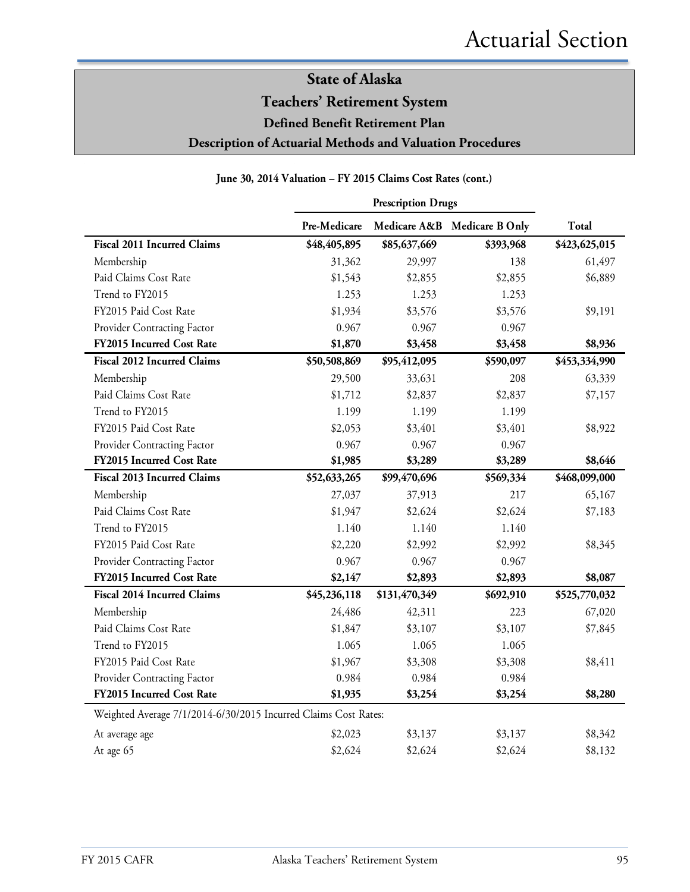# Actuarial Section

## State of Alaska
## Teachers' Retirement System
### Defined Benefit Retirement Plan
### Description of Actuarial Methods and Valuation Procedures

**June 30, 2014 Valuation – FY 2015 Claims Cost Rates (cont.)**

| | Prescription Drugs | | | |
|---|---|---|---|---|
| | **Pre-Medicare** | **Medicare A&B** | **Medicare B Only** | **Total** |
| **Fiscal 2011 Incurred Claims** | **$48,405,895** | **$85,637,669** | **$393,968** | **$423,625,015** |
| Membership | 31,362 | 29,997 | 138 | 61,497 |
| Paid Claims Cost Rate | $1,543 | $2,855 | $2,855 | $6,889 |
| Trend to FY2015 | 1.253 | 1.253 | 1.253 | |
| FY2015 Paid Cost Rate | $1,934 | $3,576 | $3,576 | $9,191 |
| Provider Contracting Factor | 0.967 | 0.967 | 0.967 | |
| **FY2015 Incurred Cost Rate** | **$1,870** | **$3,458** | **$3,458** | **$8,936** |
| **Fiscal 2012 Incurred Claims** | **$50,508,869** | **$95,412,095** | **$590,097** | **$453,334,990** |
| Membership | 29,500 | 33,631 | 208 | 63,339 |
| Paid Claims Cost Rate | $1,712 | $2,837 | $2,837 | $7,157 |
| Trend to FY2015 | 1.199 | 1.199 | 1.199 | |
| FY2015 Paid Cost Rate | $2,053 | $3,401 | $3,401 | $8,922 |
| Provider Contracting Factor | 0.967 | 0.967 | 0.967 | |
| **FY2015 Incurred Cost Rate** | **$1,985** | **$3,289** | **$3,289** | **$8,646** |
| **Fiscal 2013 Incurred Claims** | **$52,633,265** | **$99,470,696** | **$569,334** | **$468,099,000** |
| Membership | 27,037 | 37,913 | 217 | 65,167 |
| Paid Claims Cost Rate | $1,947 | $2,624 | $2,624 | $7,183 |
| Trend to FY2015 | 1.140 | 1.140 | 1.140 | |
| FY2015 Paid Cost Rate | $2,220 | $2,992 | $2,992 | $8,345 |
| Provider Contracting Factor | 0.967 | 0.967 | 0.967 | |
| **FY2015 Incurred Cost Rate** | **$2,147** | **$2,893** | **$2,893** | **$8,087** |
| **Fiscal 2014 Incurred Claims** | **$45,236,118** | **$131,470,349** | **$692,910** | **$525,770,032** |
| Membership | 24,486 | 42,311 | 223 | 67,020 |
| Paid Claims Cost Rate | $1,847 | $3,107 | $3,107 | $7,845 |
| Trend to FY2015 | 1.065 | 1.065 | 1.065 | |
| FY2015 Paid Cost Rate | $1,967 | $3,308 | $3,308 | $8,411 |
| Provider Contracting Factor | 0.984 | 0.984 | 0.984 | |
| **FY2015 Incurred Cost Rate** | **$1,935** | **$3,254** | **$3,254** | **$8,280** |
| Weighted Average 7/1/2014-6/30/2015 Incurred Claims Cost Rates: | | | | |
| At average age | $2,023 | $3,137 | $3,137 | $8,342 |
| At age 65 | $2,624 | $2,624 | $2,624 | $8,132 |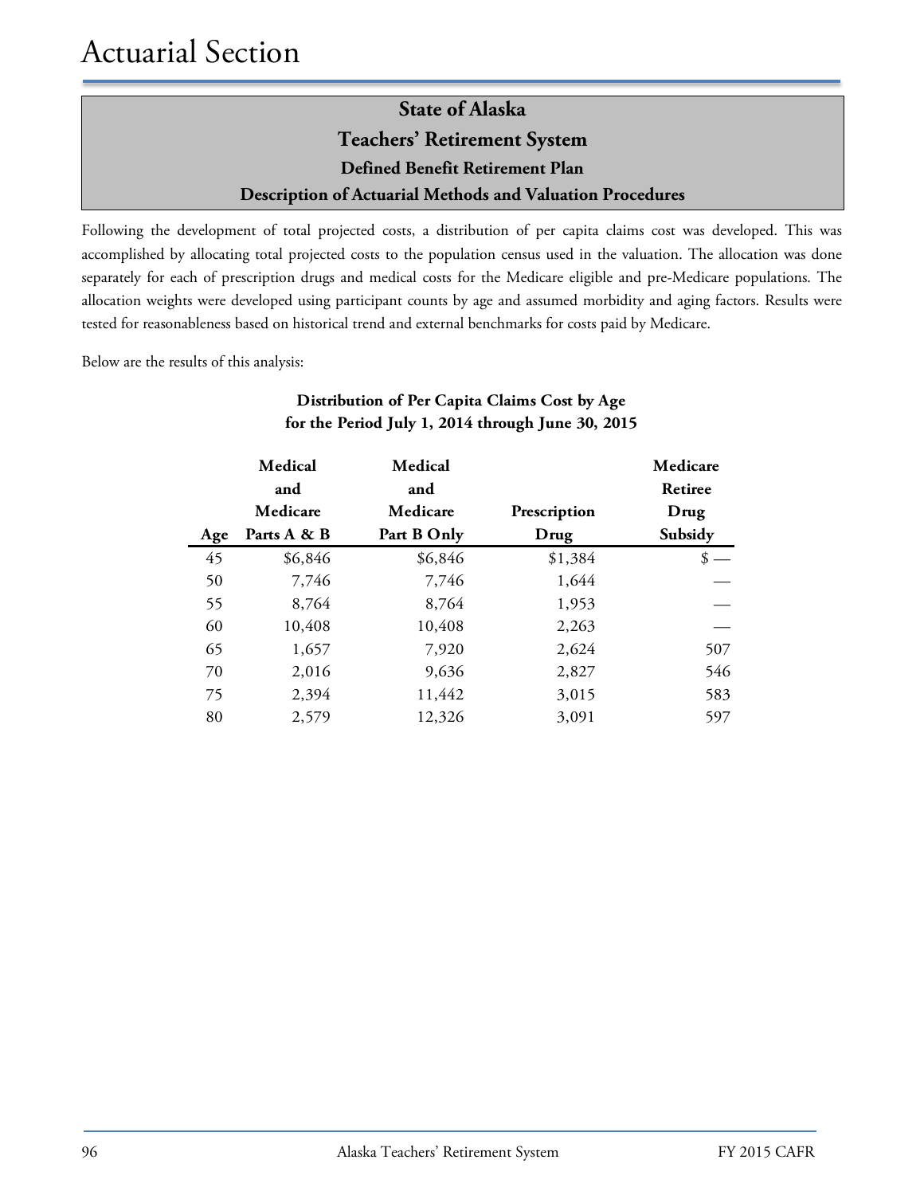# Actuarial Section

## State of Alaska
## Teachers' Retirement System
### Defined Benefit Retirement Plan
### Description of Actuarial Methods and Valuation Procedures

Following the development of total projected costs, a distribution of per capita claims cost was developed. This was accomplished by allocating total projected costs to the population census used in the valuation. The allocation was done separately for each of prescription drugs and medical costs for the Medicare eligible and pre-Medicare populations. The allocation weights were developed using participant counts by age and assumed morbidity and aging factors. Results were tested for reasonableness based on historical trend and external benchmarks for costs paid by Medicare.

Below are the results of this analysis:

**Distribution of Per Capita Claims Cost by Age**
**for the Period July 1, 2014 through June 30, 2015**

| Age | Medical and Medicare Parts A & B | Medical and Medicare Part B Only | Prescription Drug | Medicare Retiree Drug Subsidy |
|---|---|---|---|---|
| 45 | $6,846 | $6,846 | $1,384 | $ — |
| 50 | 7,746 | 7,746 | 1,644 | — |
| 55 | 8,764 | 8,764 | 1,953 | — |
| 60 | 10,408 | 10,408 | 2,263 | — |
| 65 | 1,657 | 7,920 | 2,624 | 507 |
| 70 | 2,016 | 9,636 | 2,827 | 546 |
| 75 | 2,394 | 11,442 | 3,015 | 583 |
| 80 | 2,579 | 12,326 | 3,091 | 597 |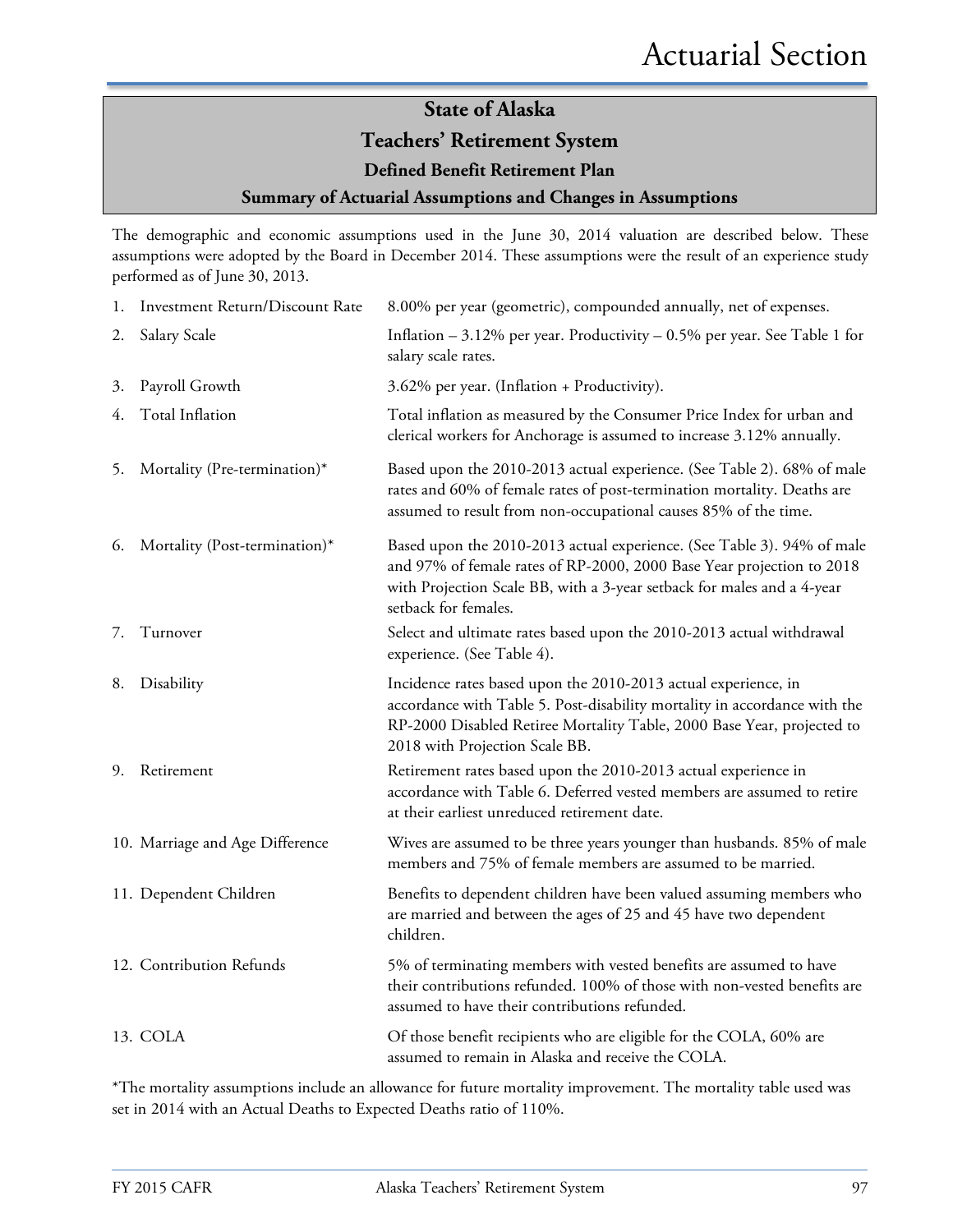## State of Alaska

## Teachers' Retirement System

### Defined Benefit Retirement Plan

### Summary of Actuarial Assumptions and Changes in Assumptions

The demographic and economic assumptions used in the June 30, 2014 valuation are described below. These assumptions were adopted by the Board in December 2014. These assumptions were the result of an experience study performed as of June 30, 2013.

| | |
|---|---|
| 1. Investment Return/Discount Rate | 8.00% per year (geometric), compounded annually, net of expenses. |
| 2. Salary Scale | Inflation – 3.12% per year. Productivity – 0.5% per year. See Table 1 for salary scale rates. |
| 3. Payroll Growth | 3.62% per year. (Inflation + Productivity). |
| 4. Total Inflation | Total inflation as measured by the Consumer Price Index for urban and clerical workers for Anchorage is assumed to increase 3.12% annually. |
| 5. Mortality (Pre-termination)* | Based upon the 2010-2013 actual experience. (See Table 2). 68% of male rates and 60% of female rates of post-termination mortality. Deaths are assumed to result from non-occupational causes 85% of the time. |
| 6. Mortality (Post-termination)* | Based upon the 2010-2013 actual experience. (See Table 3). 94% of male and 97% of female rates of RP-2000, 2000 Base Year projection to 2018 with Projection Scale BB, with a 3-year setback for males and a 4-year setback for females. |
| 7. Turnover | Select and ultimate rates based upon the 2010-2013 actual withdrawal experience. (See Table 4). |
| 8. Disability | Incidence rates based upon the 2010-2013 actual experience, in accordance with Table 5. Post-disability mortality in accordance with the RP-2000 Disabled Retiree Mortality Table, 2000 Base Year, projected to 2018 with Projection Scale BB. |
| 9. Retirement | Retirement rates based upon the 2010-2013 actual experience in accordance with Table 6. Deferred vested members are assumed to retire at their earliest unreduced retirement date. |
| 10. Marriage and Age Difference | Wives are assumed to be three years younger than husbands. 85% of male members and 75% of female members are assumed to be married. |
| 11. Dependent Children | Benefits to dependent children have been valued assuming members who are married and between the ages of 25 and 45 have two dependent children. |
| 12. Contribution Refunds | 5% of terminating members with vested benefits are assumed to have their contributions refunded. 100% of those with non-vested benefits are assumed to have their contributions refunded. |
| 13. COLA | Of those benefit recipients who are eligible for the COLA, 60% are assumed to remain in Alaska and receive the COLA. |

*The mortality assumptions include an allowance for future mortality improvement. The mortality table used was set in 2014 with an Actual Deaths to Expected Deaths ratio of 110%.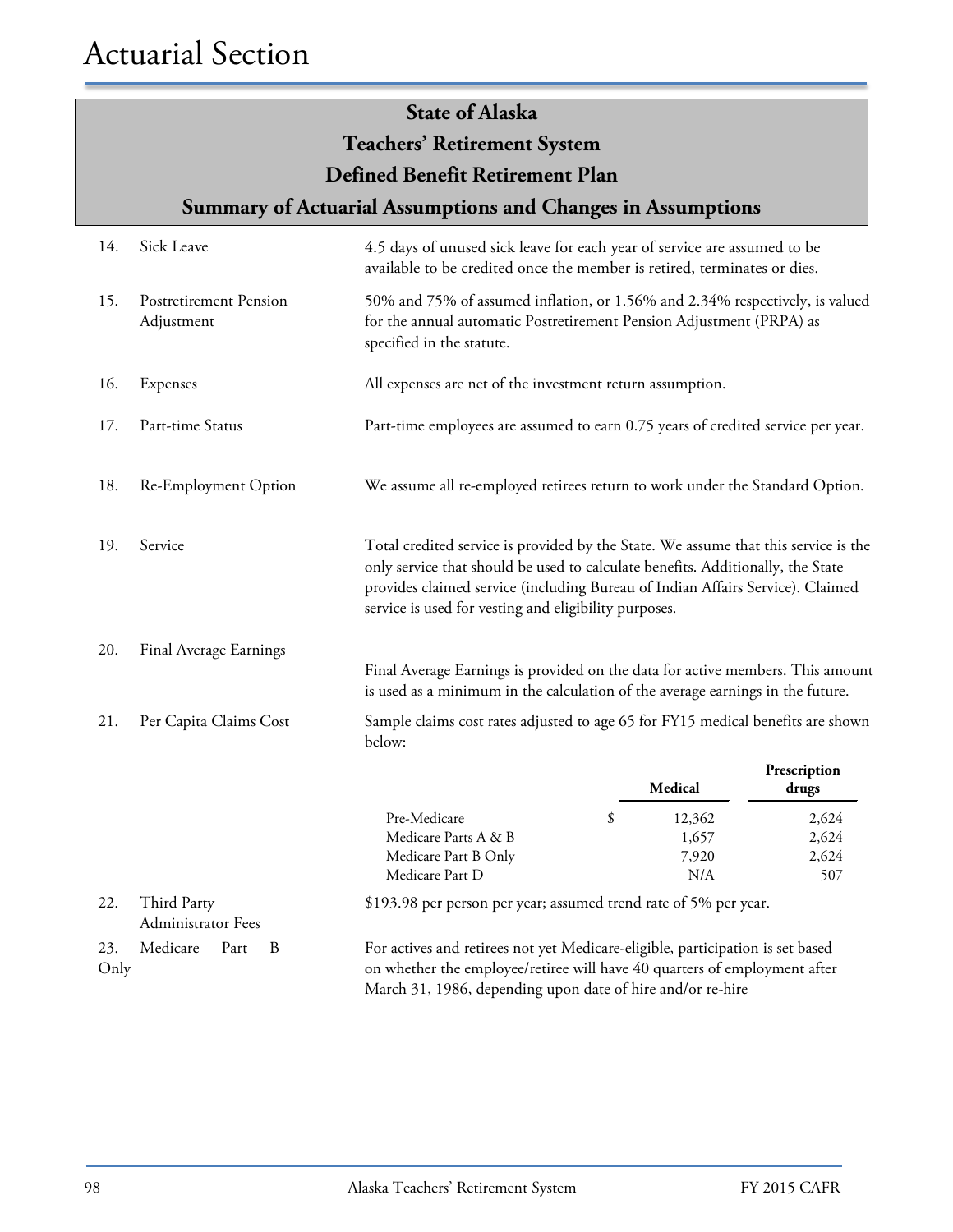# Actuarial Section

## State of Alaska
## Teachers' Retirement System
## Defined Benefit Retirement Plan
## Summary of Actuarial Assumptions and Changes in Assumptions

14. **Sick Leave** — 4.5 days of unused sick leave for each year of service are assumed to be available to be credited once the member is retired, terminates or dies.

15. **Postretirement Pension Adjustment** — 50% and 75% of assumed inflation, or 1.56% and 2.34% respectively, is valued for the annual automatic Postretirement Pension Adjustment (PRPA) as specified in the statute.

16. **Expenses** — All expenses are net of the investment return assumption.

17. **Part-time Status** — Part-time employees are assumed to earn 0.75 years of credited service per year.

18. **Re-Employment Option** — We assume all re-employed retirees return to work under the Standard Option.

19. **Service** — Total credited service is provided by the State. We assume that this service is the only service that should be used to calculate benefits. Additionally, the State provides claimed service (including Bureau of Indian Affairs Service). Claimed service is used for vesting and eligibility purposes.

20. **Final Average Earnings** — Final Average Earnings is provided on the data for active members. This amount is used as a minimum in the calculation of the average earnings in the future.

21. **Per Capita Claims Cost** — Sample claims cost rates adjusted to age 65 for FY15 medical benefits are shown below:

| | Medical | Prescription drugs |
|---|---|---|
| Pre-Medicare | $ 12,362 | 2,624 |
| Medicare Parts A & B | 1,657 | 2,624 |
| Medicare Part B Only | 7,920 | 2,624 |
| Medicare Part D | N/A | 507 |

22. **Third Party Administrator Fees** — $193.98 per person per year; assumed trend rate of 5% per year.

23. **Medicare Part B Only** — For actives and retirees not yet Medicare-eligible, participation is set based on whether the employee/retiree will have 40 quarters of employment after March 31, 1986, depending upon date of hire and/or re-hire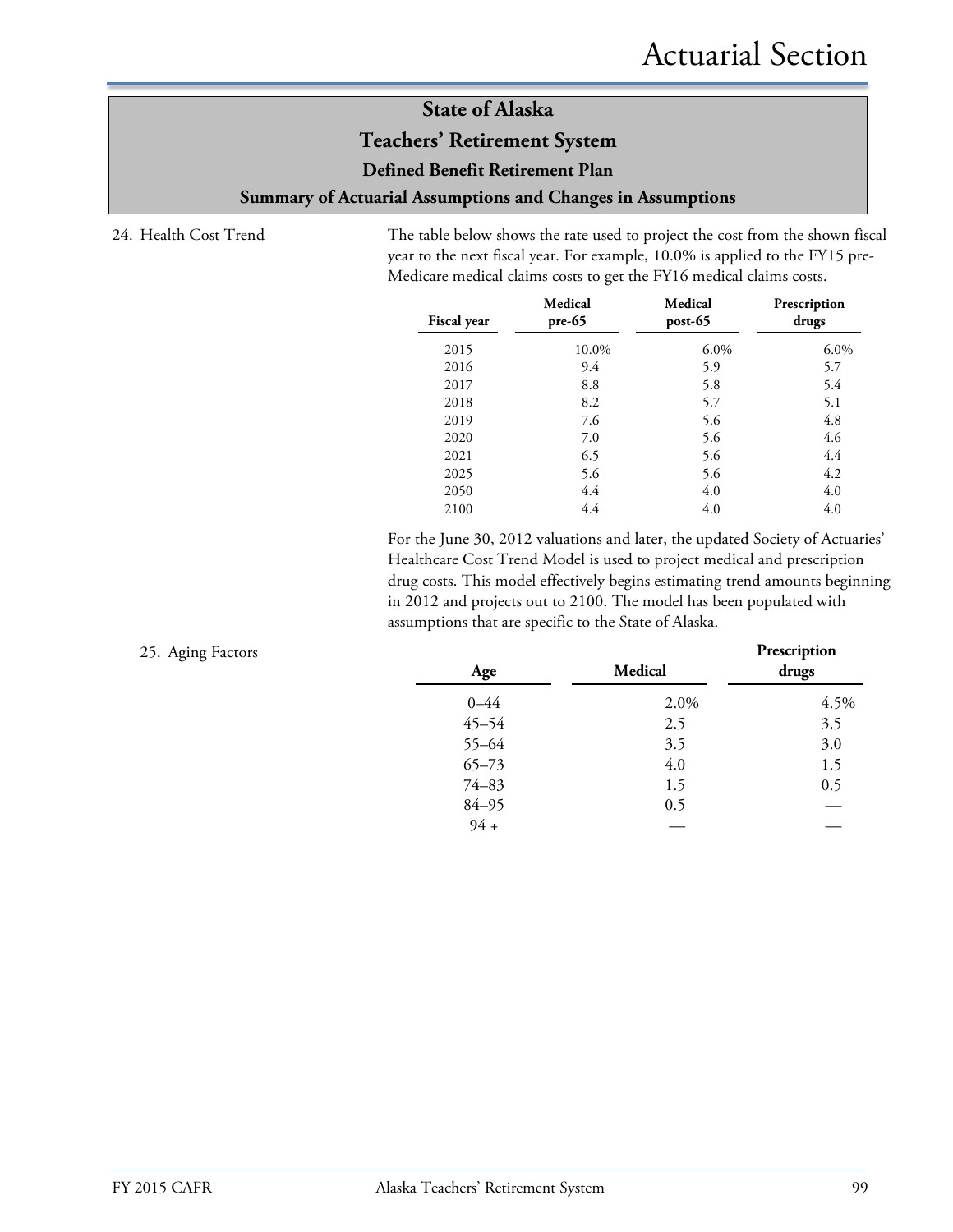## State of Alaska
## Teachers' Retirement System
### Defined Benefit Retirement Plan
### Summary of Actuarial Assumptions and Changes in Assumptions

24. Health Cost Trend

The table below shows the rate used to project the cost from the shown fiscal year to the next fiscal year. For example, 10.0% is applied to the FY15 pre-Medicare medical claims costs to get the FY16 medical claims costs.

| Fiscal year | Medical pre-65 | Medical post-65 | Prescription drugs |
|---|---|---|---|
| 2015 | 10.0% | 6.0% | 6.0% |
| 2016 | 9.4 | 5.9 | 5.7 |
| 2017 | 8.8 | 5.8 | 5.4 |
| 2018 | 8.2 | 5.7 | 5.1 |
| 2019 | 7.6 | 5.6 | 4.8 |
| 2020 | 7.0 | 5.6 | 4.6 |
| 2021 | 6.5 | 5.6 | 4.4 |
| 2025 | 5.6 | 5.6 | 4.2 |
| 2050 | 4.4 | 4.0 | 4.0 |
| 2100 | 4.4 | 4.0 | 4.0 |

For the June 30, 2012 valuations and later, the updated Society of Actuaries' Healthcare Cost Trend Model is used to project medical and prescription drug costs. This model effectively begins estimating trend amounts beginning in 2012 and projects out to 2100. The model has been populated with assumptions that are specific to the State of Alaska.

25. Aging Factors

| Age | Medical | Prescription drugs |
|---|---|---|
| 0–44 | 2.0% | 4.5% |
| 45–54 | 2.5 | 3.5 |
| 55–64 | 3.5 | 3.0 |
| 65–73 | 4.0 | 1.5 |
| 74–83 | 1.5 | 0.5 |
| 84–95 | 0.5 | — |
| 94 + | — | — |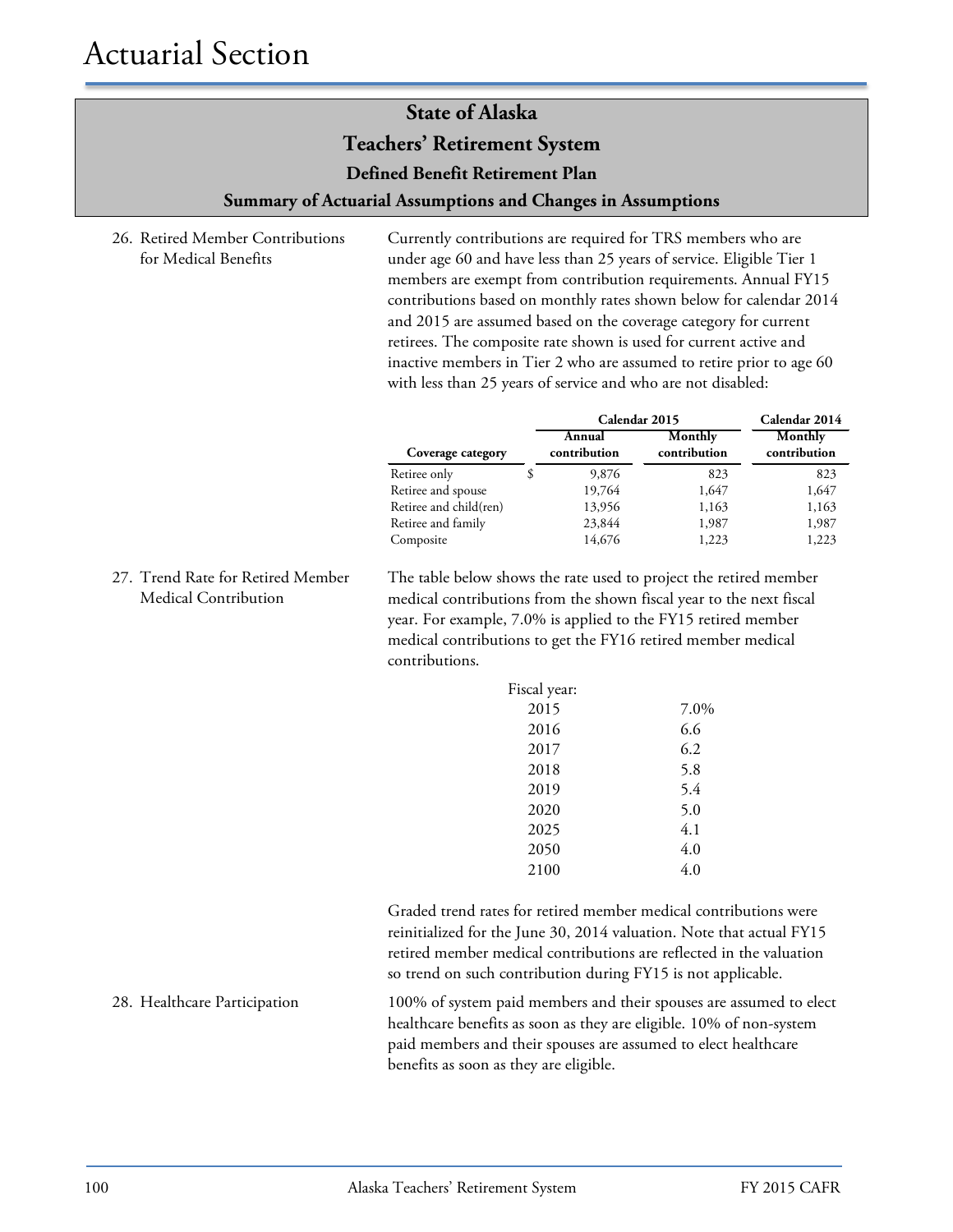# Actuarial Section

## State of Alaska
## Teachers' Retirement System
### Defined Benefit Retirement Plan
### Summary of Actuarial Assumptions and Changes in Assumptions

26. Retired Member Contributions for Medical Benefits

Currently contributions are required for TRS members who are under age 60 and have less than 25 years of service. Eligible Tier 1 members are exempt from contribution requirements. Annual FY15 contributions based on monthly rates shown below for calendar 2014 and 2015 are assumed based on the coverage category for current retirees. The composite rate shown is used for current active and inactive members in Tier 2 who are assumed to retire prior to age 60 with less than 25 years of service and who are not disabled:

| | Calendar 2015 | | Calendar 2014 |
|---|---|---|---|
| Coverage category | Annual contribution | Monthly contribution | Monthly contribution |
| Retiree only | $ 9,876 | 823 | 823 |
| Retiree and spouse | 19,764 | 1,647 | 1,647 |
| Retiree and child(ren) | 13,956 | 1,163 | 1,163 |
| Retiree and family | 23,844 | 1,987 | 1,987 |
| Composite | 14,676 | 1,223 | 1,223 |

27. Trend Rate for Retired Member Medical Contribution

The table below shows the rate used to project the retired member medical contributions from the shown fiscal year to the next fiscal year. For example, 7.0% is applied to the FY15 retired member medical contributions to get the FY16 retired member medical contributions.

| Fiscal year: | |
|---|---|
| 2015 | 7.0% |
| 2016 | 6.6 |
| 2017 | 6.2 |
| 2018 | 5.8 |
| 2019 | 5.4 |
| 2020 | 5.0 |
| 2025 | 4.1 |
| 2050 | 4.0 |
| 2100 | 4.0 |

Graded trend rates for retired member medical contributions were reinitialized for the June 30, 2014 valuation. Note that actual FY15 retired member medical contributions are reflected in the valuation so trend on such contribution during FY15 is not applicable.

28. Healthcare Participation

100% of system paid members and their spouses are assumed to elect healthcare benefits as soon as they are eligible. 10% of non-system paid members and their spouses are assumed to elect healthcare benefits as soon as they are eligible.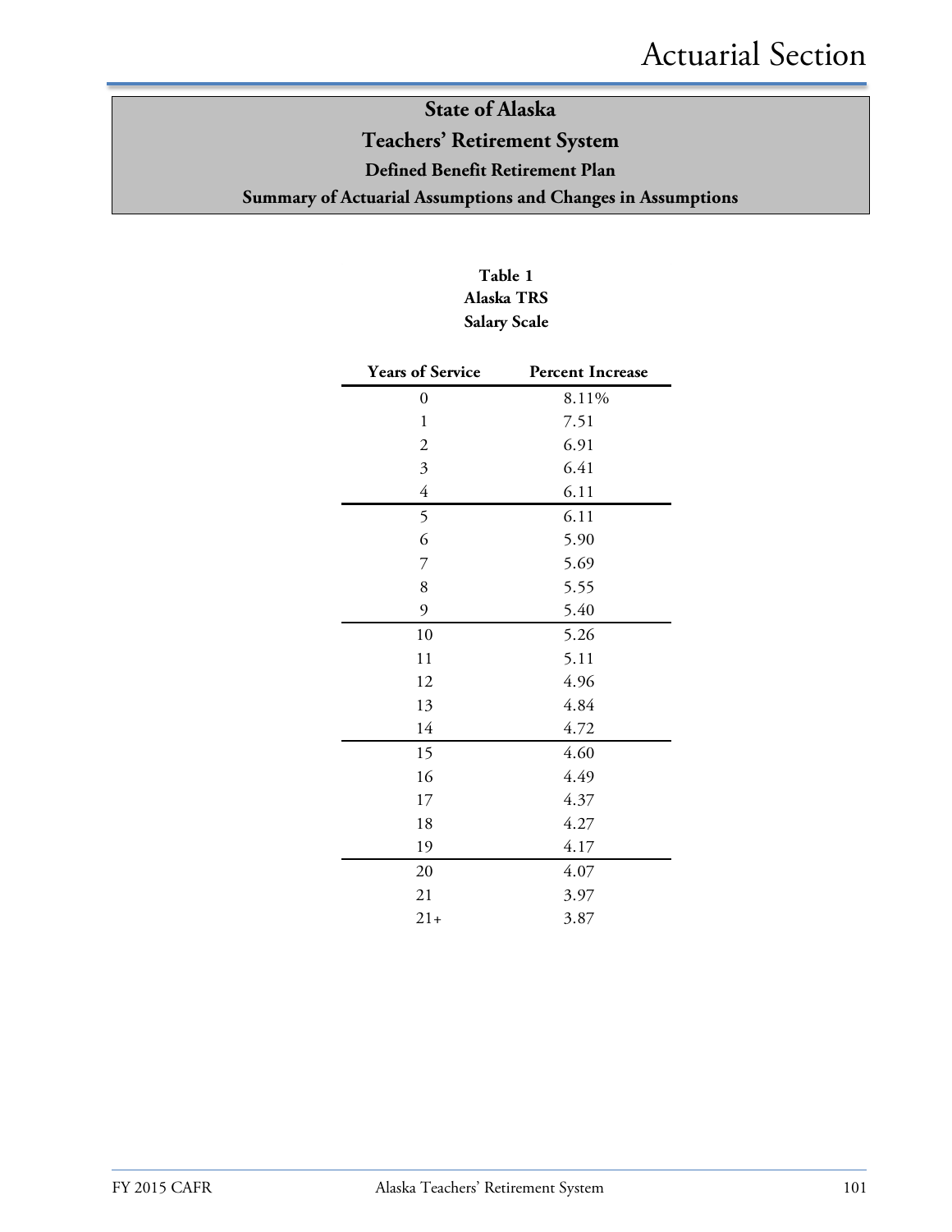# State of Alaska

## Teachers' Retirement System

### Defined Benefit Retirement Plan

### Summary of Actuarial Assumptions and Changes in Assumptions

**Table 1**
**Alaska TRS**
**Salary Scale**

| Years of Service | Percent Increase |
|---|---|
| 0 | 8.11% |
| 1 | 7.51 |
| 2 | 6.91 |
| 3 | 6.41 |
| 4 | 6.11 |
| 5 | 6.11 |
| 6 | 5.90 |
| 7 | 5.69 |
| 8 | 5.55 |
| 9 | 5.40 |
| 10 | 5.26 |
| 11 | 5.11 |
| 12 | 4.96 |
| 13 | 4.84 |
| 14 | 4.72 |
| 15 | 4.60 |
| 16 | 4.49 |
| 17 | 4.37 |
| 18 | 4.27 |
| 19 | 4.17 |
| 20 | 4.07 |
| 21 | 3.97 |
| 21+ | 3.87 |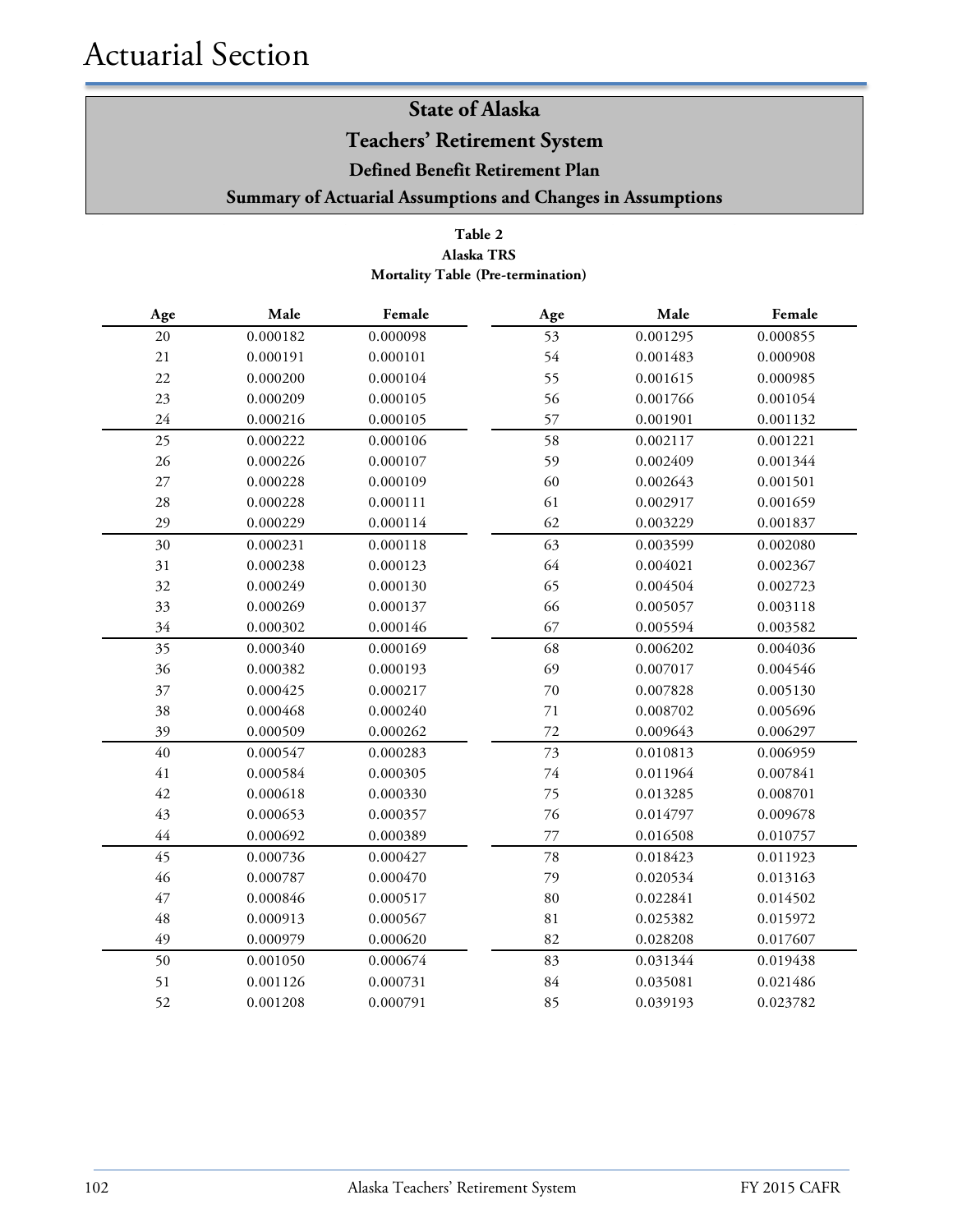# Actuarial Section

## State of Alaska
## Teachers' Retirement System
### Defined Benefit Retirement Plan
### Summary of Actuarial Assumptions and Changes in Assumptions

**Table 2**
**Alaska TRS**
**Mortality Table (Pre-termination)**

| Age | Male | Female | Age | Male | Female |
|---|---|---|---|---|---|
| 20 | 0.000182 | 0.000098 | 53 | 0.001295 | 0.000855 |
| 21 | 0.000191 | 0.000101 | 54 | 0.001483 | 0.000908 |
| 22 | 0.000200 | 0.000104 | 55 | 0.001615 | 0.000985 |
| 23 | 0.000209 | 0.000105 | 56 | 0.001766 | 0.001054 |
| 24 | 0.000216 | 0.000105 | 57 | 0.001901 | 0.001132 |
| 25 | 0.000222 | 0.000106 | 58 | 0.002117 | 0.001221 |
| 26 | 0.000226 | 0.000107 | 59 | 0.002409 | 0.001344 |
| 27 | 0.000228 | 0.000109 | 60 | 0.002643 | 0.001501 |
| 28 | 0.000228 | 0.000111 | 61 | 0.002917 | 0.001659 |
| 29 | 0.000229 | 0.000114 | 62 | 0.003229 | 0.001837 |
| 30 | 0.000231 | 0.000118 | 63 | 0.003599 | 0.002080 |
| 31 | 0.000238 | 0.000123 | 64 | 0.004021 | 0.002367 |
| 32 | 0.000249 | 0.000130 | 65 | 0.004504 | 0.002723 |
| 33 | 0.000269 | 0.000137 | 66 | 0.005057 | 0.003118 |
| 34 | 0.000302 | 0.000146 | 67 | 0.005594 | 0.003582 |
| 35 | 0.000340 | 0.000169 | 68 | 0.006202 | 0.004036 |
| 36 | 0.000382 | 0.000193 | 69 | 0.007017 | 0.004546 |
| 37 | 0.000425 | 0.000217 | 70 | 0.007828 | 0.005130 |
| 38 | 0.000468 | 0.000240 | 71 | 0.008702 | 0.005696 |
| 39 | 0.000509 | 0.000262 | 72 | 0.009643 | 0.006297 |
| 40 | 0.000547 | 0.000283 | 73 | 0.010813 | 0.006959 |
| 41 | 0.000584 | 0.000305 | 74 | 0.011964 | 0.007841 |
| 42 | 0.000618 | 0.000330 | 75 | 0.013285 | 0.008701 |
| 43 | 0.000653 | 0.000357 | 76 | 0.014797 | 0.009678 |
| 44 | 0.000692 | 0.000389 | 77 | 0.016508 | 0.010757 |
| 45 | 0.000736 | 0.000427 | 78 | 0.018423 | 0.011923 |
| 46 | 0.000787 | 0.000470 | 79 | 0.020534 | 0.013163 |
| 47 | 0.000846 | 0.000517 | 80 | 0.022841 | 0.014502 |
| 48 | 0.000913 | 0.000567 | 81 | 0.025382 | 0.015972 |
| 49 | 0.000979 | 0.000620 | 82 | 0.028208 | 0.017607 |
| 50 | 0.001050 | 0.000674 | 83 | 0.031344 | 0.019438 |
| 51 | 0.001126 | 0.000731 | 84 | 0.035081 | 0.021486 |
| 52 | 0.001208 | 0.000791 | 85 | 0.039193 | 0.023782 |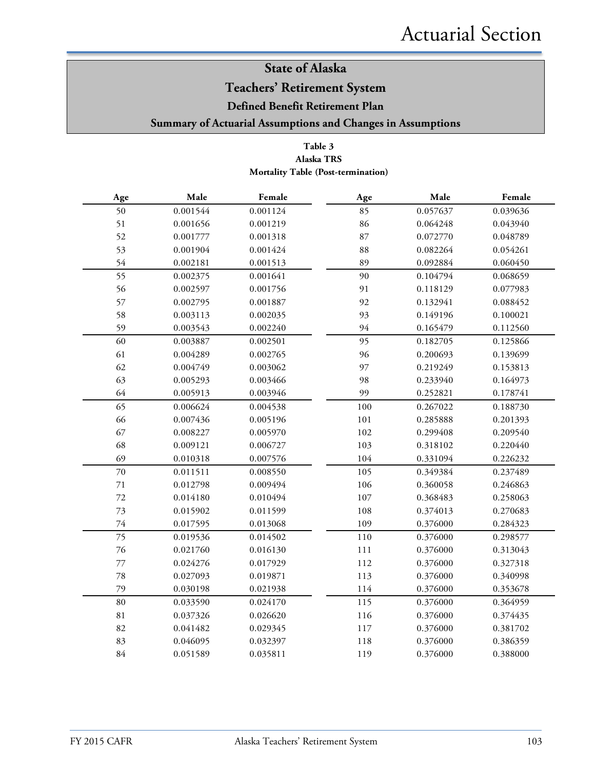# State of Alaska

## Teachers' Retirement System

### Defined Benefit Retirement Plan

### Summary of Actuarial Assumptions and Changes in Assumptions

**Table 3**
**Alaska TRS**
**Mortality Table (Post-termination)**

| Age | Male | Female | Age | Male | Female |
|---|---|---|---|---|---|
| 50 | 0.001544 | 0.001124 | 85 | 0.057637 | 0.039636 |
| 51 | 0.001656 | 0.001219 | 86 | 0.064248 | 0.043940 |
| 52 | 0.001777 | 0.001318 | 87 | 0.072770 | 0.048789 |
| 53 | 0.001904 | 0.001424 | 88 | 0.082264 | 0.054261 |
| 54 | 0.002181 | 0.001513 | 89 | 0.092884 | 0.060450 |
| 55 | 0.002375 | 0.001641 | 90 | 0.104794 | 0.068659 |
| 56 | 0.002597 | 0.001756 | 91 | 0.118129 | 0.077983 |
| 57 | 0.002795 | 0.001887 | 92 | 0.132941 | 0.088452 |
| 58 | 0.003113 | 0.002035 | 93 | 0.149196 | 0.100021 |
| 59 | 0.003543 | 0.002240 | 94 | 0.165479 | 0.112560 |
| 60 | 0.003887 | 0.002501 | 95 | 0.182705 | 0.125866 |
| 61 | 0.004289 | 0.002765 | 96 | 0.200693 | 0.139699 |
| 62 | 0.004749 | 0.003062 | 97 | 0.219249 | 0.153813 |
| 63 | 0.005293 | 0.003466 | 98 | 0.233940 | 0.164973 |
| 64 | 0.005913 | 0.003946 | 99 | 0.252821 | 0.178741 |
| 65 | 0.006624 | 0.004538 | 100 | 0.267022 | 0.188730 |
| 66 | 0.007436 | 0.005196 | 101 | 0.285888 | 0.201393 |
| 67 | 0.008227 | 0.005970 | 102 | 0.299408 | 0.209540 |
| 68 | 0.009121 | 0.006727 | 103 | 0.318102 | 0.220440 |
| 69 | 0.010318 | 0.007576 | 104 | 0.331094 | 0.226232 |
| 70 | 0.011511 | 0.008550 | 105 | 0.349384 | 0.237489 |
| 71 | 0.012798 | 0.009494 | 106 | 0.360058 | 0.246863 |
| 72 | 0.014180 | 0.010494 | 107 | 0.368483 | 0.258063 |
| 73 | 0.015902 | 0.011599 | 108 | 0.374013 | 0.270683 |
| 74 | 0.017595 | 0.013068 | 109 | 0.376000 | 0.284323 |
| 75 | 0.019536 | 0.014502 | 110 | 0.376000 | 0.298577 |
| 76 | 0.021760 | 0.016130 | 111 | 0.376000 | 0.313043 |
| 77 | 0.024276 | 0.017929 | 112 | 0.376000 | 0.327318 |
| 78 | 0.027093 | 0.019871 | 113 | 0.376000 | 0.340998 |
| 79 | 0.030198 | 0.021938 | 114 | 0.376000 | 0.353678 |
| 80 | 0.033590 | 0.024170 | 115 | 0.376000 | 0.364959 |
| 81 | 0.037326 | 0.026620 | 116 | 0.376000 | 0.374435 |
| 82 | 0.041482 | 0.029345 | 117 | 0.376000 | 0.381702 |
| 83 | 0.046095 | 0.032397 | 118 | 0.376000 | 0.386359 |
| 84 | 0.051589 | 0.035811 | 119 | 0.376000 | 0.388000 |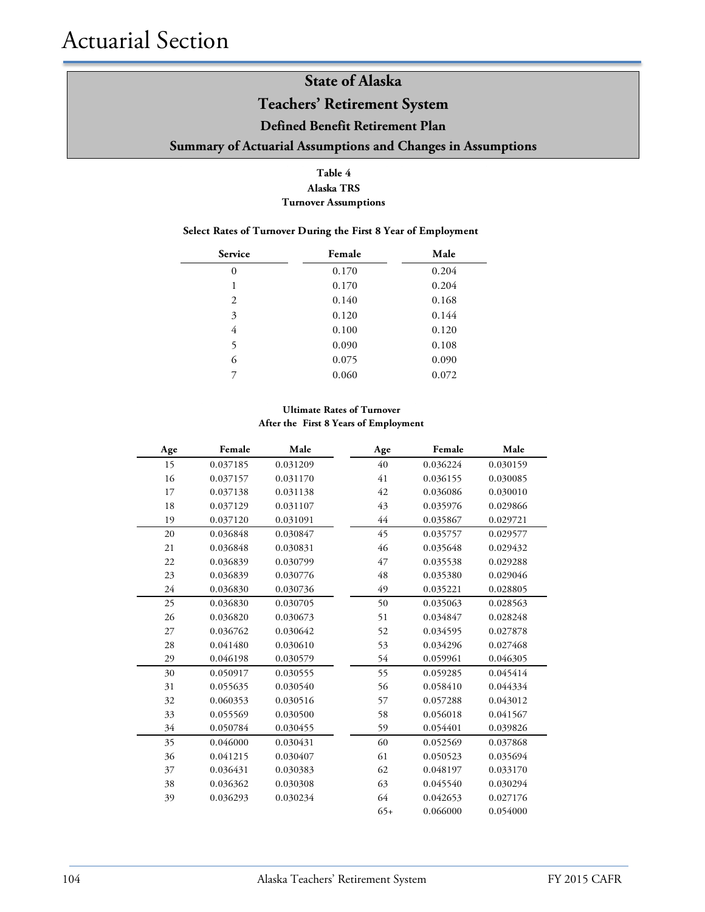# Actuarial Section

## State of Alaska
## Teachers' Retirement System
### Defined Benefit Retirement Plan
### Summary of Actuarial Assumptions and Changes in Assumptions

**Table 4**
**Alaska TRS**
**Turnover Assumptions**

**Select Rates of Turnover During the First 8 Year of Employment**

| Service | Female | Male |
|---|---|---|
| 0 | 0.170 | 0.204 |
| 1 | 0.170 | 0.204 |
| 2 | 0.140 | 0.168 |
| 3 | 0.120 | 0.144 |
| 4 | 0.100 | 0.120 |
| 5 | 0.090 | 0.108 |
| 6 | 0.075 | 0.090 |
| 7 | 0.060 | 0.072 |

**Ultimate Rates of Turnover**
**After the First 8 Years of Employment**

| Age | Female | Male | Age | Female | Male |
|---|---|---|---|---|---|
| 15 | 0.037185 | 0.031209 | 40 | 0.036224 | 0.030159 |
| 16 | 0.037157 | 0.031170 | 41 | 0.036155 | 0.030085 |
| 17 | 0.037138 | 0.031138 | 42 | 0.036086 | 0.030010 |
| 18 | 0.037129 | 0.031107 | 43 | 0.035976 | 0.029866 |
| 19 | 0.037120 | 0.031091 | 44 | 0.035867 | 0.029721 |
| 20 | 0.036848 | 0.030847 | 45 | 0.035757 | 0.029577 |
| 21 | 0.036848 | 0.030831 | 46 | 0.035648 | 0.029432 |
| 22 | 0.036839 | 0.030799 | 47 | 0.035538 | 0.029288 |
| 23 | 0.036839 | 0.030776 | 48 | 0.035380 | 0.029046 |
| 24 | 0.036830 | 0.030736 | 49 | 0.035221 | 0.028805 |
| 25 | 0.036830 | 0.030705 | 50 | 0.035063 | 0.028563 |
| 26 | 0.036820 | 0.030673 | 51 | 0.034847 | 0.028248 |
| 27 | 0.036762 | 0.030642 | 52 | 0.034595 | 0.027878 |
| 28 | 0.041480 | 0.030610 | 53 | 0.034296 | 0.027468 |
| 29 | 0.046198 | 0.030579 | 54 | 0.059961 | 0.046305 |
| 30 | 0.050917 | 0.030555 | 55 | 0.059285 | 0.045414 |
| 31 | 0.055635 | 0.030540 | 56 | 0.058410 | 0.044334 |
| 32 | 0.060353 | 0.030516 | 57 | 0.057288 | 0.043012 |
| 33 | 0.055569 | 0.030500 | 58 | 0.056018 | 0.041567 |
| 34 | 0.050784 | 0.030455 | 59 | 0.054401 | 0.039826 |
| 35 | 0.046000 | 0.030431 | 60 | 0.052569 | 0.037868 |
| 36 | 0.041215 | 0.030407 | 61 | 0.050523 | 0.035694 |
| 37 | 0.036431 | 0.030383 | 62 | 0.048197 | 0.033170 |
| 38 | 0.036362 | 0.030308 | 63 | 0.045540 | 0.030294 |
| 39 | 0.036293 | 0.030234 | 64 | 0.042653 | 0.027176 |
| | | | 65+ | 0.066000 | 0.054000 |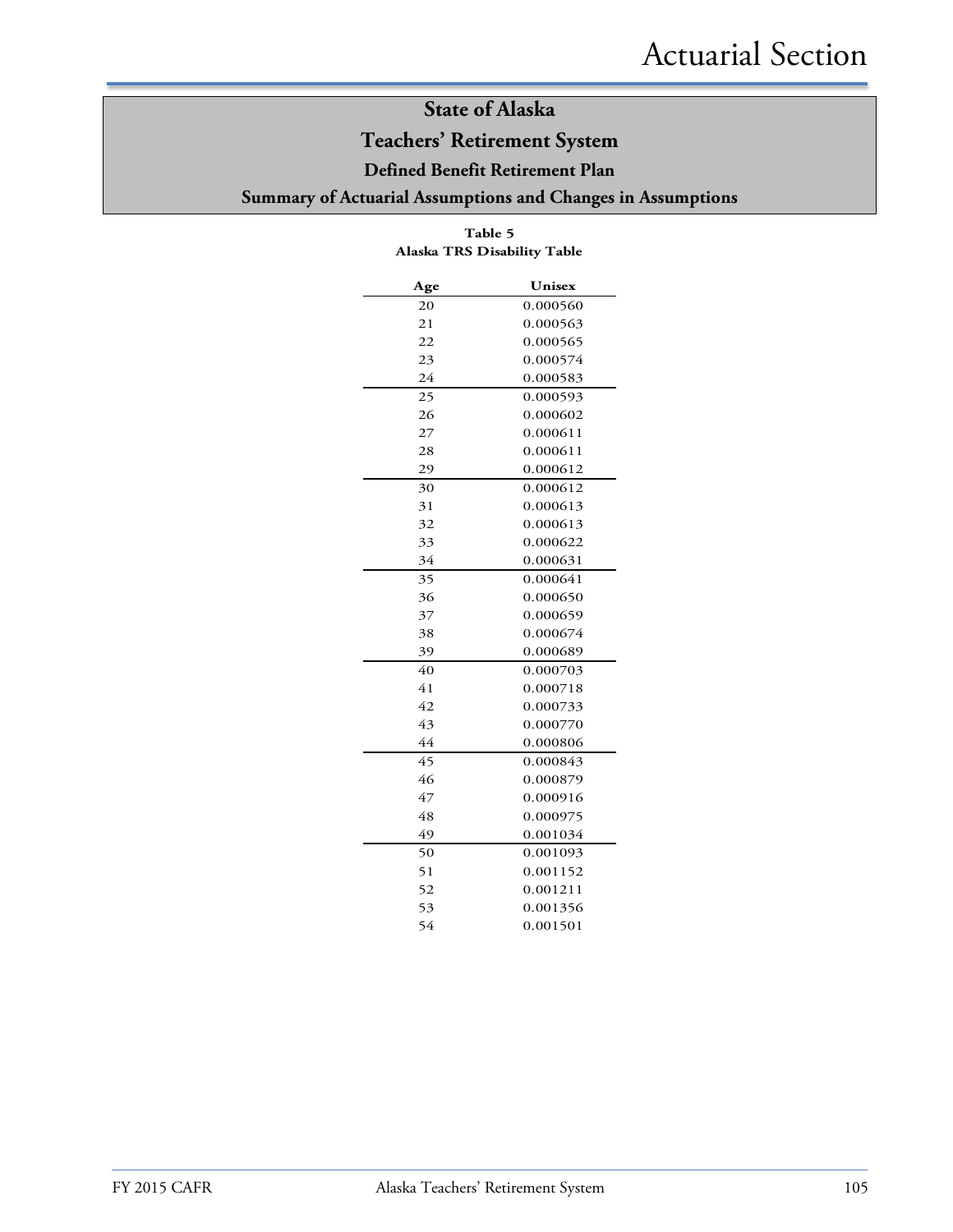# State of Alaska

## Teachers' Retirement System

### Defined Benefit Retirement Plan

### Summary of Actuarial Assumptions and Changes in Assumptions

**Table 5**
**Alaska TRS Disability Table**

| Age | Unisex |
|---|---|
| 20 | 0.000560 |
| 21 | 0.000563 |
| 22 | 0.000565 |
| 23 | 0.000574 |
| 24 | 0.000583 |
| 25 | 0.000593 |
| 26 | 0.000602 |
| 27 | 0.000611 |
| 28 | 0.000611 |
| 29 | 0.000612 |
| 30 | 0.000612 |
| 31 | 0.000613 |
| 32 | 0.000613 |
| 33 | 0.000622 |
| 34 | 0.000631 |
| 35 | 0.000641 |
| 36 | 0.000650 |
| 37 | 0.000659 |
| 38 | 0.000674 |
| 39 | 0.000689 |
| 40 | 0.000703 |
| 41 | 0.000718 |
| 42 | 0.000733 |
| 43 | 0.000770 |
| 44 | 0.000806 |
| 45 | 0.000843 |
| 46 | 0.000879 |
| 47 | 0.000916 |
| 48 | 0.000975 |
| 49 | 0.001034 |
| 50 | 0.001093 |
| 51 | 0.001152 |
| 52 | 0.001211 |
| 53 | 0.001356 |
| 54 | 0.001501 |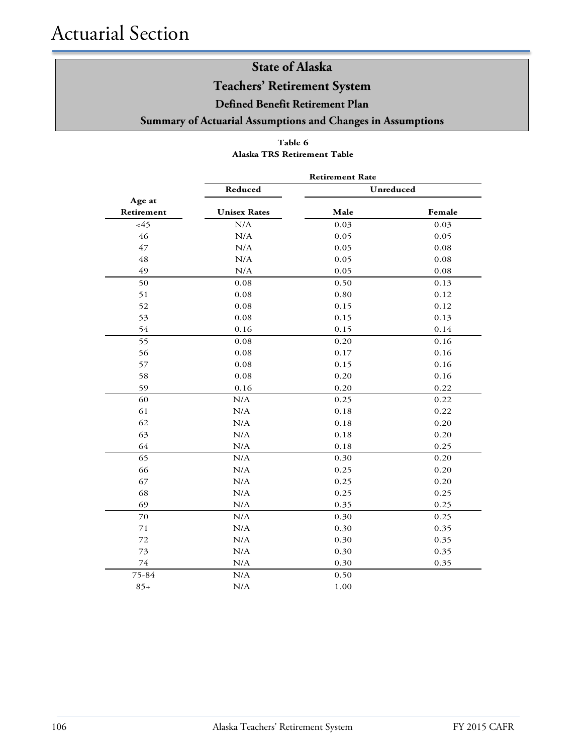# State of Alaska

## Teachers' Retirement System

### Defined Benefit Retirement Plan

### Summary of Actuarial Assumptions and Changes in Assumptions

**Table 6**
**Alaska TRS Retirement Table**

| Age at Retirement | Retirement Rate | | |
|---|---|---|---|
| | Reduced | Unreduced | |
| | Unisex Rates | Male | Female |
| <45 | N/A | 0.03 | 0.03 |
| 46 | N/A | 0.05 | 0.05 |
| 47 | N/A | 0.05 | 0.08 |
| 48 | N/A | 0.05 | 0.08 |
| 49 | N/A | 0.05 | 0.08 |
| 50 | 0.08 | 0.50 | 0.13 |
| 51 | 0.08 | 0.80 | 0.12 |
| 52 | 0.08 | 0.15 | 0.12 |
| 53 | 0.08 | 0.15 | 0.13 |
| 54 | 0.16 | 0.15 | 0.14 |
| 55 | 0.08 | 0.20 | 0.16 |
| 56 | 0.08 | 0.17 | 0.16 |
| 57 | 0.08 | 0.15 | 0.16 |
| 58 | 0.08 | 0.20 | 0.16 |
| 59 | 0.16 | 0.20 | 0.22 |
| 60 | N/A | 0.25 | 0.22 |
| 61 | N/A | 0.18 | 0.22 |
| 62 | N/A | 0.18 | 0.20 |
| 63 | N/A | 0.18 | 0.20 |
| 64 | N/A | 0.18 | 0.25 |
| 65 | N/A | 0.30 | 0.20 |
| 66 | N/A | 0.25 | 0.20 |
| 67 | N/A | 0.25 | 0.20 |
| 68 | N/A | 0.25 | 0.25 |
| 69 | N/A | 0.35 | 0.25 |
| 70 | N/A | 0.30 | 0.25 |
| 71 | N/A | 0.30 | 0.35 |
| 72 | N/A | 0.30 | 0.35 |
| 73 | N/A | 0.30 | 0.35 |
| 74 | N/A | 0.30 | 0.35 |
| 75-84 | N/A | 0.50 | |
| 85+ | N/A | 1.00 | |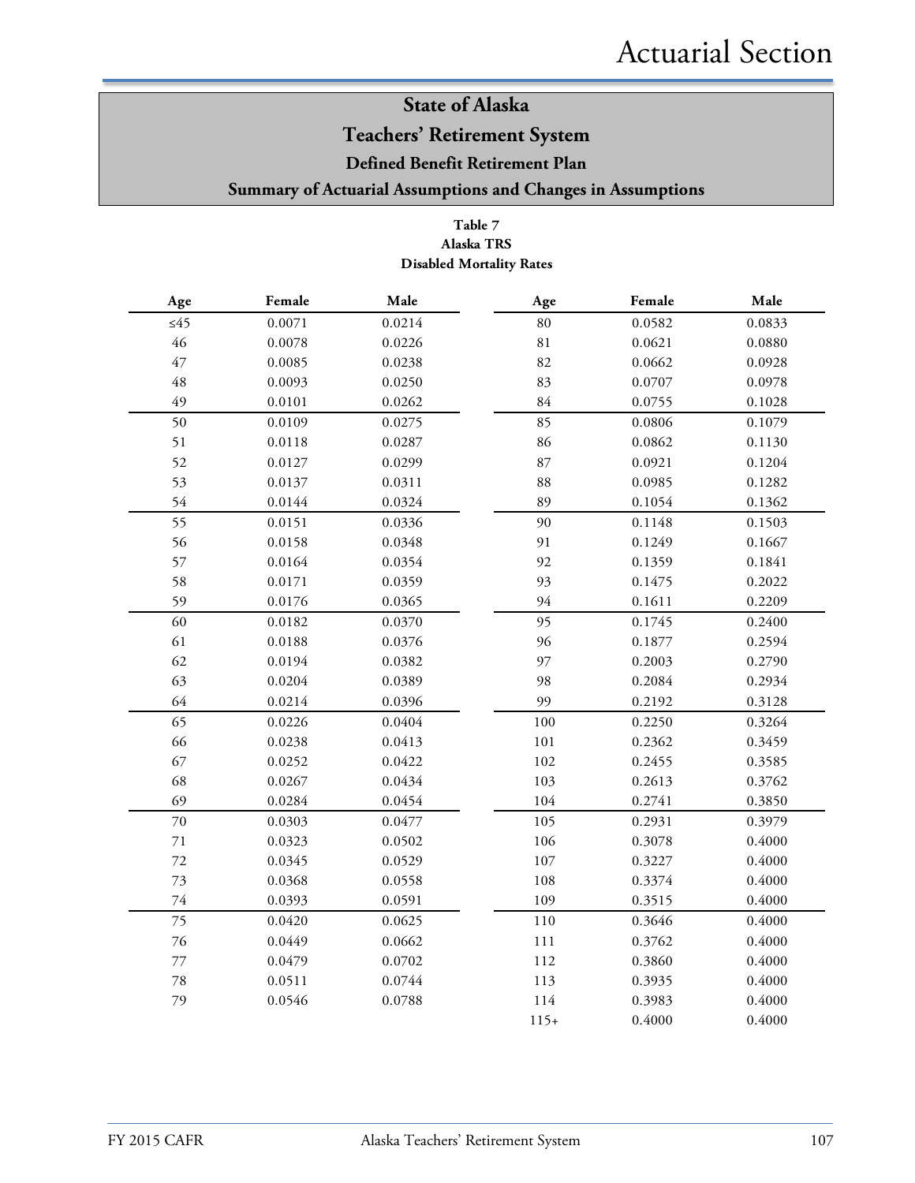# State of Alaska
# Teachers' Retirement System
## Defined Benefit Retirement Plan
## Summary of Actuarial Assumptions and Changes in Assumptions

**Table 7**
**Alaska TRS**
**Disabled Mortality Rates**

| Age | Female | Male | Age | Female | Male |
|---|---|---|---|---|---|
| ≤45 | 0.0071 | 0.0214 | 80 | 0.0582 | 0.0833 |
| 46 | 0.0078 | 0.0226 | 81 | 0.0621 | 0.0880 |
| 47 | 0.0085 | 0.0238 | 82 | 0.0662 | 0.0928 |
| 48 | 0.0093 | 0.0250 | 83 | 0.0707 | 0.0978 |
| 49 | 0.0101 | 0.0262 | 84 | 0.0755 | 0.1028 |
| 50 | 0.0109 | 0.0275 | 85 | 0.0806 | 0.1079 |
| 51 | 0.0118 | 0.0287 | 86 | 0.0862 | 0.1130 |
| 52 | 0.0127 | 0.0299 | 87 | 0.0921 | 0.1204 |
| 53 | 0.0137 | 0.0311 | 88 | 0.0985 | 0.1282 |
| 54 | 0.0144 | 0.0324 | 89 | 0.1054 | 0.1362 |
| 55 | 0.0151 | 0.0336 | 90 | 0.1148 | 0.1503 |
| 56 | 0.0158 | 0.0348 | 91 | 0.1249 | 0.1667 |
| 57 | 0.0164 | 0.0354 | 92 | 0.1359 | 0.1841 |
| 58 | 0.0171 | 0.0359 | 93 | 0.1475 | 0.2022 |
| 59 | 0.0176 | 0.0365 | 94 | 0.1611 | 0.2209 |
| 60 | 0.0182 | 0.0370 | 95 | 0.1745 | 0.2400 |
| 61 | 0.0188 | 0.0376 | 96 | 0.1877 | 0.2594 |
| 62 | 0.0194 | 0.0382 | 97 | 0.2003 | 0.2790 |
| 63 | 0.0204 | 0.0389 | 98 | 0.2084 | 0.2934 |
| 64 | 0.0214 | 0.0396 | 99 | 0.2192 | 0.3128 |
| 65 | 0.0226 | 0.0404 | 100 | 0.2250 | 0.3264 |
| 66 | 0.0238 | 0.0413 | 101 | 0.2362 | 0.3459 |
| 67 | 0.0252 | 0.0422 | 102 | 0.2455 | 0.3585 |
| 68 | 0.0267 | 0.0434 | 103 | 0.2613 | 0.3762 |
| 69 | 0.0284 | 0.0454 | 104 | 0.2741 | 0.3850 |
| 70 | 0.0303 | 0.0477 | 105 | 0.2931 | 0.3979 |
| 71 | 0.0323 | 0.0502 | 106 | 0.3078 | 0.4000 |
| 72 | 0.0345 | 0.0529 | 107 | 0.3227 | 0.4000 |
| 73 | 0.0368 | 0.0558 | 108 | 0.3374 | 0.4000 |
| 74 | 0.0393 | 0.0591 | 109 | 0.3515 | 0.4000 |
| 75 | 0.0420 | 0.0625 | 110 | 0.3646 | 0.4000 |
| 76 | 0.0449 | 0.0662 | 111 | 0.3762 | 0.4000 |
| 77 | 0.0479 | 0.0702 | 112 | 0.3860 | 0.4000 |
| 78 | 0.0511 | 0.0744 | 113 | 0.3935 | 0.4000 |
| 79 | 0.0546 | 0.0788 | 114 | 0.3983 | 0.4000 |
| | | | 115+ | 0.4000 | 0.4000 |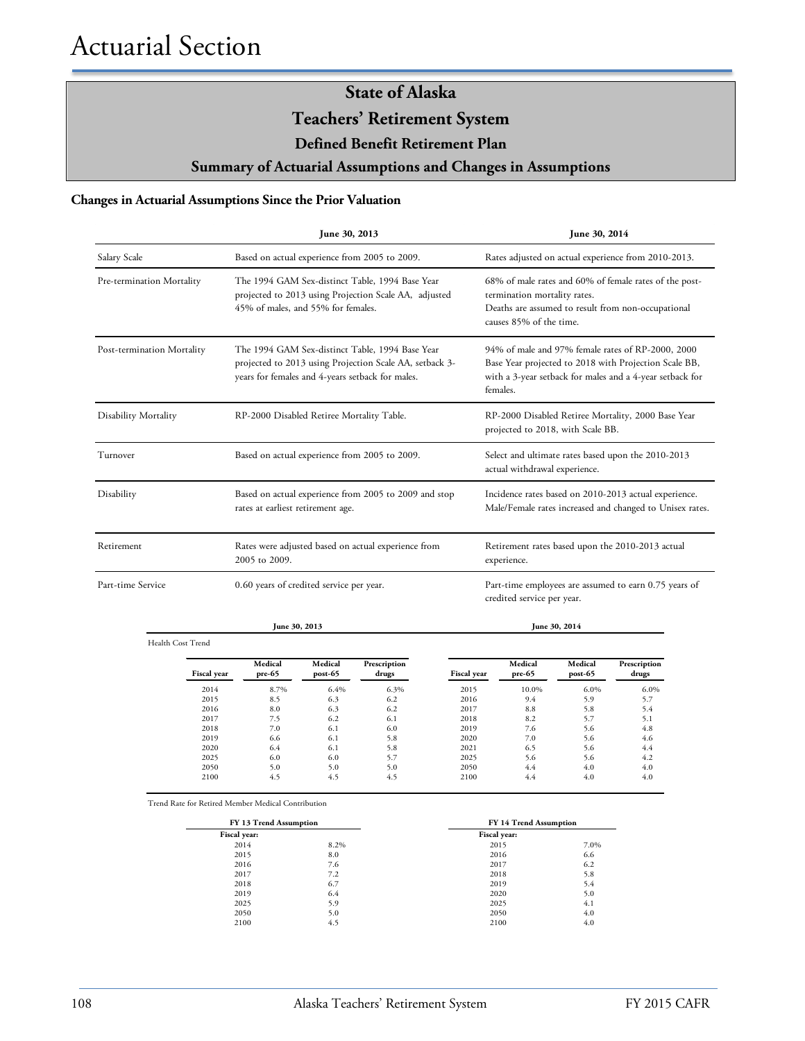# Actuarial Section

## State of Alaska
## Teachers' Retirement System
### Defined Benefit Retirement Plan
### Summary of Actuarial Assumptions and Changes in Assumptions

**Changes in Actuarial Assumptions Since the Prior Valuation**

| | June 30, 2013 | June 30, 2014 |
|---|---|---|
| Salary Scale | Based on actual experience from 2005 to 2009. | Rates adjusted on actual experience from 2010-2013. |
| Pre-termination Mortality | The 1994 GAM Sex-distinct Table, 1994 Base Year projected to 2013 using Projection Scale AA, adjusted 45% of males, and 55% for females. | 68% of male rates and 60% of female rates of the post-termination mortality rates. Deaths are assumed to result from non-occupational causes 85% of the time. |
| Post-termination Mortality | The 1994 GAM Sex-distinct Table, 1994 Base Year projected to 2013 using Projection Scale AA, setback 3-years for females and 4-years setback for males. | 94% of male and 97% female rates of RP-2000, 2000 Base Year projected to 2018 with Projection Scale BB, with a 3-year setback for males and a 4-year setback for females. |
| Disability Mortality | RP-2000 Disabled Retiree Mortality Table. | RP-2000 Disabled Retiree Mortality, 2000 Base Year projected to 2018, with Scale BB. |
| Turnover | Based on actual experience from 2005 to 2009. | Select and ultimate rates based upon the 2010-2013 actual withdrawal experience. |
| Disability | Based on actual experience from 2005 to 2009 and stop rates at earliest retirement age. | Incidence rates based on 2010-2013 actual experience. Male/Female rates increased and changed to Unisex rates. |
| Retirement | Rates were adjusted based on actual experience from 2005 to 2009. | Retirement rates based upon the 2010-2013 actual experience. |
| Part-time Service | 0.60 years of credited service per year. | Part-time employees are assumed to earn 0.75 years of credited service per year. |

Health Cost Trend

| June 30, 2013 | | | | June 30, 2014 | | | |
|---|---|---|---|---|---|---|---|
| Fiscal year | Medical pre-65 | Medical post-65 | Prescription drugs | Fiscal year | Medical pre-65 | Medical post-65 | Prescription drugs |
| 2014 | 8.7% | 6.4% | 6.3% | 2015 | 10.0% | 6.0% | 6.0% |
| 2015 | 8.5 | 6.3 | 6.2 | 2016 | 9.4 | 5.9 | 5.7 |
| 2016 | 8.0 | 6.3 | 6.2 | 2017 | 8.8 | 5.8 | 5.4 |
| 2017 | 7.5 | 6.2 | 6.1 | 2018 | 8.2 | 5.7 | 5.1 |
| 2018 | 7.0 | 6.1 | 6.0 | 2019 | 7.6 | 5.6 | 4.8 |
| 2019 | 6.6 | 6.1 | 5.8 | 2020 | 7.0 | 5.6 | 4.6 |
| 2020 | 6.4 | 6.1 | 5.8 | 2021 | 6.5 | 5.6 | 4.4 |
| 2025 | 6.0 | 6.0 | 5.7 | 2025 | 5.6 | 5.6 | 4.2 |
| 2050 | 5.0 | 5.0 | 5.0 | 2050 | 4.4 | 4.0 | 4.0 |
| 2100 | 4.5 | 4.5 | 4.5 | 2100 | 4.4 | 4.0 | 4.0 |

Trend Rate for Retired Member Medical Contribution

| FY 13 Trend Assumption | | FY 14 Trend Assumption | |
|---|---|---|---|
| Fiscal year: | | Fiscal year: | |
| 2014 | 8.2% | 2015 | 7.0% |
| 2015 | 8.0 | 2016 | 6.6 |
| 2016 | 7.6 | 2017 | 6.2 |
| 2017 | 7.2 | 2018 | 5.8 |
| 2018 | 6.7 | 2019 | 5.4 |
| 2019 | 6.4 | 2020 | 5.0 |
| 2025 | 5.9 | 2025 | 4.1 |
| 2050 | 5.0 | 2050 | 4.0 |
| 2100 | 4.5 | 2100 | 4.0 |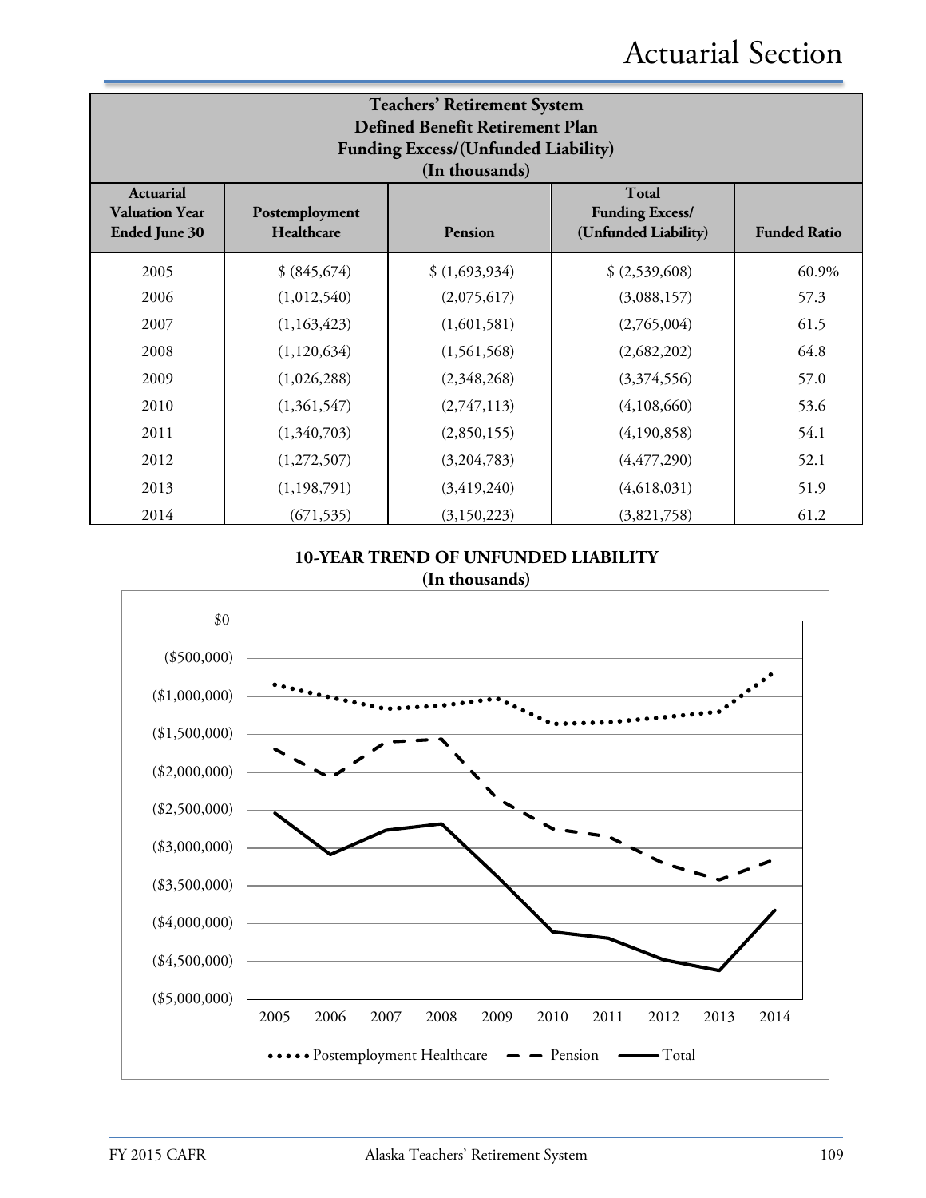# Actuarial Section

| Teachers' Retirement System<br>Defined Benefit Retirement Plan<br>Funding Excess/(Unfunded Liability)<br>(In thousands) | | | | |
|---|---|---|---|---|
| **Actuarial Valuation Year Ended June 30** | **Postemployment Healthcare** | **Pension** | **Total Funding Excess/ (Unfunded Liability)** | **Funded Ratio** |
| 2005 | $ (845,674) | $ (1,693,934) | $ (2,539,608) | 60.9% |
| 2006 | (1,012,540) | (2,075,617) | (3,088,157) | 57.3 |
| 2007 | (1,163,423) | (1,601,581) | (2,765,004) | 61.5 |
| 2008 | (1,120,634) | (1,561,568) | (2,682,202) | 64.8 |
| 2009 | (1,026,288) | (2,348,268) | (3,374,556) | 57.0 |
| 2010 | (1,361,547) | (2,747,113) | (4,108,660) | 53.6 |
| 2011 | (1,340,703) | (2,850,155) | (4,190,858) | 54.1 |
| 2012 | (1,272,507) | (3,204,783) | (4,477,290) | 52.1 |
| 2013 | (1,198,791) | (3,419,240) | (4,618,031) | 51.9 |
| 2014 | (671,535) | (3,150,223) | (3,821,758) | 61.2 |

**10-YEAR TREND OF UNFUNDED LIABILITY**
**(In thousands)**

$0
($500,000)
($1,000,000)
($1,500,000)
($2,000,000)
($2,500,000)
($3,000,000)
($3,500,000)
($4,000,000)
($4,500,000)
($5,000,000)

2005 2006 2007 2008 2009 2010 2011 2012 2013 2014

Postemployment Healthcare — Pension — Total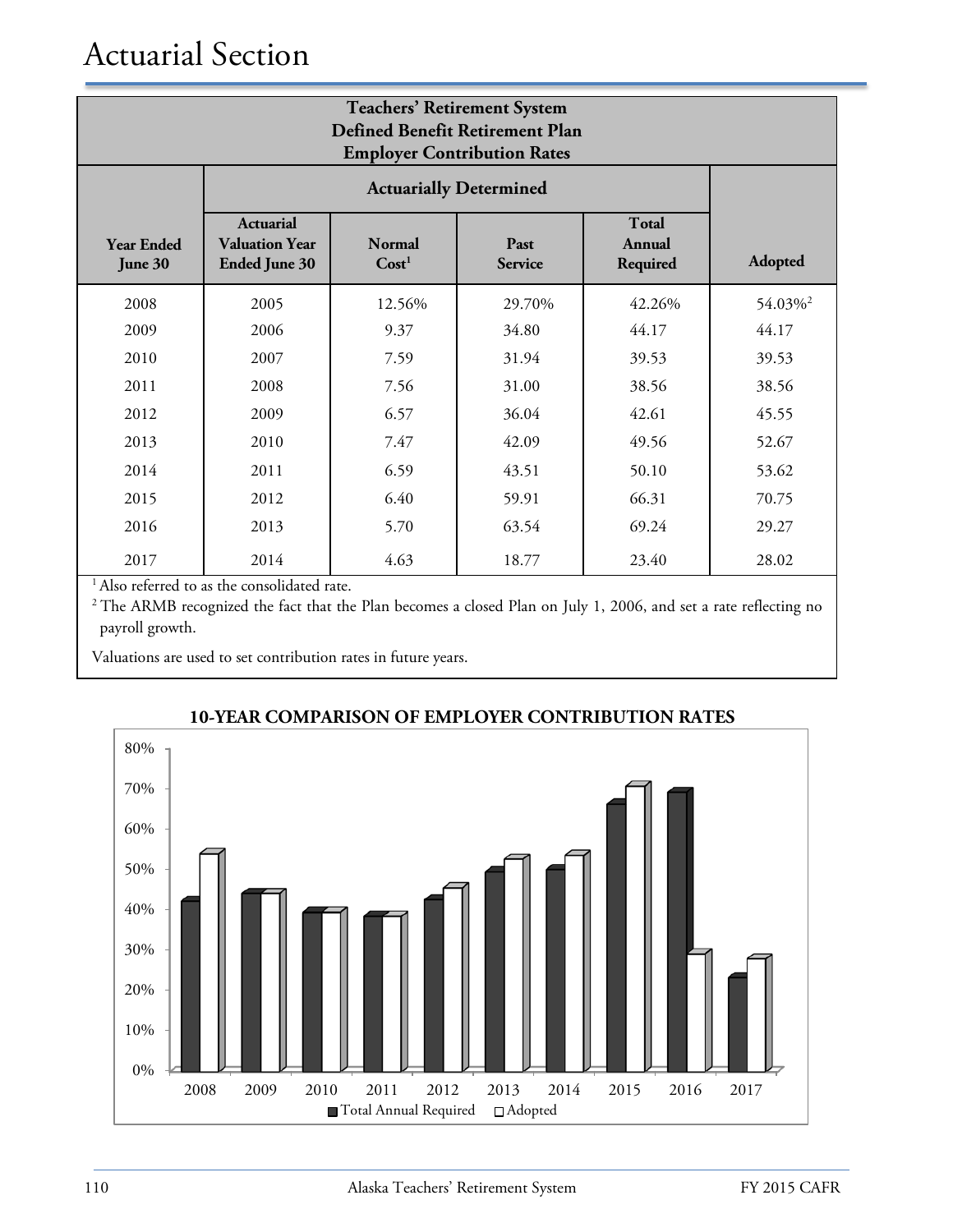# Actuarial Section

| Teachers' Retirement System Defined Benefit Retirement Plan Employer Contribution Rates | | | | | |
|---|---|---|---|---|---|
| | Actuarially Determined | | | | |
| Year Ended June 30 | Actuarial Valuation Year Ended June 30 | Normal Cost[1] | Past Service | Total Annual Required | Adopted |
| 2008 | 2005 | 12.56% | 29.70% | 42.26% | 54.03%[2] |
| 2009 | 2006 | 9.37 | 34.80 | 44.17 | 44.17 |
| 2010 | 2007 | 7.59 | 31.94 | 39.53 | 39.53 |
| 2011 | 2008 | 7.56 | 31.00 | 38.56 | 38.56 |
| 2012 | 2009 | 6.57 | 36.04 | 42.61 | 45.55 |
| 2013 | 2010 | 7.47 | 42.09 | 49.56 | 52.67 |
| 2014 | 2011 | 6.59 | 43.51 | 50.10 | 53.62 |
| 2015 | 2012 | 6.40 | 59.91 | 66.31 | 70.75 |
| 2016 | 2013 | 5.70 | 63.54 | 69.24 | 29.27 |
| 2017 | 2014 | 4.63 | 18.77 | 23.40 | 28.02 |

[1] Also referred to as the consolidated rate.

[2] The ARMB recognized the fact that the Plan becomes a closed Plan on July 1, 2006, and set a rate reflecting no payroll growth.

Valuations are used to set contribution rates in future years.

**10-YEAR COMPARISON OF EMPLOYER CONTRIBUTION RATES**

| Year | Total Annual Required | Adopted |
|---|---|---|
| 2008 | 42.26% | 54.03% |
| 2009 | 44.17% | 44.17% |
| 2010 | 39.53% | 39.53% |
| 2011 | 38.56% | 38.56% |
| 2012 | 42.61% | 45.55% |
| 2013 | 49.56% | 52.67% |
| 2014 | 50.10% | 53.62% |
| 2015 | 66.31% | 70.75% |
| 2016 | 69.24% | 29.27% |
| 2017 | 23.40% | 28.02% |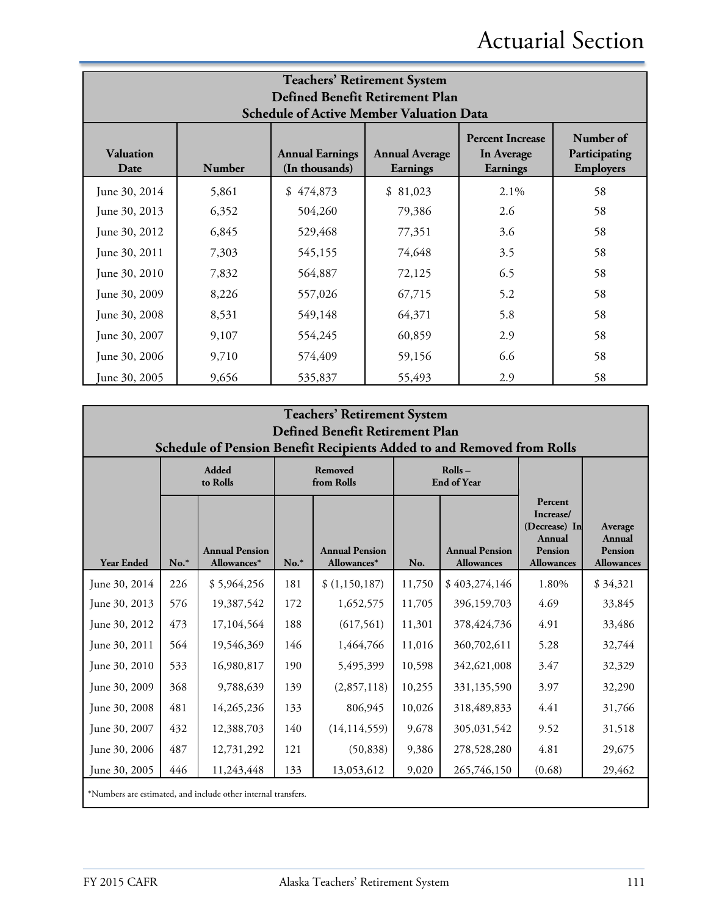# Actuarial Section

**Teachers' Retirement System**
**Defined Benefit Retirement Plan**
**Schedule of Active Member Valuation Data**

| Valuation Date | Number | Annual Earnings (In thousands) | Annual Average Earnings | Percent Increase In Average Earnings | Number of Participating Employers |
|---|---|---|---|---|---|
| June 30, 2014 | 5,861 | $ 474,873 | $ 81,023 | 2.1% | 58 |
| June 30, 2013 | 6,352 | 504,260 | 79,386 | 2.6 | 58 |
| June 30, 2012 | 6,845 | 529,468 | 77,351 | 3.6 | 58 |
| June 30, 2011 | 7,303 | 545,155 | 74,648 | 3.5 | 58 |
| June 30, 2010 | 7,832 | 564,887 | 72,125 | 6.5 | 58 |
| June 30, 2009 | 8,226 | 557,026 | 67,715 | 5.2 | 58 |
| June 30, 2008 | 8,531 | 549,148 | 64,371 | 5.8 | 58 |
| June 30, 2007 | 9,107 | 554,245 | 60,859 | 2.9 | 58 |
| June 30, 2006 | 9,710 | 574,409 | 59,156 | 6.6 | 58 |
| June 30, 2005 | 9,656 | 535,837 | 55,493 | 2.9 | 58 |

**Teachers' Retirement System**
**Defined Benefit Retirement Plan**
**Schedule of Pension Benefit Recipients Added to and Removed from Rolls**

| | Added to Rolls | | Removed from Rolls | | Rolls – End of Year | | | |
|---|---|---|---|---|---|---|---|---|
| Year Ended | No.* | Annual Pension Allowances* | No.* | Annual Pension Allowances* | No. | Annual Pension Allowances | Percent Increase/ (Decrease) In Annual Pension Allowances | Average Annual Pension Allowances |
| June 30, 2014 | 226 | $ 5,964,256 | 181 | $ (1,150,187) | 11,750 | $ 403,274,146 | 1.80% | $ 34,321 |
| June 30, 2013 | 576 | 19,387,542 | 172 | 1,652,575 | 11,705 | 396,159,703 | 4.69 | 33,845 |
| June 30, 2012 | 473 | 17,104,564 | 188 | (617,561) | 11,301 | 378,424,736 | 4.91 | 33,486 |
| June 30, 2011 | 564 | 19,546,369 | 146 | 1,464,766 | 11,016 | 360,702,611 | 5.28 | 32,744 |
| June 30, 2010 | 533 | 16,980,817 | 190 | 5,495,399 | 10,598 | 342,621,008 | 3.47 | 32,329 |
| June 30, 2009 | 368 | 9,788,639 | 139 | (2,857,118) | 10,255 | 331,135,590 | 3.97 | 32,290 |
| June 30, 2008 | 481 | 14,265,236 | 133 | 806,945 | 10,026 | 318,489,833 | 4.41 | 31,766 |
| June 30, 2007 | 432 | 12,388,703 | 140 | (14,114,559) | 9,678 | 305,031,542 | 9.52 | 31,518 |
| June 30, 2006 | 487 | 12,731,292 | 121 | (50,838) | 9,386 | 278,528,280 | 4.81 | 29,675 |
| June 30, 2005 | 446 | 11,243,448 | 133 | 13,053,612 | 9,020 | 265,746,150 | (0.68) | 29,462 |

*Numbers are estimated, and include other internal transfers.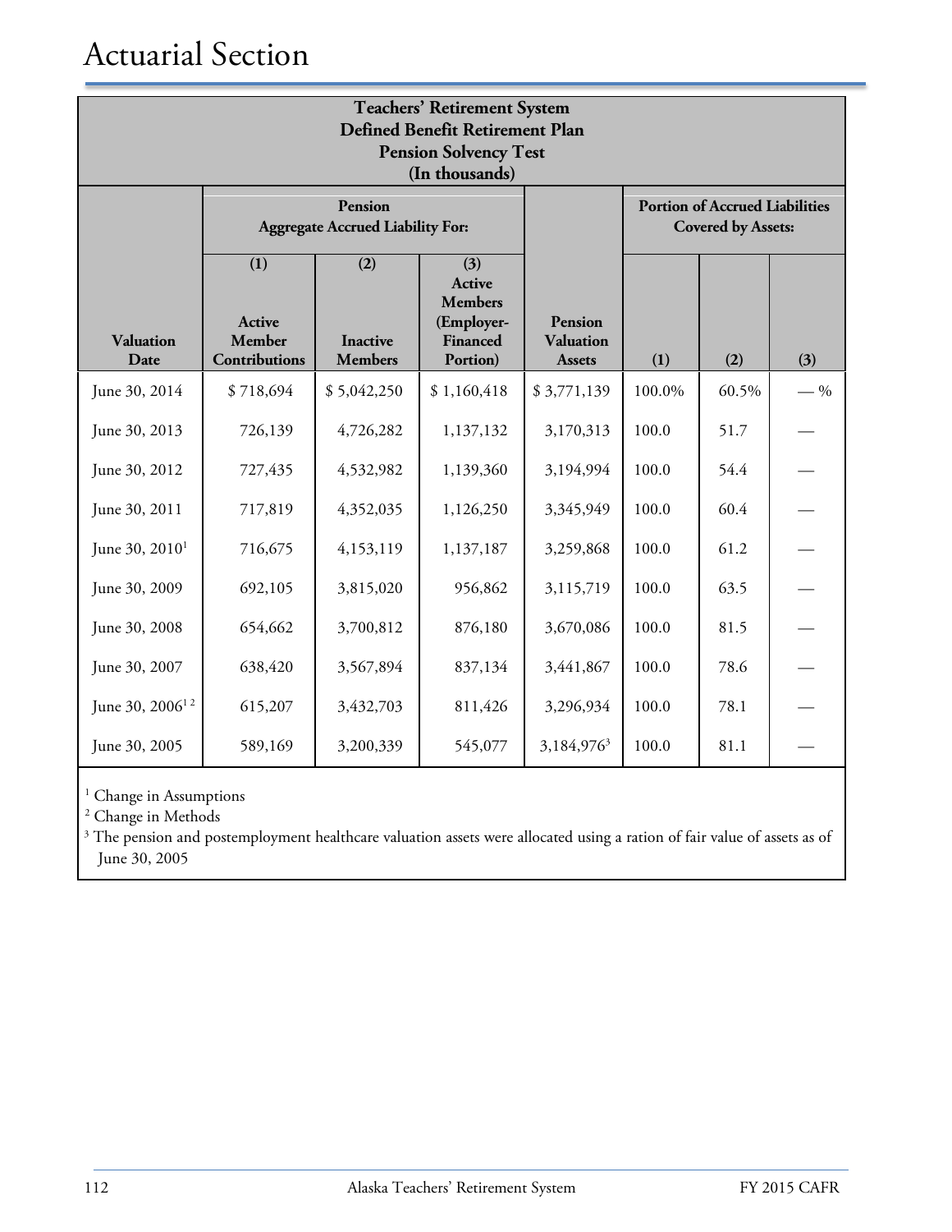# Actuarial Section

| Teachers' Retirement System Defined Benefit Retirement Plan Pension Solvency Test (In thousands) | | | | | | | |
|---|---|---|---|---|---|---|---|
| | Pension Aggregate Accrued Liability For: | | | | Portion of Accrued Liabilities Covered by Assets: | | |
| Valuation Date | (1) Active Member Contributions | (2) Inactive Members | (3) Active Members (Employer-Financed Portion) | Pension Valuation Assets | (1) | (2) | (3) |
| June 30, 2014 | $ 718,694 | $ 5,042,250 | $ 1,160,418 | $ 3,771,139 | 100.0% | 60.5% | — % |
| June 30, 2013 | 726,139 | 4,726,282 | 1,137,132 | 3,170,313 | 100.0 | 51.7 | — |
| June 30, 2012 | 727,435 | 4,532,982 | 1,139,360 | 3,194,994 | 100.0 | 54.4 | — |
| June 30, 2011 | 717,819 | 4,352,035 | 1,126,250 | 3,345,949 | 100.0 | 60.4 | — |
| June 30, 2010[1] | 716,675 | 4,153,119 | 1,137,187 | 3,259,868 | 100.0 | 61.2 | — |
| June 30, 2009 | 692,105 | 3,815,020 | 956,862 | 3,115,719 | 100.0 | 63.5 | — |
| June 30, 2008 | 654,662 | 3,700,812 | 876,180 | 3,670,086 | 100.0 | 81.5 | — |
| June 30, 2007 | 638,420 | 3,567,894 | 837,134 | 3,441,867 | 100.0 | 78.6 | — |
| June 30, 2006[1 2] | 615,207 | 3,432,703 | 811,426 | 3,296,934 | 100.0 | 78.1 | — |
| June 30, 2005 | 589,169 | 3,200,339 | 545,077 | 3,184,976[3] | 100.0 | 81.1 | — |

[1] Change in Assumptions

[2] Change in Methods

[3] The pension and postemployment healthcare valuation assets were allocated using a ration of fair value of assets as of June 30, 2005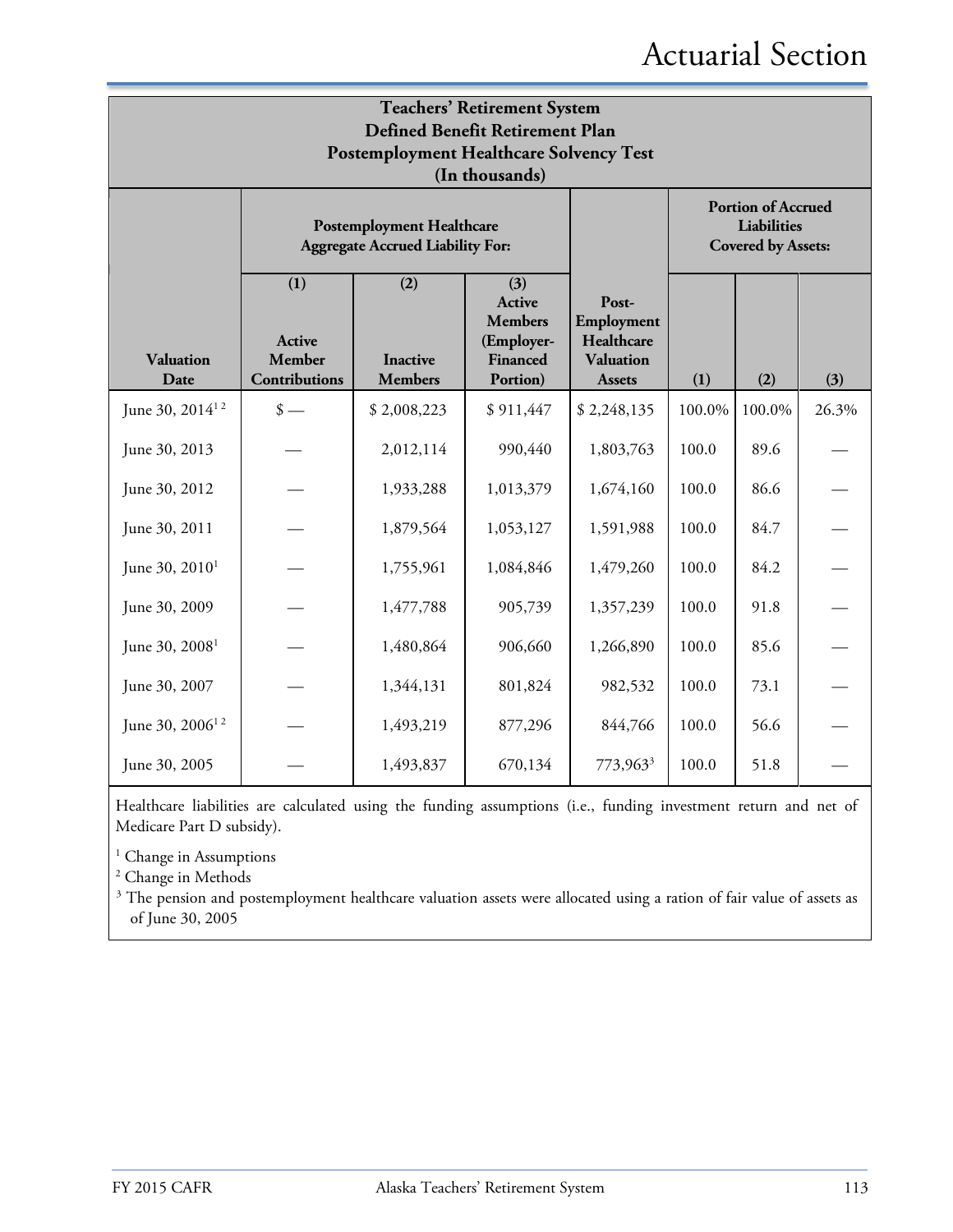## Teachers' Retirement System
## Defined Benefit Retirement Plan
## Postemployment Healthcare Solvency Test
## (In thousands)

| | Postemployment Healthcare Aggregate Accrued Liability For: | | | | Portion of Accrued Liabilities Covered by Assets: | | |
|---|---|---|---|---|---|---|---|
| Valuation Date | (1) Active Member Contributions | (2) Inactive Members | (3) Active Members (Employer-Financed Portion) | Post-Employment Healthcare Valuation Assets | (1) | (2) | (3) |
| June 30, 2014[1 2] | $ — | $ 2,008,223 | $ 911,447 | $ 2,248,135 | 100.0% | 100.0% | 26.3% |
| June 30, 2013 | — | 2,012,114 | 990,440 | 1,803,763 | 100.0 | 89.6 | — |
| June 30, 2012 | — | 1,933,288 | 1,013,379 | 1,674,160 | 100.0 | 86.6 | — |
| June 30, 2011 | — | 1,879,564 | 1,053,127 | 1,591,988 | 100.0 | 84.7 | — |
| June 30, 2010[1] | — | 1,755,961 | 1,084,846 | 1,479,260 | 100.0 | 84.2 | — |
| June 30, 2009 | — | 1,477,788 | 905,739 | 1,357,239 | 100.0 | 91.8 | — |
| June 30, 2008[1] | — | 1,480,864 | 906,660 | 1,266,890 | 100.0 | 85.6 | — |
| June 30, 2007 | — | 1,344,131 | 801,824 | 982,532 | 100.0 | 73.1 | — |
| June 30, 2006[1 2] | — | 1,493,219 | 877,296 | 844,766 | 100.0 | 56.6 | — |
| June 30, 2005 | — | 1,493,837 | 670,134 | 773,963[3] | 100.0 | 51.8 | — |

Healthcare liabilities are calculated using the funding assumptions (i.e., funding investment return and net of Medicare Part D subsidy).

[1] Change in Assumptions

[2] Change in Methods

[3] The pension and postemployment healthcare valuation assets were allocated using a ration of fair value of assets as of June 30, 2005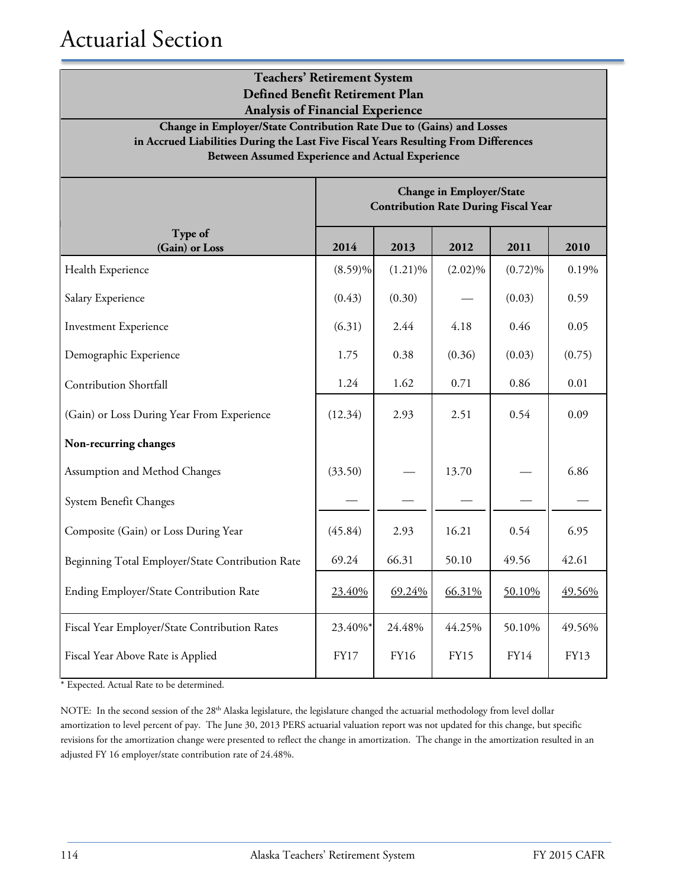# Actuarial Section

**Teachers' Retirement System**
**Defined Benefit Retirement Plan**
**Analysis of Financial Experience**

**Change in Employer/State Contribution Rate Due to (Gains) and Losses in Accrued Liabilities During the Last Five Fiscal Years Resulting From Differences Between Assumed Experience and Actual Experience**

| Type of (Gain) or Loss | Change in Employer/State Contribution Rate During Fiscal Year | | | | |
|---|---|---|---|---|---|
| | 2014 | 2013 | 2012 | 2011 | 2010 |
| Health Experience | (8.59)% | (1.21)% | (2.02)% | (0.72)% | 0.19% |
| Salary Experience | (0.43) | (0.30) | — | (0.03) | 0.59 |
| Investment Experience | (6.31) | 2.44 | 4.18 | 0.46 | 0.05 |
| Demographic Experience | 1.75 | 0.38 | (0.36) | (0.03) | (0.75) |
| Contribution Shortfall | 1.24 | 1.62 | 0.71 | 0.86 | 0.01 |
| (Gain) or Loss During Year From Experience | (12.34) | 2.93 | 2.51 | 0.54 | 0.09 |
| **Non-recurring changes** | | | | | |
| Assumption and Method Changes | (33.50) | — | 13.70 | — | 6.86 |
| System Benefit Changes | — | — | — | — | — |
| Composite (Gain) or Loss During Year | (45.84) | 2.93 | 16.21 | 0.54 | 6.95 |
| Beginning Total Employer/State Contribution Rate | 69.24 | 66.31 | 50.10 | 49.56 | 42.61 |
| Ending Employer/State Contribution Rate | 23.40% | 69.24% | 66.31% | 50.10% | 49.56% |
| Fiscal Year Employer/State Contribution Rates | 23.40%* | 24.48% | 44.25% | 50.10% | 49.56% |
| Fiscal Year Above Rate is Applied | FY17 | FY16 | FY15 | FY14 | FY13 |

\* Expected. Actual Rate to be determined.

NOTE: In the second session of the 28th Alaska legislature, the legislature changed the actuarial methodology from level dollar amortization to level percent of pay. The June 30, 2013 PERS actuarial valuation report was not updated for this change, but specific revisions for the amortization change were presented to reflect the change in amortization. The change in the amortization resulted in an adjusted FY 16 employer/state contribution rate of 24.48%.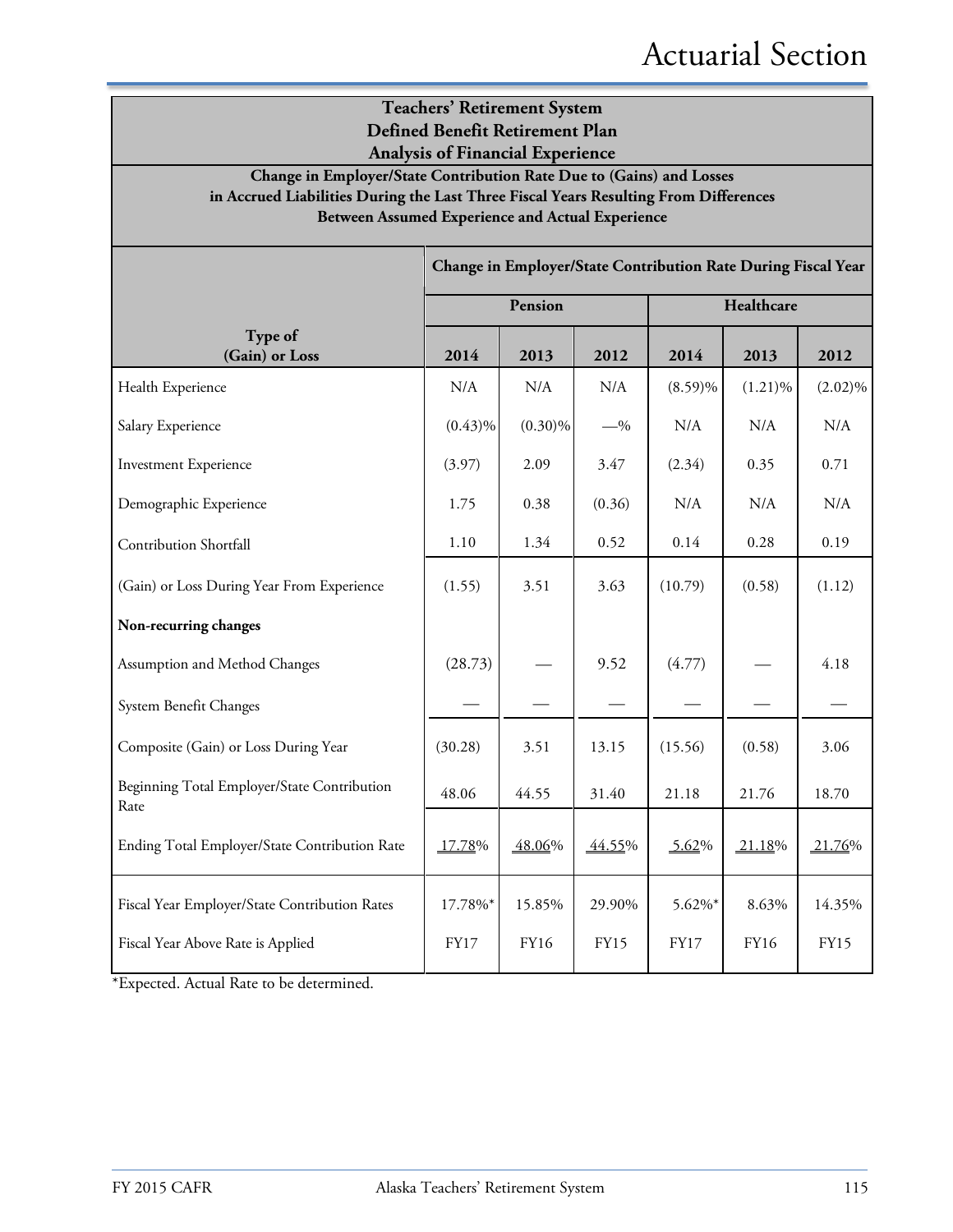## Teachers' Retirement System Defined Benefit Retirement Plan Analysis of Financial Experience

**Change in Employer/State Contribution Rate Due to (Gains) and Losses in Accrued Liabilities During the Last Three Fiscal Years Resulting From Differences Between Assumed Experience and Actual Experience**

| Type of (Gain) or Loss | Change in Employer/State Contribution Rate During Fiscal Year | | | | | |
|---|---|---|---|---|---|---|
| | Pension | | | Healthcare | | |
| | 2014 | 2013 | 2012 | 2014 | 2013 | 2012 |
| Health Experience | N/A | N/A | N/A | (8.59)% | (1.21)% | (2.02)% |
| Salary Experience | (0.43)% | (0.30)% | —% | N/A | N/A | N/A |
| Investment Experience | (3.97) | 2.09 | 3.47 | (2.34) | 0.35 | 0.71 |
| Demographic Experience | 1.75 | 0.38 | (0.36) | N/A | N/A | N/A |
| Contribution Shortfall | 1.10 | 1.34 | 0.52 | 0.14 | 0.28 | 0.19 |
| (Gain) or Loss During Year From Experience | (1.55) | 3.51 | 3.63 | (10.79) | (0.58) | (1.12) |
| **Non-recurring changes** | | | | | | |
| Assumption and Method Changes | (28.73) | — | 9.52 | (4.77) | — | 4.18 |
| System Benefit Changes | — | — | — | — | — | — |
| Composite (Gain) or Loss During Year | (30.28) | 3.51 | 13.15 | (15.56) | (0.58) | 3.06 |
| Beginning Total Employer/State Contribution Rate | 48.06 | 44.55 | 31.40 | 21.18 | 21.76 | 18.70 |
| Ending Total Employer/State Contribution Rate | 17.78% | 48.06% | 44.55% | 5.62% | 21.18% | 21.76% |
| Fiscal Year Employer/State Contribution Rates | 17.78%* | 15.85% | 29.90% | 5.62%* | 8.63% | 14.35% |
| Fiscal Year Above Rate is Applied | FY17 | FY16 | FY15 | FY17 | FY16 | FY15 |

*Expected. Actual Rate to be determined.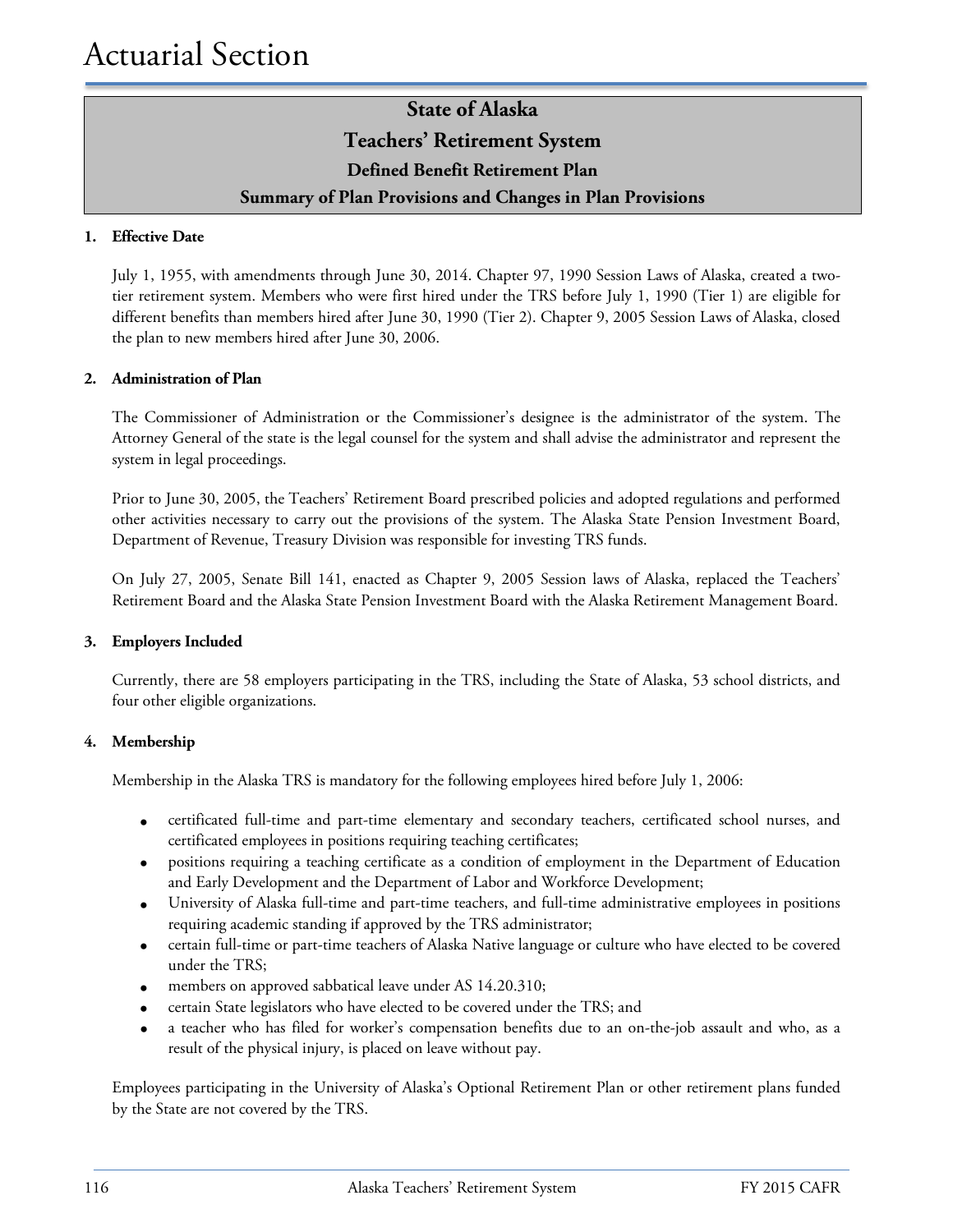## State of Alaska
## Teachers' Retirement System
### Defined Benefit Retirement Plan
### Summary of Plan Provisions and Changes in Plan Provisions

**1. Effective Date**

July 1, 1955, with amendments through June 30, 2014. Chapter 97, 1990 Session Laws of Alaska, created a two-tier retirement system. Members who were first hired under the TRS before July 1, 1990 (Tier 1) are eligible for different benefits than members hired after June 30, 1990 (Tier 2). Chapter 9, 2005 Session Laws of Alaska, closed the plan to new members hired after June 30, 2006.

**2. Administration of Plan**

The Commissioner of Administration or the Commissioner's designee is the administrator of the system. The Attorney General of the state is the legal counsel for the system and shall advise the administrator and represent the system in legal proceedings.

Prior to June 30, 2005, the Teachers' Retirement Board prescribed policies and adopted regulations and performed other activities necessary to carry out the provisions of the system. The Alaska State Pension Investment Board, Department of Revenue, Treasury Division was responsible for investing TRS funds.

On July 27, 2005, Senate Bill 141, enacted as Chapter 9, 2005 Session laws of Alaska, replaced the Teachers' Retirement Board and the Alaska State Pension Investment Board with the Alaska Retirement Management Board.

**3. Employers Included**

Currently, there are 58 employers participating in the TRS, including the State of Alaska, 53 school districts, and four other eligible organizations.

**4. Membership**

Membership in the Alaska TRS is mandatory for the following employees hired before July 1, 2006:

- certificated full-time and part-time elementary and secondary teachers, certificated school nurses, and certificated employees in positions requiring teaching certificates;
- positions requiring a teaching certificate as a condition of employment in the Department of Education and Early Development and the Department of Labor and Workforce Development;
- University of Alaska full-time and part-time teachers, and full-time administrative employees in positions requiring academic standing if approved by the TRS administrator;
- certain full-time or part-time teachers of Alaska Native language or culture who have elected to be covered under the TRS;
- members on approved sabbatical leave under AS 14.20.310;
- certain State legislators who have elected to be covered under the TRS; and
- a teacher who has filed for worker's compensation benefits due to an on-the-job assault and who, as a result of the physical injury, is placed on leave without pay.

Employees participating in the University of Alaska's Optional Retirement Plan or other retirement plans funded by the State are not covered by the TRS.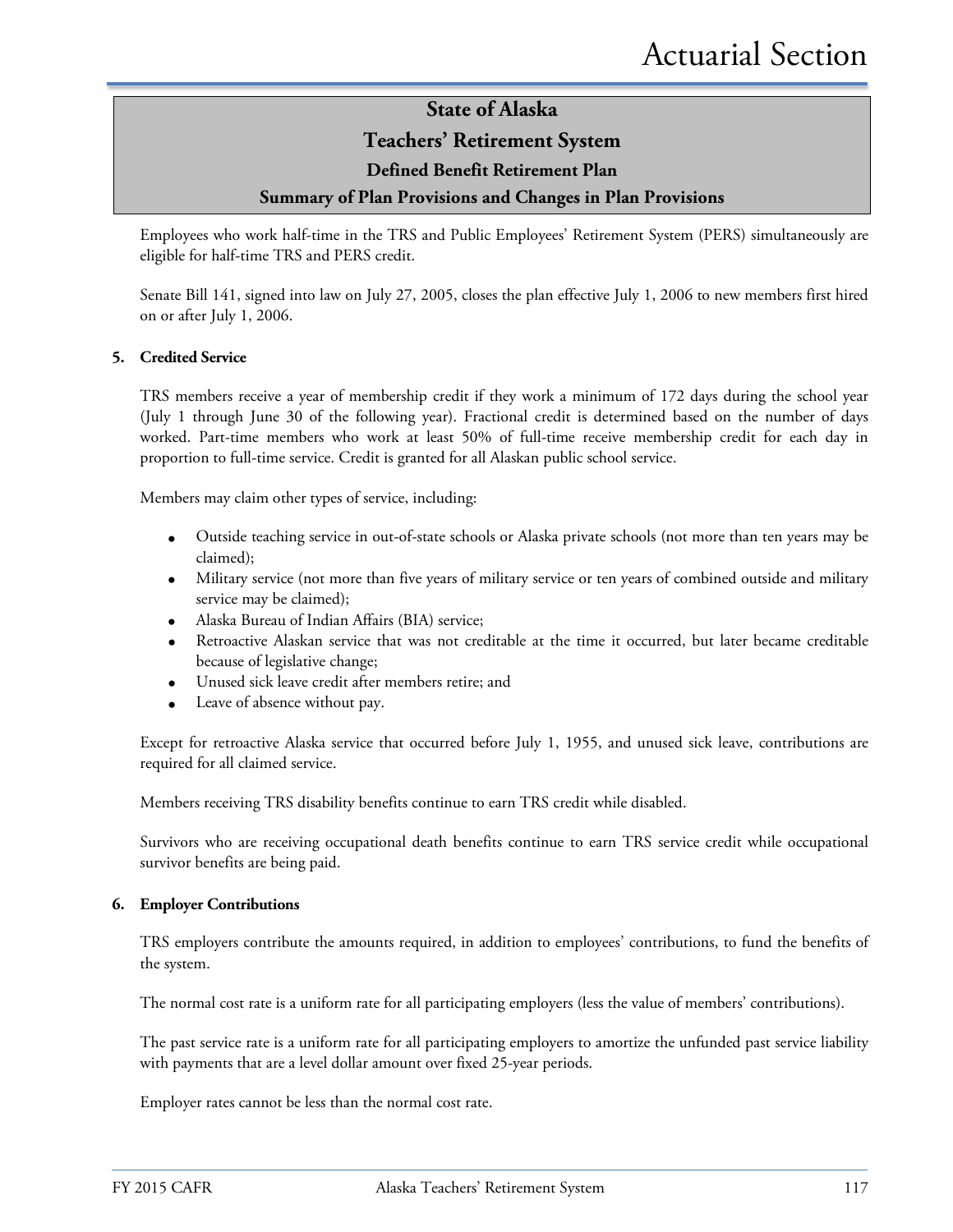# State of Alaska

## Teachers' Retirement System

### Defined Benefit Retirement Plan

### Summary of Plan Provisions and Changes in Plan Provisions

Employees who work half-time in the TRS and Public Employees' Retirement System (PERS) simultaneously are eligible for half-time TRS and PERS credit.

Senate Bill 141, signed into law on July 27, 2005, closes the plan effective July 1, 2006 to new members first hired on or after July 1, 2006.

**5. Credited Service**

TRS members receive a year of membership credit if they work a minimum of 172 days during the school year (July 1 through June 30 of the following year). Fractional credit is determined based on the number of days worked. Part-time members who work at least 50% of full-time receive membership credit for each day in proportion to full-time service. Credit is granted for all Alaskan public school service.

Members may claim other types of service, including:

- Outside teaching service in out-of-state schools or Alaska private schools (not more than ten years may be claimed);
- Military service (not more than five years of military service or ten years of combined outside and military service may be claimed);
- Alaska Bureau of Indian Affairs (BIA) service;
- Retroactive Alaskan service that was not creditable at the time it occurred, but later became creditable because of legislative change;
- Unused sick leave credit after members retire; and
- Leave of absence without pay.

Except for retroactive Alaska service that occurred before July 1, 1955, and unused sick leave, contributions are required for all claimed service.

Members receiving TRS disability benefits continue to earn TRS credit while disabled.

Survivors who are receiving occupational death benefits continue to earn TRS service credit while occupational survivor benefits are being paid.

**6. Employer Contributions**

TRS employers contribute the amounts required, in addition to employees' contributions, to fund the benefits of the system.

The normal cost rate is a uniform rate for all participating employers (less the value of members' contributions).

The past service rate is a uniform rate for all participating employers to amortize the unfunded past service liability with payments that are a level dollar amount over fixed 25-year periods.

Employer rates cannot be less than the normal cost rate.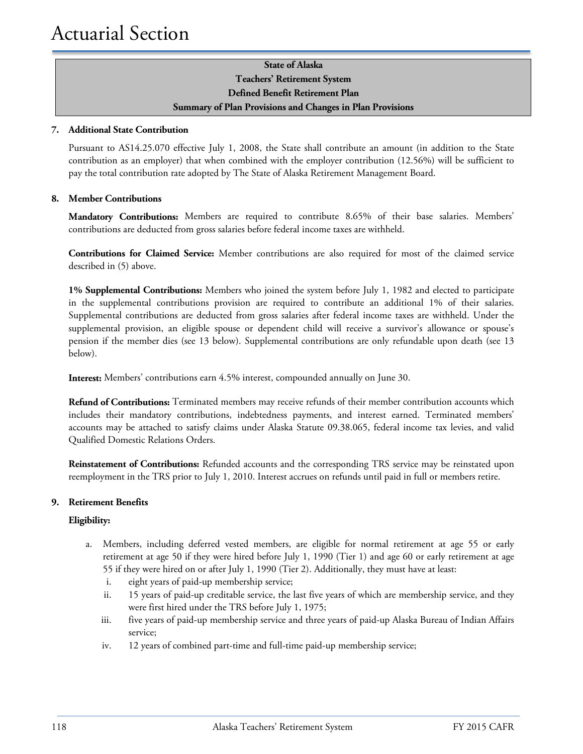# Actuarial Section

**State of Alaska**
**Teachers' Retirement System**
**Defined Benefit Retirement Plan**
**Summary of Plan Provisions and Changes in Plan Provisions**

**7. Additional State Contribution**

Pursuant to AS14.25.070 effective July 1, 2008, the State shall contribute an amount (in addition to the State contribution as an employer) that when combined with the employer contribution (12.56%) will be sufficient to pay the total contribution rate adopted by The State of Alaska Retirement Management Board.

**8. Member Contributions**

**Mandatory Contributions:** Members are required to contribute 8.65% of their base salaries. Members' contributions are deducted from gross salaries before federal income taxes are withheld.

**Contributions for Claimed Service:** Member contributions are also required for most of the claimed service described in (5) above.

**1% Supplemental Contributions:** Members who joined the system before July 1, 1982 and elected to participate in the supplemental contributions provision are required to contribute an additional 1% of their salaries. Supplemental contributions are deducted from gross salaries after federal income taxes are withheld. Under the supplemental provision, an eligible spouse or dependent child will receive a survivor's allowance or spouse's pension if the member dies (see 13 below). Supplemental contributions are only refundable upon death (see 13 below).

**Interest:** Members' contributions earn 4.5% interest, compounded annually on June 30.

**Refund of Contributions:** Terminated members may receive refunds of their member contribution accounts which includes their mandatory contributions, indebtedness payments, and interest earned. Terminated members' accounts may be attached to satisfy claims under Alaska Statute 09.38.065, federal income tax levies, and valid Qualified Domestic Relations Orders.

**Reinstatement of Contributions:** Refunded accounts and the corresponding TRS service may be reinstated upon reemployment in the TRS prior to July 1, 2010. Interest accrues on refunds until paid in full or members retire.

**9. Retirement Benefits**

**Eligibility:**

a. Members, including deferred vested members, are eligible for normal retirement at age 55 or early retirement at age 50 if they were hired before July 1, 1990 (Tier 1) and age 60 or early retirement at age 55 if they were hired on or after July 1, 1990 (Tier 2). Additionally, they must have at least:
   i. eight years of paid-up membership service;
   ii. 15 years of paid-up creditable service, the last five years of which are membership service, and they were first hired under the TRS before July 1, 1975;
   iii. five years of paid-up membership service and three years of paid-up Alaska Bureau of Indian Affairs service;
   iv. 12 years of combined part-time and full-time paid-up membership service;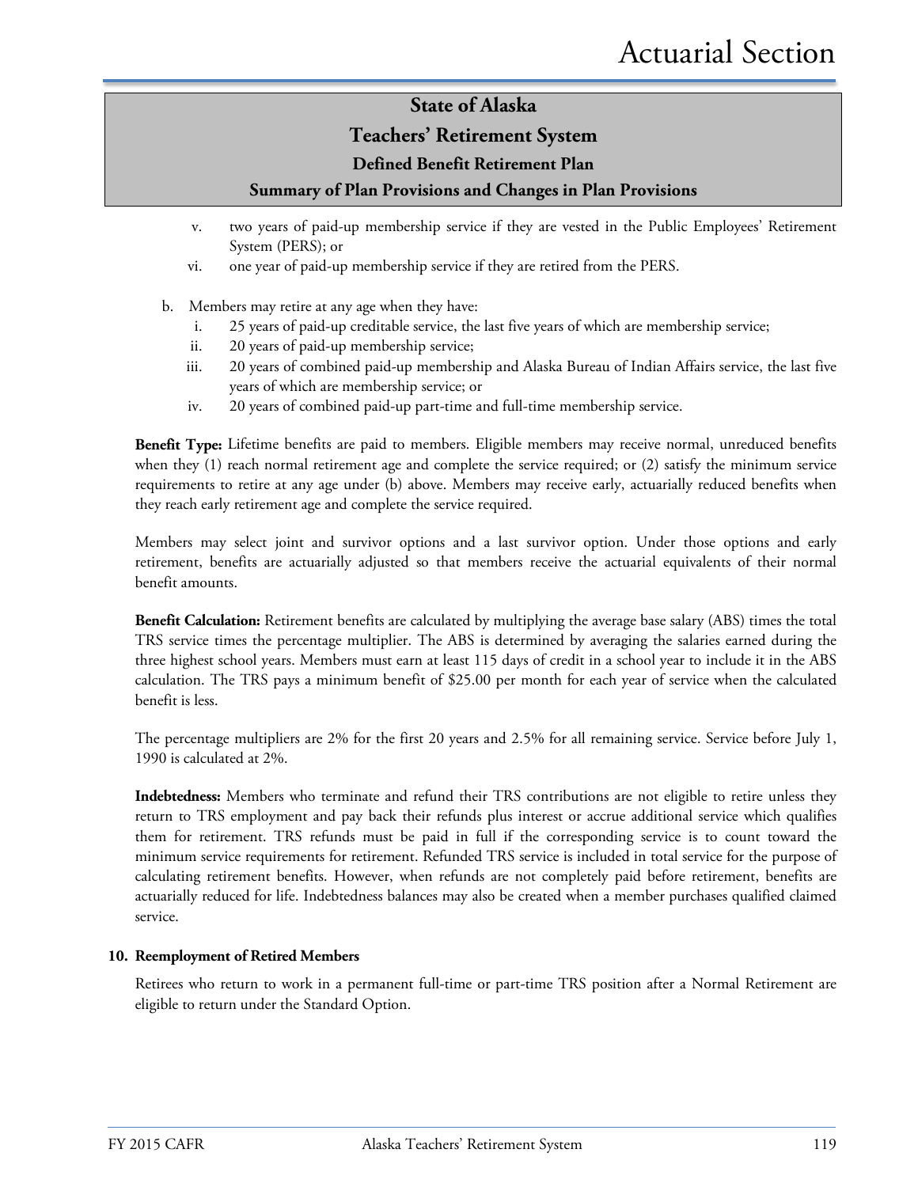# State of Alaska
## Teachers' Retirement System
### Defined Benefit Retirement Plan
### Summary of Plan Provisions and Changes in Plan Provisions

v. two years of paid-up membership service if they are vested in the Public Employees' Retirement System (PERS); or

vi. one year of paid-up membership service if they are retired from the PERS.

b. Members may retire at any age when they have:

i. 25 years of paid-up creditable service, the last five years of which are membership service;

ii. 20 years of paid-up membership service;

iii. 20 years of combined paid-up membership and Alaska Bureau of Indian Affairs service, the last five years of which are membership service; or

iv. 20 years of combined paid-up part-time and full-time membership service.

**Benefit Type:** Lifetime benefits are paid to members. Eligible members may receive normal, unreduced benefits when they (1) reach normal retirement age and complete the service required; or (2) satisfy the minimum service requirements to retire at any age under (b) above. Members may receive early, actuarially reduced benefits when they reach early retirement age and complete the service required.

Members may select joint and survivor options and a last survivor option. Under those options and early retirement, benefits are actuarially adjusted so that members receive the actuarial equivalents of their normal benefit amounts.

**Benefit Calculation:** Retirement benefits are calculated by multiplying the average base salary (ABS) times the total TRS service times the percentage multiplier. The ABS is determined by averaging the salaries earned during the three highest school years. Members must earn at least 115 days of credit in a school year to include it in the ABS calculation. The TRS pays a minimum benefit of $25.00 per month for each year of service when the calculated benefit is less.

The percentage multipliers are 2% for the first 20 years and 2.5% for all remaining service. Service before July 1, 1990 is calculated at 2%.

**Indebtedness:** Members who terminate and refund their TRS contributions are not eligible to retire unless they return to TRS employment and pay back their refunds plus interest or accrue additional service which qualifies them for retirement. TRS refunds must be paid in full if the corresponding service is to count toward the minimum service requirements for retirement. Refunded TRS service is included in total service for the purpose of calculating retirement benefits. However, when refunds are not completely paid before retirement, benefits are actuarially reduced for life. Indebtedness balances may also be created when a member purchases qualified claimed service.

**10. Reemployment of Retired Members**

Retirees who return to work in a permanent full-time or part-time TRS position after a Normal Retirement are eligible to return under the Standard Option.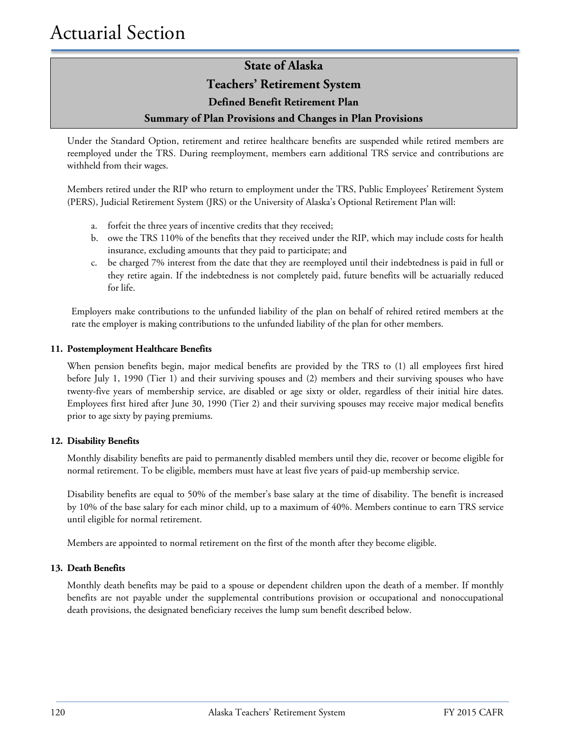## State of Alaska
## Teachers' Retirement System
### Defined Benefit Retirement Plan
### Summary of Plan Provisions and Changes in Plan Provisions

Under the Standard Option, retirement and retiree healthcare benefits are suspended while retired members are reemployed under the TRS. During reemployment, members earn additional TRS service and contributions are withheld from their wages.

Members retired under the RIP who return to employment under the TRS, Public Employees' Retirement System (PERS), Judicial Retirement System (JRS) or the University of Alaska's Optional Retirement Plan will:

a. forfeit the three years of incentive credits that they received;
b. owe the TRS 110% of the benefits that they received under the RIP, which may include costs for health insurance, excluding amounts that they paid to participate; and
c. be charged 7% interest from the date that they are reemployed until their indebtedness is paid in full or they retire again. If the indebtedness is not completely paid, future benefits will be actuarially reduced for life.

Employers make contributions to the unfunded liability of the plan on behalf of rehired retired members at the rate the employer is making contributions to the unfunded liability of the plan for other members.

**11. Postemployment Healthcare Benefits**

When pension benefits begin, major medical benefits are provided by the TRS to (1) all employees first hired before July 1, 1990 (Tier 1) and their surviving spouses and (2) members and their surviving spouses who have twenty-five years of membership service, are disabled or age sixty or older, regardless of their initial hire dates. Employees first hired after June 30, 1990 (Tier 2) and their surviving spouses may receive major medical benefits prior to age sixty by paying premiums.

**12. Disability Benefits**

Monthly disability benefits are paid to permanently disabled members until they die, recover or become eligible for normal retirement. To be eligible, members must have at least five years of paid-up membership service.

Disability benefits are equal to 50% of the member's base salary at the time of disability. The benefit is increased by 10% of the base salary for each minor child, up to a maximum of 40%. Members continue to earn TRS service until eligible for normal retirement.

Members are appointed to normal retirement on the first of the month after they become eligible.

**13. Death Benefits**

Monthly death benefits may be paid to a spouse or dependent children upon the death of a member. If monthly benefits are not payable under the supplemental contributions provision or occupational and nonoccupational death provisions, the designated beneficiary receives the lump sum benefit described below.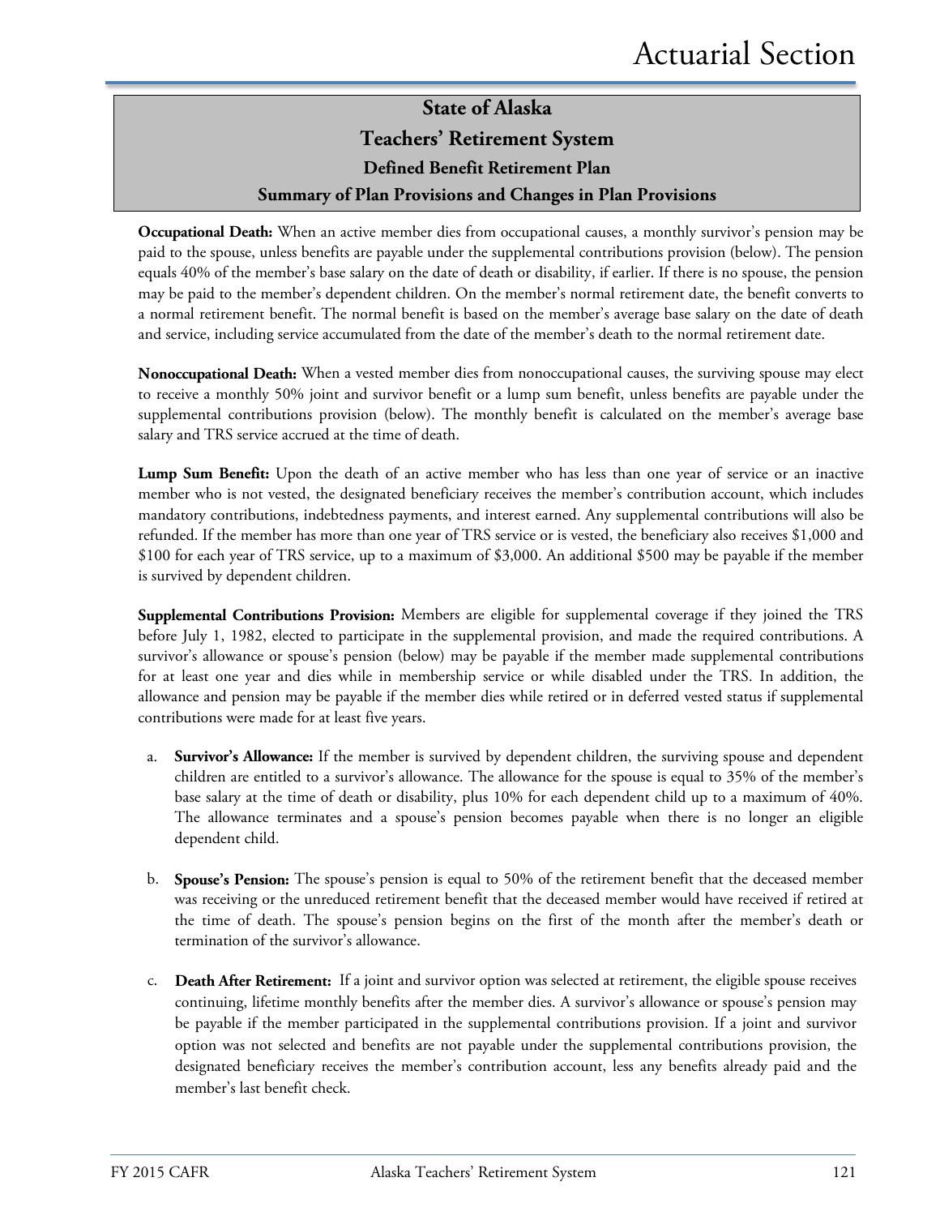# State of Alaska
## Teachers' Retirement System
### Defined Benefit Retirement Plan
### Summary of Plan Provisions and Changes in Plan Provisions

**Occupational Death:** When an active member dies from occupational causes, a monthly survivor's pension may be paid to the spouse, unless benefits are payable under the supplemental contributions provision (below). The pension equals 40% of the member's base salary on the date of death or disability, if earlier. If there is no spouse, the pension may be paid to the member's dependent children. On the member's normal retirement date, the benefit converts to a normal retirement benefit. The normal benefit is based on the member's average base salary on the date of death and service, including service accumulated from the date of the member's death to the normal retirement date.

**Nonoccupational Death:** When a vested member dies from nonoccupational causes, the surviving spouse may elect to receive a monthly 50% joint and survivor benefit or a lump sum benefit, unless benefits are payable under the supplemental contributions provision (below). The monthly benefit is calculated on the member's average base salary and TRS service accrued at the time of death.

**Lump Sum Benefit:** Upon the death of an active member who has less than one year of service or an inactive member who is not vested, the designated beneficiary receives the member's contribution account, which includes mandatory contributions, indebtedness payments, and interest earned. Any supplemental contributions will also be refunded. If the member has more than one year of TRS service or is vested, the beneficiary also receives $1,000 and $100 for each year of TRS service, up to a maximum of $3,000. An additional $500 may be payable if the member is survived by dependent children.

**Supplemental Contributions Provision:** Members are eligible for supplemental coverage if they joined the TRS before July 1, 1982, elected to participate in the supplemental provision, and made the required contributions. A survivor's allowance or spouse's pension (below) may be payable if the member made supplemental contributions for at least one year and dies while in membership service or while disabled under the TRS. In addition, the allowance and pension may be payable if the member dies while retired or in deferred vested status if supplemental contributions were made for at least five years.

a. **Survivor's Allowance:** If the member is survived by dependent children, the surviving spouse and dependent children are entitled to a survivor's allowance. The allowance for the spouse is equal to 35% of the member's base salary at the time of death or disability, plus 10% for each dependent child up to a maximum of 40%. The allowance terminates and a spouse's pension becomes payable when there is no longer an eligible dependent child.

b. **Spouse's Pension:** The spouse's pension is equal to 50% of the retirement benefit that the deceased member was receiving or the unreduced retirement benefit that the deceased member would have received if retired at the time of death. The spouse's pension begins on the first of the month after the member's death or termination of the survivor's allowance.

c. **Death After Retirement:** If a joint and survivor option was selected at retirement, the eligible spouse receives continuing, lifetime monthly benefits after the member dies. A survivor's allowance or spouse's pension may be payable if the member participated in the supplemental contributions provision. If a joint and survivor option was not selected and benefits are not payable under the supplemental contributions provision, the designated beneficiary receives the member's contribution account, less any benefits already paid and the member's last benefit check.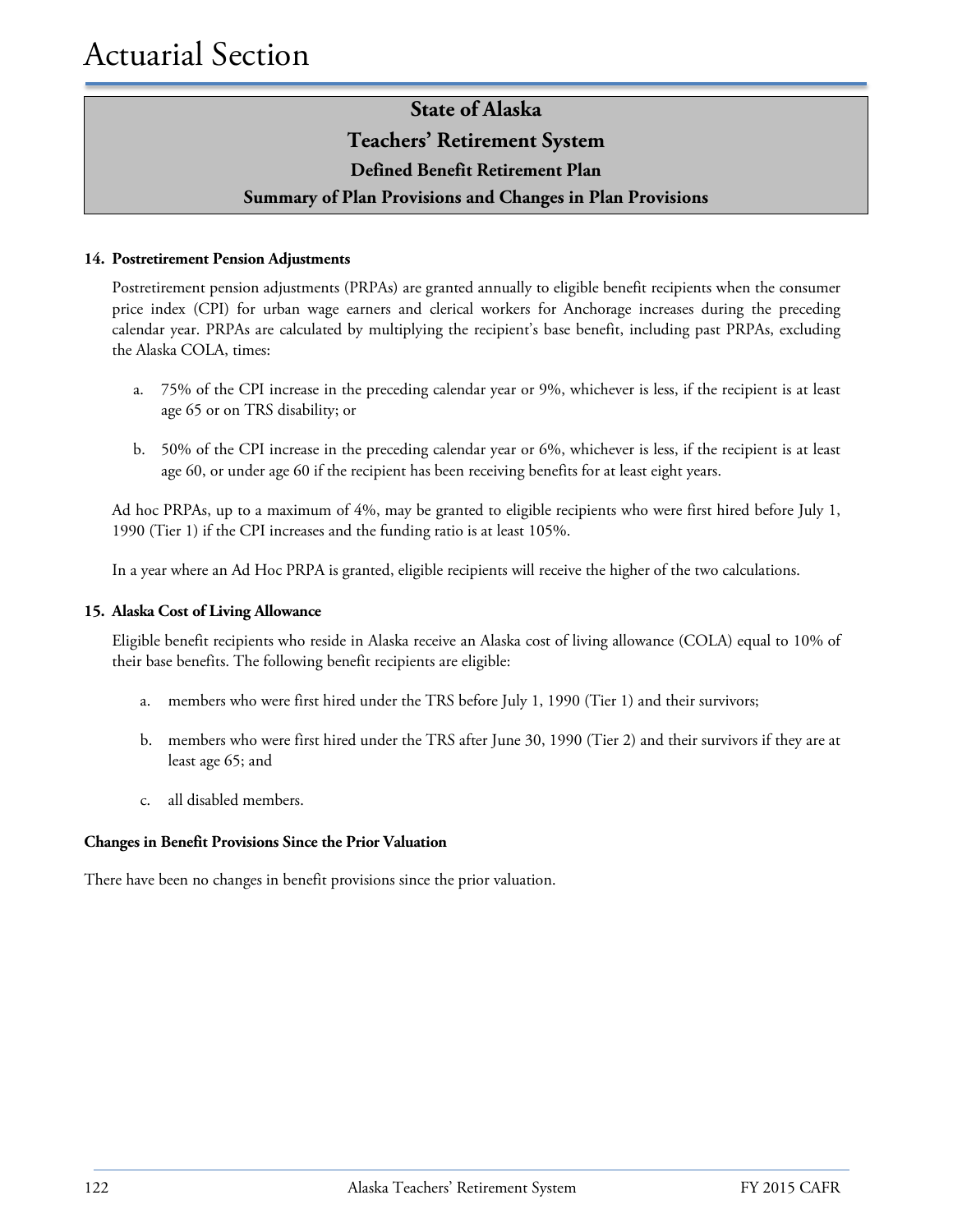## State of Alaska
## Teachers' Retirement System
### Defined Benefit Retirement Plan
### Summary of Plan Provisions and Changes in Plan Provisions

**14. Postretirement Pension Adjustments**

Postretirement pension adjustments (PRPAs) are granted annually to eligible benefit recipients when the consumer price index (CPI) for urban wage earners and clerical workers for Anchorage increases during the preceding calendar year. PRPAs are calculated by multiplying the recipient's base benefit, including past PRPAs, excluding the Alaska COLA, times:

a. 75% of the CPI increase in the preceding calendar year or 9%, whichever is less, if the recipient is at least age 65 or on TRS disability; or

b. 50% of the CPI increase in the preceding calendar year or 6%, whichever is less, if the recipient is at least age 60, or under age 60 if the recipient has been receiving benefits for at least eight years.

Ad hoc PRPAs, up to a maximum of 4%, may be granted to eligible recipients who were first hired before July 1, 1990 (Tier 1) if the CPI increases and the funding ratio is at least 105%.

In a year where an Ad Hoc PRPA is granted, eligible recipients will receive the higher of the two calculations.

**15. Alaska Cost of Living Allowance**

Eligible benefit recipients who reside in Alaska receive an Alaska cost of living allowance (COLA) equal to 10% of their base benefits. The following benefit recipients are eligible:

a. members who were first hired under the TRS before July 1, 1990 (Tier 1) and their survivors;

b. members who were first hired under the TRS after June 30, 1990 (Tier 2) and their survivors if they are at least age 65; and

c. all disabled members.

**Changes in Benefit Provisions Since the Prior Valuation**

There have been no changes in benefit provisions since the prior valuation.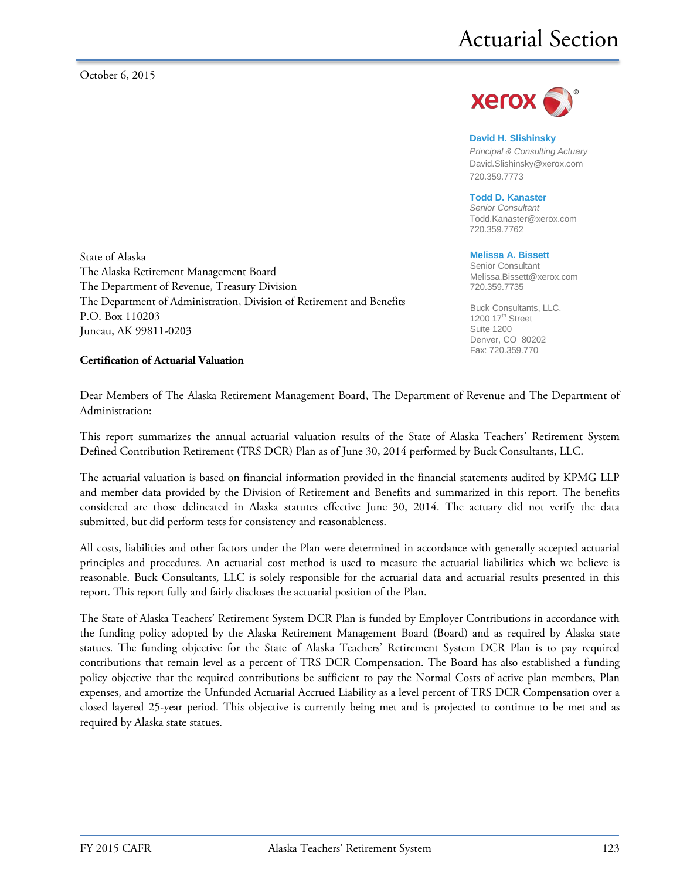# Actuarial Section

October 6, 2015

xerox

**David H. Slishinsky**
*Principal & Consulting Actuary*
David.Slishinsky@xerox.com
720.359.7773

**Todd D. Kanaster**
*Senior Consultant*
Todd.Kanaster@xerox.com
720.359.7762

**Melissa A. Bissett**
Senior Consultant
Melissa.Bissett@xerox.com
720.359.7735

Buck Consultants, LLC.
1200 17th Street
Suite 1200
Denver, CO 80202
Fax: 720.359.770

State of Alaska
The Alaska Retirement Management Board
The Department of Revenue, Treasury Division
The Department of Administration, Division of Retirement and Benefits
P.O. Box 110203
Juneau, AK 99811-0203

**Certification of Actuarial Valuation**

Dear Members of The Alaska Retirement Management Board, The Department of Revenue and The Department of Administration:

This report summarizes the annual actuarial valuation results of the State of Alaska Teachers' Retirement System Defined Contribution Retirement (TRS DCR) Plan as of June 30, 2014 performed by Buck Consultants, LLC.

The actuarial valuation is based on financial information provided in the financial statements audited by KPMG LLP and member data provided by the Division of Retirement and Benefits and summarized in this report. The benefits considered are those delineated in Alaska statutes effective June 30, 2014. The actuary did not verify the data submitted, but did perform tests for consistency and reasonableness.

All costs, liabilities and other factors under the Plan were determined in accordance with generally accepted actuarial principles and procedures. An actuarial cost method is used to measure the actuarial liabilities which we believe is reasonable. Buck Consultants, LLC is solely responsible for the actuarial data and actuarial results presented in this report. This report fully and fairly discloses the actuarial position of the Plan.

The State of Alaska Teachers' Retirement System DCR Plan is funded by Employer Contributions in accordance with the funding policy adopted by the Alaska Retirement Management Board (Board) and as required by Alaska state statues. The funding objective for the State of Alaska Teachers' Retirement System DCR Plan is to pay required contributions that remain level as a percent of TRS DCR Compensation. The Board has also established a funding policy objective that the required contributions be sufficient to pay the Normal Costs of active plan members, Plan expenses, and amortize the Unfunded Actuarial Accrued Liability as a level percent of TRS DCR Compensation over a closed layered 25-year period. This objective is currently being met and is projected to continue to be met and as required by Alaska state statues.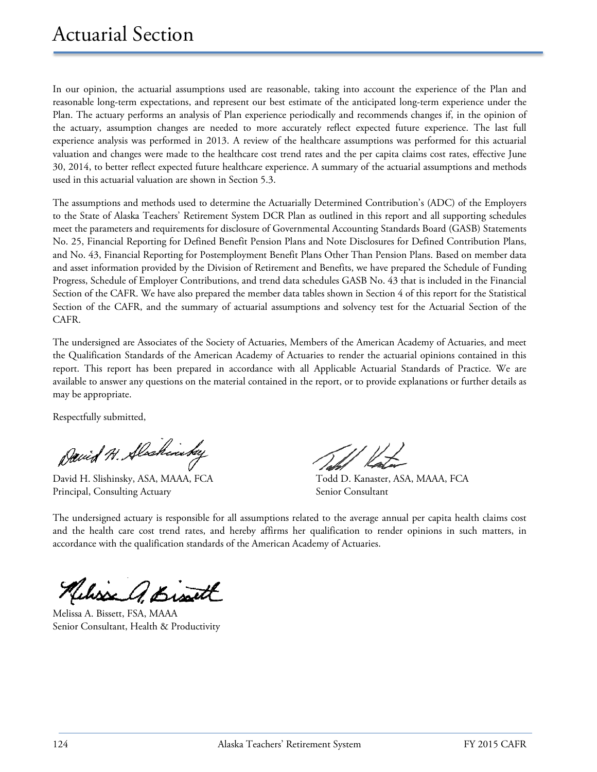In our opinion, the actuarial assumptions used are reasonable, taking into account the experience of the Plan and reasonable long-term expectations, and represent our best estimate of the anticipated long-term experience under the Plan. The actuary performs an analysis of Plan experience periodically and recommends changes if, in the opinion of the actuary, assumption changes are needed to more accurately reflect expected future experience. The last full experience analysis was performed in 2013. A review of the healthcare assumptions was performed for this actuarial valuation and changes were made to the healthcare cost trend rates and the per capita claims cost rates, effective June 30, 2014, to better reflect expected future healthcare experience. A summary of the actuarial assumptions and methods used in this actuarial valuation are shown in Section 5.3.

The assumptions and methods used to determine the Actuarially Determined Contribution's (ADC) of the Employers to the State of Alaska Teachers' Retirement System DCR Plan as outlined in this report and all supporting schedules meet the parameters and requirements for disclosure of Governmental Accounting Standards Board (GASB) Statements No. 25, Financial Reporting for Defined Benefit Pension Plans and Note Disclosures for Defined Contribution Plans, and No. 43, Financial Reporting for Postemployment Benefit Plans Other Than Pension Plans. Based on member data and asset information provided by the Division of Retirement and Benefits, we have prepared the Schedule of Funding Progress, Schedule of Employer Contributions, and trend data schedules GASB No. 43 that is included in the Financial Section of the CAFR. We have also prepared the member data tables shown in Section 4 of this report for the Statistical Section of the CAFR, and the summary of actuarial assumptions and solvency test for the Actuarial Section of the CAFR.

The undersigned are Associates of the Society of Actuaries, Members of the American Academy of Actuaries, and meet the Qualification Standards of the American Academy of Actuaries to render the actuarial opinions contained in this report. This report has been prepared in accordance with all Applicable Actuarial Standards of Practice. We are available to answer any questions on the material contained in the report, or to provide explanations or further details as may be appropriate.

Respectfully submitted,

David H. Slishinsky, ASA, MAAA, FCA
Principal, Consulting Actuary

Todd D. Kanaster, ASA, MAAA, FCA
Senior Consultant

The undersigned actuary is responsible for all assumptions related to the average annual per capita health claims cost and the health care cost trend rates, and hereby affirms her qualification to render opinions in such matters, in accordance with the qualification standards of the American Academy of Actuaries.

Melissa A. Bissett, FSA, MAAA
Senior Consultant, Health & Productivity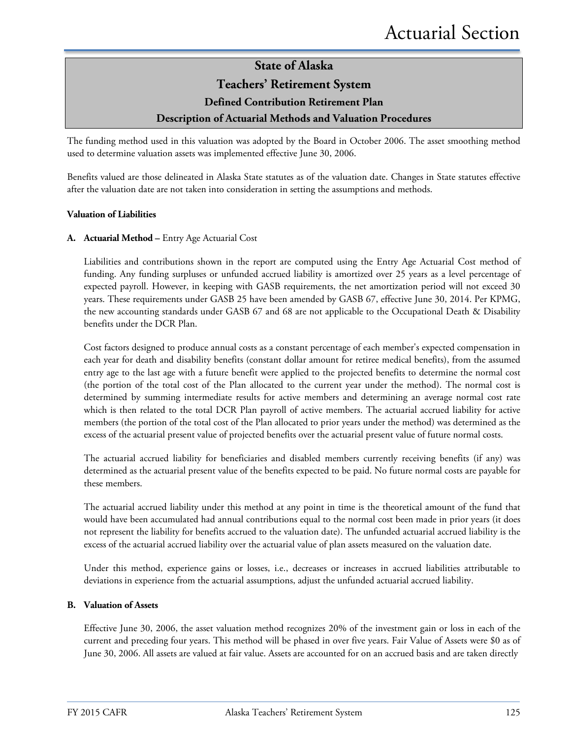## State of Alaska
## Teachers' Retirement System
### Defined Contribution Retirement Plan
### Description of Actuarial Methods and Valuation Procedures

The funding method used in this valuation was adopted by the Board in October 2006. The asset smoothing method used to determine valuation assets was implemented effective June 30, 2006.

Benefits valued are those delineated in Alaska State statutes as of the valuation date. Changes in State statutes effective after the valuation date are not taken into consideration in setting the assumptions and methods.

**Valuation of Liabilities**

**A. Actuarial Method –** Entry Age Actuarial Cost

Liabilities and contributions shown in the report are computed using the Entry Age Actuarial Cost method of funding. Any funding surpluses or unfunded accrued liability is amortized over 25 years as a level percentage of expected payroll. However, in keeping with GASB requirements, the net amortization period will not exceed 30 years. These requirements under GASB 25 have been amended by GASB 67, effective June 30, 2014. Per KPMG, the new accounting standards under GASB 67 and 68 are not applicable to the Occupational Death & Disability benefits under the DCR Plan.

Cost factors designed to produce annual costs as a constant percentage of each member's expected compensation in each year for death and disability benefits (constant dollar amount for retiree medical benefits), from the assumed entry age to the last age with a future benefit were applied to the projected benefits to determine the normal cost (the portion of the total cost of the Plan allocated to the current year under the method). The normal cost is determined by summing intermediate results for active members and determining an average normal cost rate which is then related to the total DCR Plan payroll of active members. The actuarial accrued liability for active members (the portion of the total cost of the Plan allocated to prior years under the method) was determined as the excess of the actuarial present value of projected benefits over the actuarial present value of future normal costs.

The actuarial accrued liability for beneficiaries and disabled members currently receiving benefits (if any) was determined as the actuarial present value of the benefits expected to be paid. No future normal costs are payable for these members.

The actuarial accrued liability under this method at any point in time is the theoretical amount of the fund that would have been accumulated had annual contributions equal to the normal cost been made in prior years (it does not represent the liability for benefits accrued to the valuation date). The unfunded actuarial accrued liability is the excess of the actuarial accrued liability over the actuarial value of plan assets measured on the valuation date.

Under this method, experience gains or losses, i.e., decreases or increases in accrued liabilities attributable to deviations in experience from the actuarial assumptions, adjust the unfunded actuarial accrued liability.

**B. Valuation of Assets**

Effective June 30, 2006, the asset valuation method recognizes 20% of the investment gain or loss in each of the current and preceding four years. This method will be phased in over five years. Fair Value of Assets were $0 as of June 30, 2006. All assets are valued at fair value. Assets are accounted for on an accrued basis and are taken directly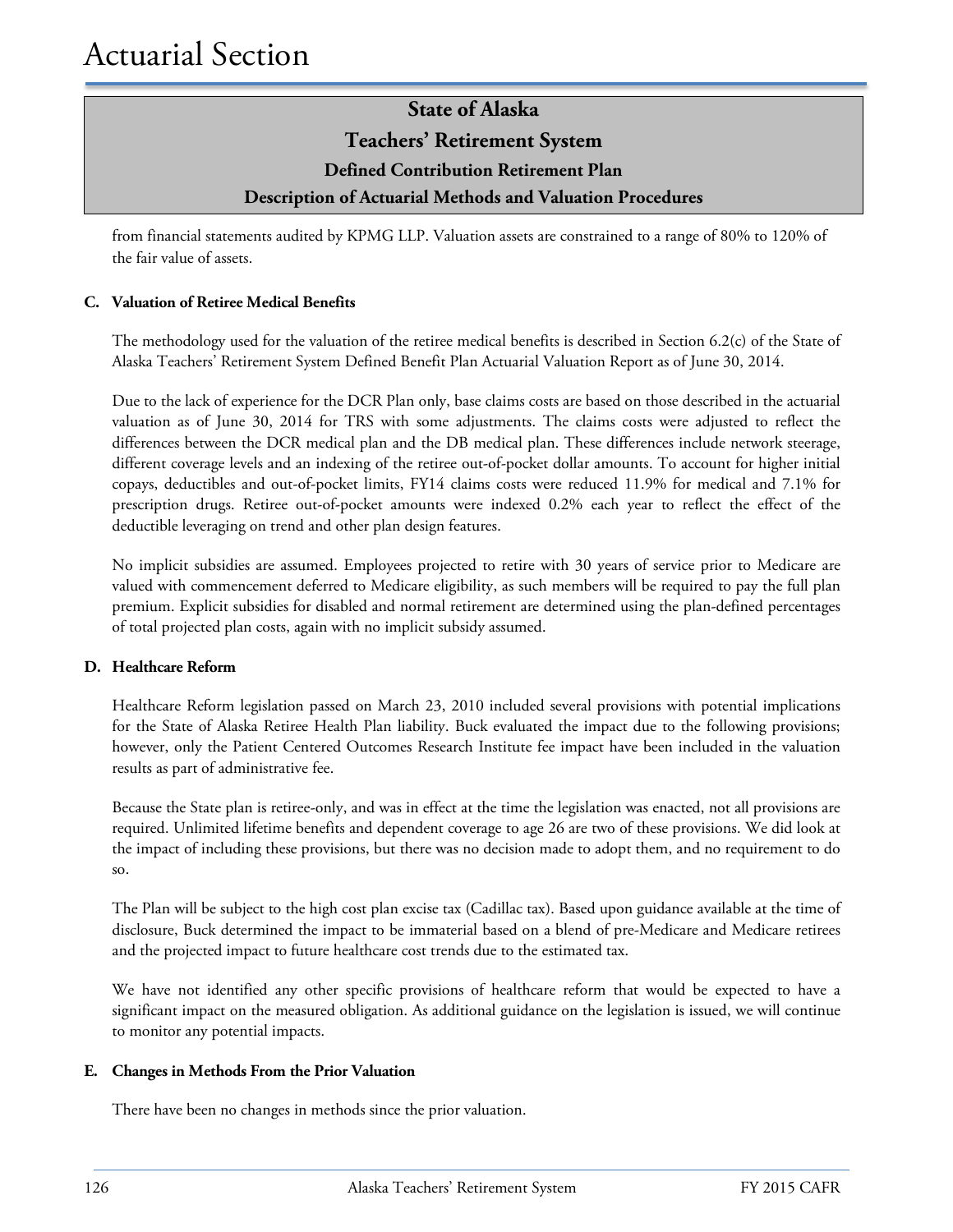# State of Alaska

## Teachers' Retirement System

### Defined Contribution Retirement Plan

### Description of Actuarial Methods and Valuation Procedures

from financial statements audited by KPMG LLP. Valuation assets are constrained to a range of 80% to 120% of the fair value of assets.

**C. Valuation of Retiree Medical Benefits**

The methodology used for the valuation of the retiree medical benefits is described in Section 6.2(c) of the State of Alaska Teachers' Retirement System Defined Benefit Plan Actuarial Valuation Report as of June 30, 2014.

Due to the lack of experience for the DCR Plan only, base claims costs are based on those described in the actuarial valuation as of June 30, 2014 for TRS with some adjustments. The claims costs were adjusted to reflect the differences between the DCR medical plan and the DB medical plan. These differences include network steerage, different coverage levels and an indexing of the retiree out-of-pocket dollar amounts. To account for higher initial copays, deductibles and out-of-pocket limits, FY14 claims costs were reduced 11.9% for medical and 7.1% for prescription drugs. Retiree out-of-pocket amounts were indexed 0.2% each year to reflect the effect of the deductible leveraging on trend and other plan design features.

No implicit subsidies are assumed. Employees projected to retire with 30 years of service prior to Medicare are valued with commencement deferred to Medicare eligibility, as such members will be required to pay the full plan premium. Explicit subsidies for disabled and normal retirement are determined using the plan-defined percentages of total projected plan costs, again with no implicit subsidy assumed.

**D. Healthcare Reform**

Healthcare Reform legislation passed on March 23, 2010 included several provisions with potential implications for the State of Alaska Retiree Health Plan liability. Buck evaluated the impact due to the following provisions; however, only the Patient Centered Outcomes Research Institute fee impact have been included in the valuation results as part of administrative fee.

Because the State plan is retiree-only, and was in effect at the time the legislation was enacted, not all provisions are required. Unlimited lifetime benefits and dependent coverage to age 26 are two of these provisions. We did look at the impact of including these provisions, but there was no decision made to adopt them, and no requirement to do so.

The Plan will be subject to the high cost plan excise tax (Cadillac tax). Based upon guidance available at the time of disclosure, Buck determined the impact to be immaterial based on a blend of pre-Medicare and Medicare retirees and the projected impact to future healthcare cost trends due to the estimated tax.

We have not identified any other specific provisions of healthcare reform that would be expected to have a significant impact on the measured obligation. As additional guidance on the legislation is issued, we will continue to monitor any potential impacts.

**E. Changes in Methods From the Prior Valuation**

There have been no changes in methods since the prior valuation.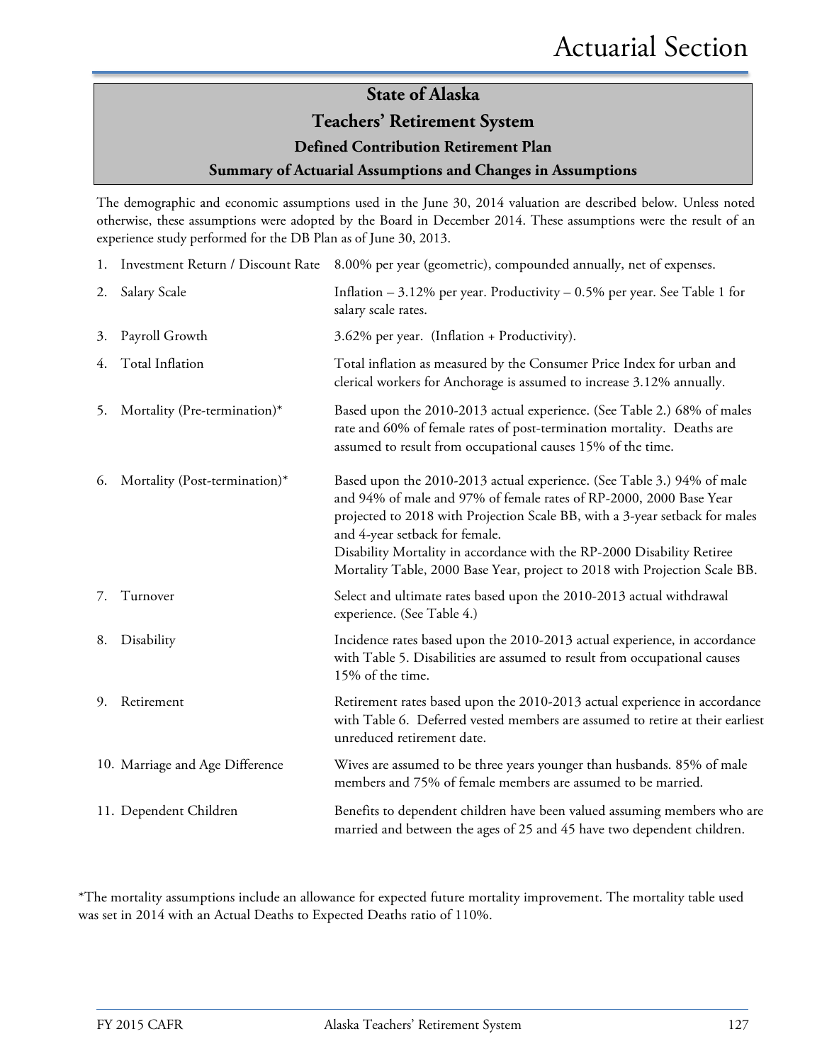# State of Alaska

## Teachers' Retirement System

### Defined Contribution Retirement Plan

### Summary of Actuarial Assumptions and Changes in Assumptions

The demographic and economic assumptions used in the June 30, 2014 valuation are described below. Unless noted otherwise, these assumptions were adopted by the Board in December 2014. These assumptions were the result of an experience study performed for the DB Plan as of June 30, 2013.

| | |
|---|---|
| 1. Investment Return / Discount Rate | 8.00% per year (geometric), compounded annually, net of expenses. |
| 2. Salary Scale | Inflation – 3.12% per year. Productivity – 0.5% per year. See Table 1 for salary scale rates. |
| 3. Payroll Growth | 3.62% per year. (Inflation + Productivity). |
| 4. Total Inflation | Total inflation as measured by the Consumer Price Index for urban and clerical workers for Anchorage is assumed to increase 3.12% annually. |
| 5. Mortality (Pre-termination)* | Based upon the 2010-2013 actual experience. (See Table 2.) 68% of males rate and 60% of female rates of post-termination mortality. Deaths are assumed to result from occupational causes 15% of the time. |
| 6. Mortality (Post-termination)* | Based upon the 2010-2013 actual experience. (See Table 3.) 94% of male and 94% of male and 97% of female rates of RP-2000, 2000 Base Year projected to 2018 with Projection Scale BB, with a 3-year setback for males and 4-year setback for female.<br>Disability Mortality in accordance with the RP-2000 Disability Retiree Mortality Table, 2000 Base Year, project to 2018 with Projection Scale BB. |
| 7. Turnover | Select and ultimate rates based upon the 2010-2013 actual withdrawal experience. (See Table 4.) |
| 8. Disability | Incidence rates based upon the 2010-2013 actual experience, in accordance with Table 5. Disabilities are assumed to result from occupational causes 15% of the time. |
| 9. Retirement | Retirement rates based upon the 2010-2013 actual experience in accordance with Table 6. Deferred vested members are assumed to retire at their earliest unreduced retirement date. |
| 10. Marriage and Age Difference | Wives are assumed to be three years younger than husbands. 85% of male members and 75% of female members are assumed to be married. |
| 11. Dependent Children | Benefits to dependent children have been valued assuming members who are married and between the ages of 25 and 45 have two dependent children. |

*The mortality assumptions include an allowance for expected future mortality improvement. The mortality table used was set in 2014 with an Actual Deaths to Expected Deaths ratio of 110%.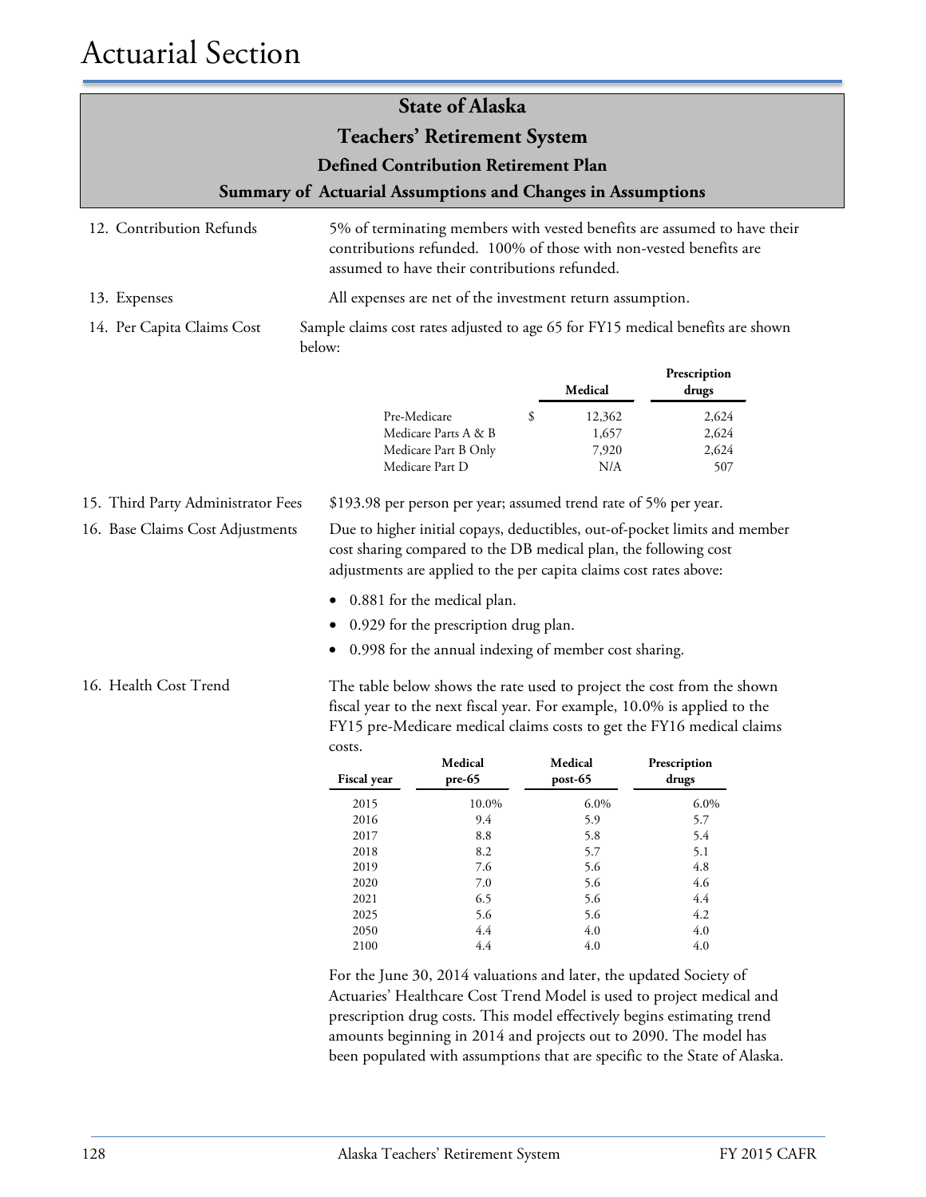# Actuarial Section

## State of Alaska
## Teachers' Retirement System
### Defined Contribution Retirement Plan
### Summary of Actuarial Assumptions and Changes in Assumptions

12. Contribution Refunds — 5% of terminating members with vested benefits are assumed to have their contributions refunded. 100% of those with non-vested benefits are assumed to have their contributions refunded.

13. Expenses — All expenses are net of the investment return assumption.

14. Per Capita Claims Cost — Sample claims cost rates adjusted to age 65 for FY15 medical benefits are shown below:

| | Medical | Prescription drugs |
|---|---|---|
| Pre-Medicare | $ 12,362 | 2,624 |
| Medicare Parts A & B | 1,657 | 2,624 |
| Medicare Part B Only | 7,920 | 2,624 |
| Medicare Part D | N/A | 507 |

15. Third Party Administrator Fees — $193.98 per person per year; assumed trend rate of 5% per year.

16. Base Claims Cost Adjustments — Due to higher initial copays, deductibles, out-of-pocket limits and member cost sharing compared to the DB medical plan, the following cost adjustments are applied to the per capita claims cost rates above:

- 0.881 for the medical plan.
- 0.929 for the prescription drug plan.
- 0.998 for the annual indexing of member cost sharing.

16. Health Cost Trend — The table below shows the rate used to project the cost from the shown fiscal year to the next fiscal year. For example, 10.0% is applied to the FY15 pre-Medicare medical claims costs to get the FY16 medical claims costs.

| Fiscal year | Medical pre-65 | Medical post-65 | Prescription drugs |
|---|---|---|---|
| 2015 | 10.0% | 6.0% | 6.0% |
| 2016 | 9.4 | 5.9 | 5.7 |
| 2017 | 8.8 | 5.8 | 5.4 |
| 2018 | 8.2 | 5.7 | 5.1 |
| 2019 | 7.6 | 5.6 | 4.8 |
| 2020 | 7.0 | 5.6 | 4.6 |
| 2021 | 6.5 | 5.6 | 4.4 |
| 2025 | 5.6 | 5.6 | 4.2 |
| 2050 | 4.4 | 4.0 | 4.0 |
| 2100 | 4.4 | 4.0 | 4.0 |

For the June 30, 2014 valuations and later, the updated Society of Actuaries' Healthcare Cost Trend Model is used to project medical and prescription drug costs. This model effectively begins estimating trend amounts beginning in 2014 and projects out to 2090. The model has been populated with assumptions that are specific to the State of Alaska.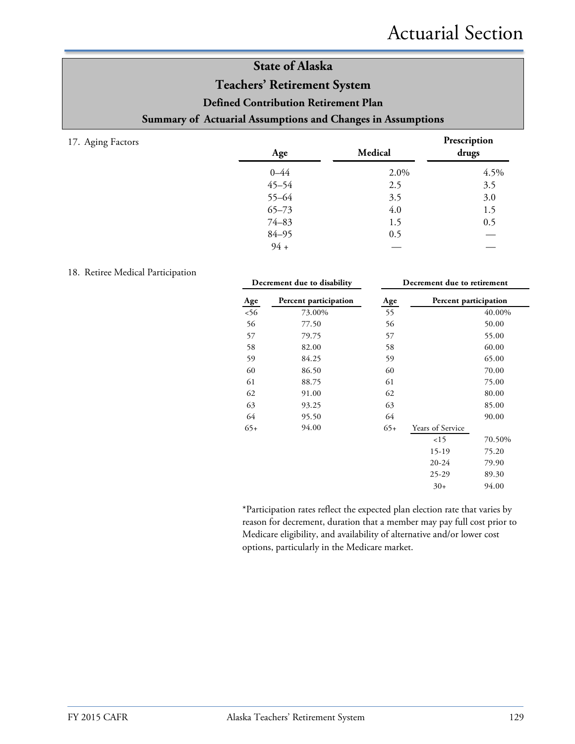# State of Alaska

## Teachers' Retirement System

### Defined Contribution Retirement Plan

### Summary of Actuarial Assumptions and Changes in Assumptions

17. Aging Factors

| Age | Medical | Prescription drugs |
|---|---|---|
| 0–44 | 2.0% | 4.5% |
| 45–54 | 2.5 | 3.5 |
| 55–64 | 3.5 | 3.0 |
| 65–73 | 4.0 | 1.5 |
| 74–83 | 1.5 | 0.5 |
| 84–95 | 0.5 | — |
| 94 + | — | — |

18. Retiree Medical Participation

| Decrement due to disability | | Decrement due to retirement | | |
|---|---|---|---|---|
| **Age** | **Percent participation** | **Age** | | **Percent participation** |
| <56 | 73.00% | 55 | | 40.00% |
| 56 | 77.50 | 56 | | 50.00 |
| 57 | 79.75 | 57 | | 55.00 |
| 58 | 82.00 | 58 | | 60.00 |
| 59 | 84.25 | 59 | | 65.00 |
| 60 | 86.50 | 60 | | 70.00 |
| 61 | 88.75 | 61 | | 75.00 |
| 62 | 91.00 | 62 | | 80.00 |
| 63 | 93.25 | 63 | | 85.00 |
| 64 | 95.50 | 64 | | 90.00 |
| 65+ | 94.00 | 65+ | Years of Service | |
| | | | <15 | 70.50% |
| | | | 15-19 | 75.20 |
| | | | 20-24 | 79.90 |
| | | | 25-29 | 89.30 |
| | | | 30+ | 94.00 |

*Participation rates reflect the expected plan election rate that varies by reason for decrement, duration that a member may pay full cost prior to Medicare eligibility, and availability of alternative and/or lower cost options, particularly in the Medicare market.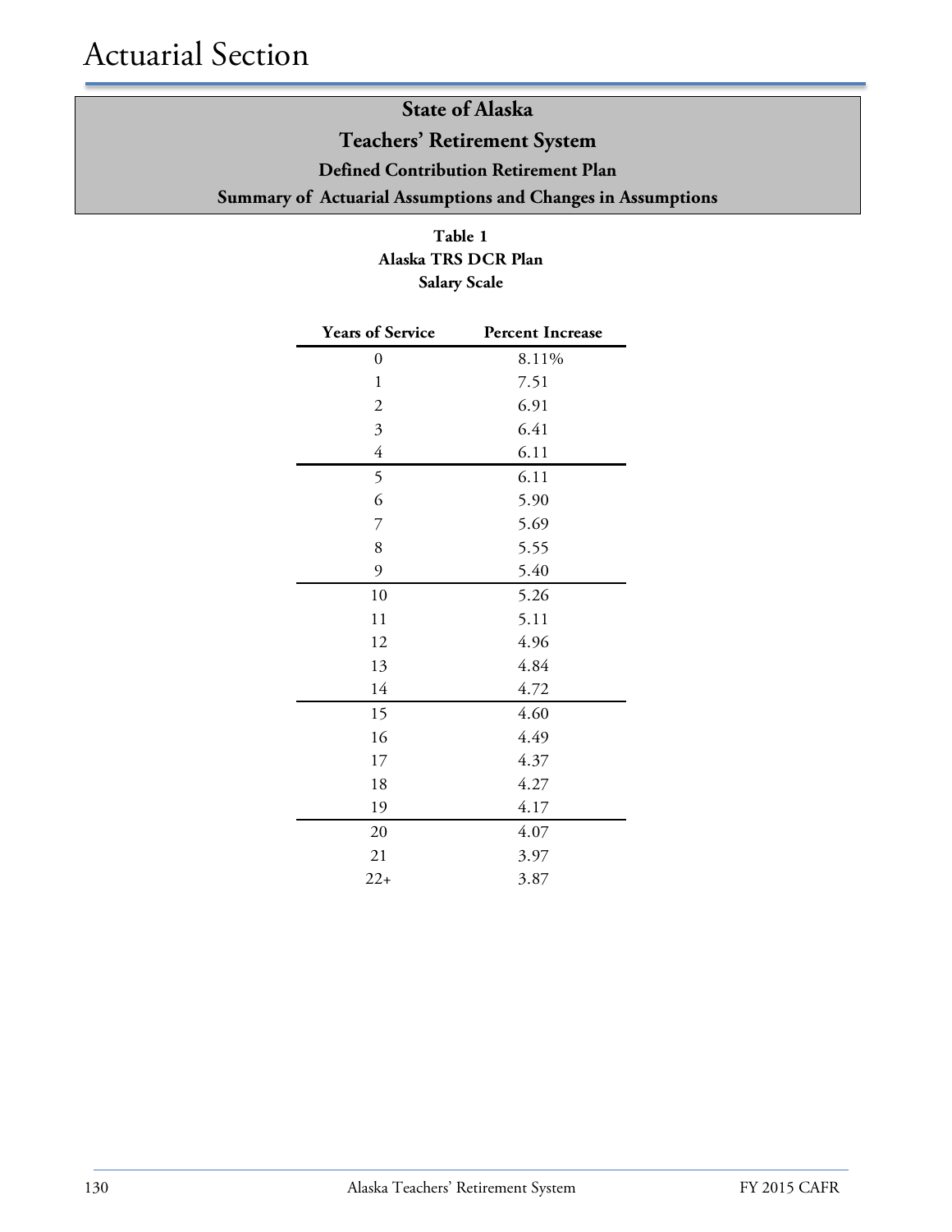# Actuarial Section

## State of Alaska
## Teachers' Retirement System
### Defined Contribution Retirement Plan
### Summary of Actuarial Assumptions and Changes in Assumptions

**Table 1**
**Alaska TRS DCR Plan**
**Salary Scale**

| Years of Service | Percent Increase |
|---|---|
| 0 | 8.11% |
| 1 | 7.51 |
| 2 | 6.91 |
| 3 | 6.41 |
| 4 | 6.11 |
| 5 | 6.11 |
| 6 | 5.90 |
| 7 | 5.69 |
| 8 | 5.55 |
| 9 | 5.40 |
| 10 | 5.26 |
| 11 | 5.11 |
| 12 | 4.96 |
| 13 | 4.84 |
| 14 | 4.72 |
| 15 | 4.60 |
| 16 | 4.49 |
| 17 | 4.37 |
| 18 | 4.27 |
| 19 | 4.17 |
| 20 | 4.07 |
| 21 | 3.97 |
| 22+ | 3.87 |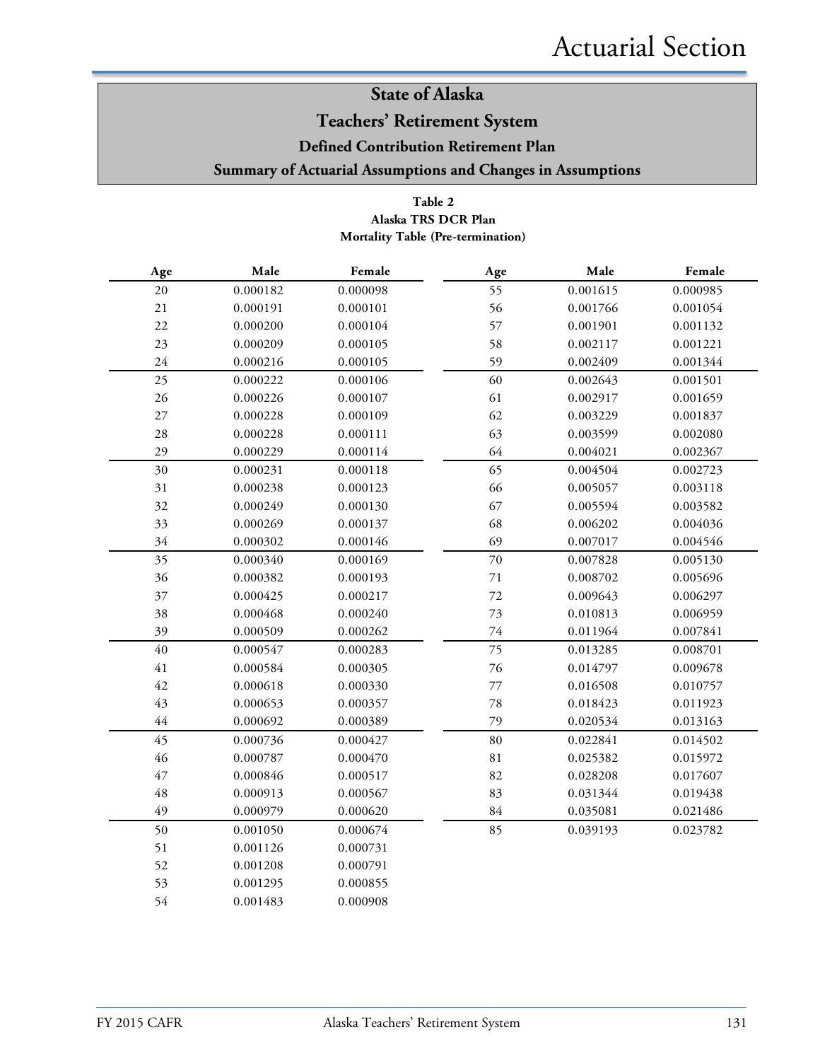# State of Alaska
# Teachers' Retirement System
## Defined Contribution Retirement Plan
## Summary of Actuarial Assumptions and Changes in Assumptions

**Table 2**
**Alaska TRS DCR Plan**
**Mortality Table (Pre-termination)**

| Age | Male | Female | Age | Male | Female |
|---|---|---|---|---|---|
| 20 | 0.000182 | 0.000098 | 55 | 0.001615 | 0.000985 |
| 21 | 0.000191 | 0.000101 | 56 | 0.001766 | 0.001054 |
| 22 | 0.000200 | 0.000104 | 57 | 0.001901 | 0.001132 |
| 23 | 0.000209 | 0.000105 | 58 | 0.002117 | 0.001221 |
| 24 | 0.000216 | 0.000105 | 59 | 0.002409 | 0.001344 |
| 25 | 0.000222 | 0.000106 | 60 | 0.002643 | 0.001501 |
| 26 | 0.000226 | 0.000107 | 61 | 0.002917 | 0.001659 |
| 27 | 0.000228 | 0.000109 | 62 | 0.003229 | 0.001837 |
| 28 | 0.000228 | 0.000111 | 63 | 0.003599 | 0.002080 |
| 29 | 0.000229 | 0.000114 | 64 | 0.004021 | 0.002367 |
| 30 | 0.000231 | 0.000118 | 65 | 0.004504 | 0.002723 |
| 31 | 0.000238 | 0.000123 | 66 | 0.005057 | 0.003118 |
| 32 | 0.000249 | 0.000130 | 67 | 0.005594 | 0.003582 |
| 33 | 0.000269 | 0.000137 | 68 | 0.006202 | 0.004036 |
| 34 | 0.000302 | 0.000146 | 69 | 0.007017 | 0.004546 |
| 35 | 0.000340 | 0.000169 | 70 | 0.007828 | 0.005130 |
| 36 | 0.000382 | 0.000193 | 71 | 0.008702 | 0.005696 |
| 37 | 0.000425 | 0.000217 | 72 | 0.009643 | 0.006297 |
| 38 | 0.000468 | 0.000240 | 73 | 0.010813 | 0.006959 |
| 39 | 0.000509 | 0.000262 | 74 | 0.011964 | 0.007841 |
| 40 | 0.000547 | 0.000283 | 75 | 0.013285 | 0.008701 |
| 41 | 0.000584 | 0.000305 | 76 | 0.014797 | 0.009678 |
| 42 | 0.000618 | 0.000330 | 77 | 0.016508 | 0.010757 |
| 43 | 0.000653 | 0.000357 | 78 | 0.018423 | 0.011923 |
| 44 | 0.000692 | 0.000389 | 79 | 0.020534 | 0.013163 |
| 45 | 0.000736 | 0.000427 | 80 | 0.022841 | 0.014502 |
| 46 | 0.000787 | 0.000470 | 81 | 0.025382 | 0.015972 |
| 47 | 0.000846 | 0.000517 | 82 | 0.028208 | 0.017607 |
| 48 | 0.000913 | 0.000567 | 83 | 0.031344 | 0.019438 |
| 49 | 0.000979 | 0.000620 | 84 | 0.035081 | 0.021486 |
| 50 | 0.001050 | 0.000674 | 85 | 0.039193 | 0.023782 |
| 51 | 0.001126 | 0.000731 | | | |
| 52 | 0.001208 | 0.000791 | | | |
| 53 | 0.001295 | 0.000855 | | | |
| 54 | 0.001483 | 0.000908 | | | |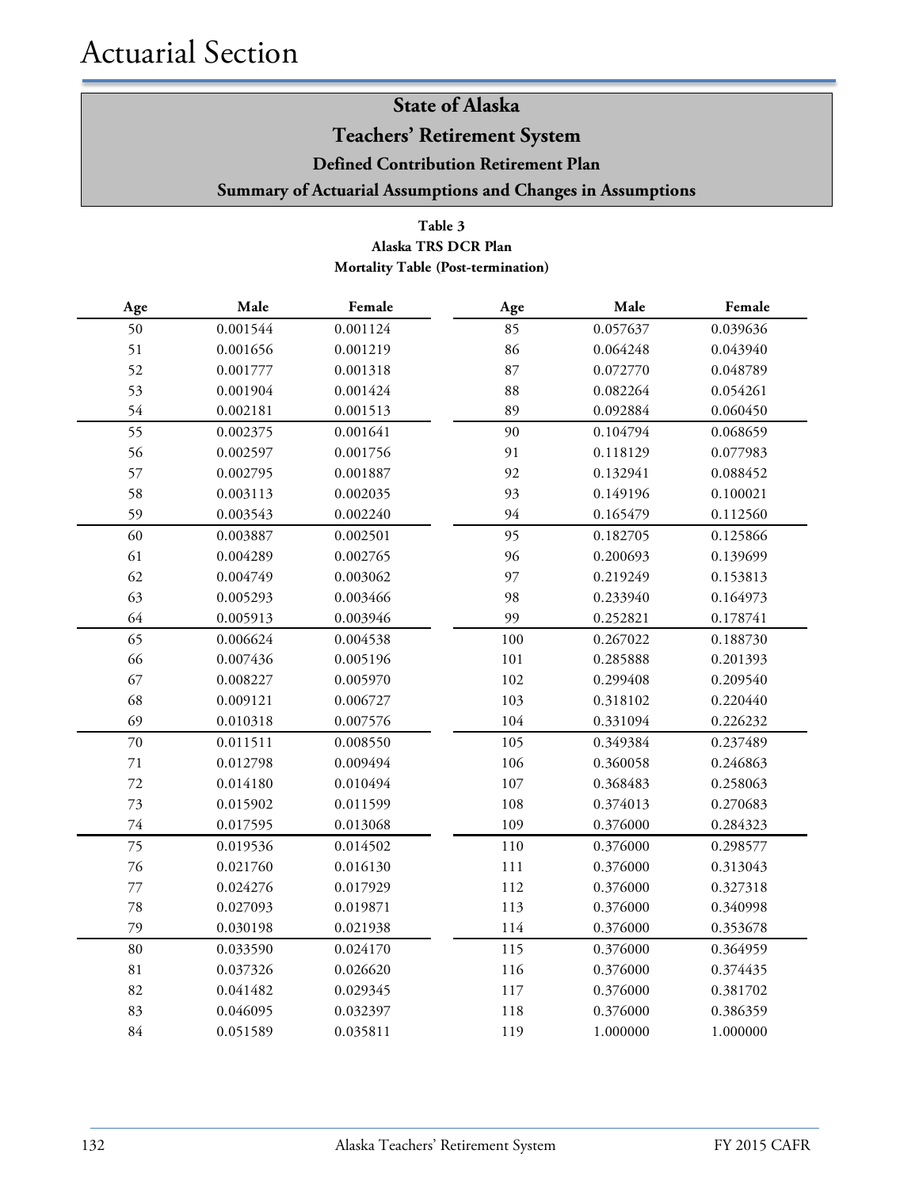# Actuarial Section

## State of Alaska
## Teachers' Retirement System
### Defined Contribution Retirement Plan
### Summary of Actuarial Assumptions and Changes in Assumptions

**Table 3**
**Alaska TRS DCR Plan**
**Mortality Table (Post-termination)**

| Age | Male | Female | Age | Male | Female |
|---|---|---|---|---|---|
| 50 | 0.001544 | 0.001124 | 85 | 0.057637 | 0.039636 |
| 51 | 0.001656 | 0.001219 | 86 | 0.064248 | 0.043940 |
| 52 | 0.001777 | 0.001318 | 87 | 0.072770 | 0.048789 |
| 53 | 0.001904 | 0.001424 | 88 | 0.082264 | 0.054261 |
| 54 | 0.002181 | 0.001513 | 89 | 0.092884 | 0.060450 |
| 55 | 0.002375 | 0.001641 | 90 | 0.104794 | 0.068659 |
| 56 | 0.002597 | 0.001756 | 91 | 0.118129 | 0.077983 |
| 57 | 0.002795 | 0.001887 | 92 | 0.132941 | 0.088452 |
| 58 | 0.003113 | 0.002035 | 93 | 0.149196 | 0.100021 |
| 59 | 0.003543 | 0.002240 | 94 | 0.165479 | 0.112560 |
| 60 | 0.003887 | 0.002501 | 95 | 0.182705 | 0.125866 |
| 61 | 0.004289 | 0.002765 | 96 | 0.200693 | 0.139699 |
| 62 | 0.004749 | 0.003062 | 97 | 0.219249 | 0.153813 |
| 63 | 0.005293 | 0.003466 | 98 | 0.233940 | 0.164973 |
| 64 | 0.005913 | 0.003946 | 99 | 0.252821 | 0.178741 |
| 65 | 0.006624 | 0.004538 | 100 | 0.267022 | 0.188730 |
| 66 | 0.007436 | 0.005196 | 101 | 0.285888 | 0.201393 |
| 67 | 0.008227 | 0.005970 | 102 | 0.299408 | 0.209540 |
| 68 | 0.009121 | 0.006727 | 103 | 0.318102 | 0.220440 |
| 69 | 0.010318 | 0.007576 | 104 | 0.331094 | 0.226232 |
| 70 | 0.011511 | 0.008550 | 105 | 0.349384 | 0.237489 |
| 71 | 0.012798 | 0.009494 | 106 | 0.360058 | 0.246863 |
| 72 | 0.014180 | 0.010494 | 107 | 0.368483 | 0.258063 |
| 73 | 0.015902 | 0.011599 | 108 | 0.374013 | 0.270683 |
| 74 | 0.017595 | 0.013068 | 109 | 0.376000 | 0.284323 |
| 75 | 0.019536 | 0.014502 | 110 | 0.376000 | 0.298577 |
| 76 | 0.021760 | 0.016130 | 111 | 0.376000 | 0.313043 |
| 77 | 0.024276 | 0.017929 | 112 | 0.376000 | 0.327318 |
| 78 | 0.027093 | 0.019871 | 113 | 0.376000 | 0.340998 |
| 79 | 0.030198 | 0.021938 | 114 | 0.376000 | 0.353678 |
| 80 | 0.033590 | 0.024170 | 115 | 0.376000 | 0.364959 |
| 81 | 0.037326 | 0.026620 | 116 | 0.376000 | 0.374435 |
| 82 | 0.041482 | 0.029345 | 117 | 0.376000 | 0.381702 |
| 83 | 0.046095 | 0.032397 | 118 | 0.376000 | 0.386359 |
| 84 | 0.051589 | 0.035811 | 119 | 1.000000 | 1.000000 |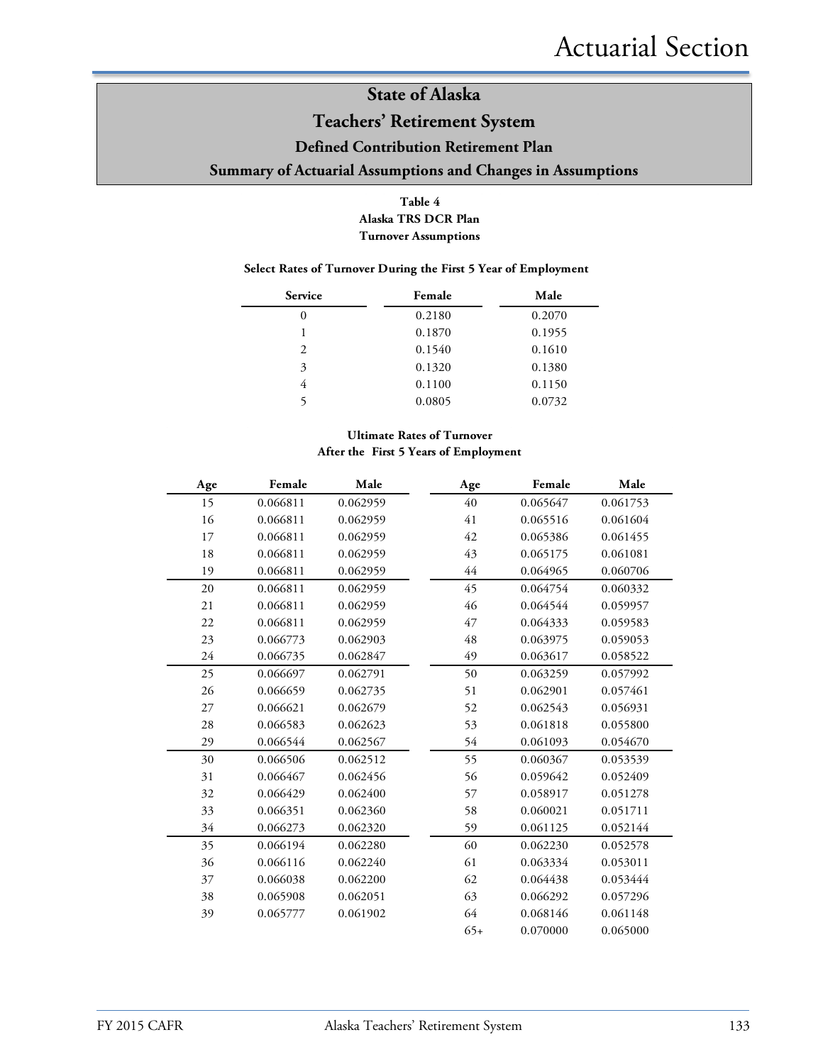# Actuarial Section

## State of Alaska
## Teachers' Retirement System
### Defined Contribution Retirement Plan
### Summary of Actuarial Assumptions and Changes in Assumptions

**Table 4**
**Alaska TRS DCR Plan**
**Turnover Assumptions**

**Select Rates of Turnover During the First 5 Year of Employment**

| Service | Female | Male |
|---|---|---|
| 0 | 0.2180 | 0.2070 |
| 1 | 0.1870 | 0.1955 |
| 2 | 0.1540 | 0.1610 |
| 3 | 0.1320 | 0.1380 |
| 4 | 0.1100 | 0.1150 |
| 5 | 0.0805 | 0.0732 |

**Ultimate Rates of Turnover**
**After the First 5 Years of Employment**

| Age | Female | Male | Age | Female | Male |
|---|---|---|---|---|---|
| 15 | 0.066811 | 0.062959 | 40 | 0.065647 | 0.061753 |
| 16 | 0.066811 | 0.062959 | 41 | 0.065516 | 0.061604 |
| 17 | 0.066811 | 0.062959 | 42 | 0.065386 | 0.061455 |
| 18 | 0.066811 | 0.062959 | 43 | 0.065175 | 0.061081 |
| 19 | 0.066811 | 0.062959 | 44 | 0.064965 | 0.060706 |
| 20 | 0.066811 | 0.062959 | 45 | 0.064754 | 0.060332 |
| 21 | 0.066811 | 0.062959 | 46 | 0.064544 | 0.059957 |
| 22 | 0.066811 | 0.062959 | 47 | 0.064333 | 0.059583 |
| 23 | 0.066773 | 0.062903 | 48 | 0.063975 | 0.059053 |
| 24 | 0.066735 | 0.062847 | 49 | 0.063617 | 0.058522 |
| 25 | 0.066697 | 0.062791 | 50 | 0.063259 | 0.057992 |
| 26 | 0.066659 | 0.062735 | 51 | 0.062901 | 0.057461 |
| 27 | 0.066621 | 0.062679 | 52 | 0.062543 | 0.056931 |
| 28 | 0.066583 | 0.062623 | 53 | 0.061818 | 0.055800 |
| 29 | 0.066544 | 0.062567 | 54 | 0.061093 | 0.054670 |
| 30 | 0.066506 | 0.062512 | 55 | 0.060367 | 0.053539 |
| 31 | 0.066467 | 0.062456 | 56 | 0.059642 | 0.052409 |
| 32 | 0.066429 | 0.062400 | 57 | 0.058917 | 0.051278 |
| 33 | 0.066351 | 0.062360 | 58 | 0.060021 | 0.051711 |
| 34 | 0.066273 | 0.062320 | 59 | 0.061125 | 0.052144 |
| 35 | 0.066194 | 0.062280 | 60 | 0.062230 | 0.052578 |
| 36 | 0.066116 | 0.062240 | 61 | 0.063334 | 0.053011 |
| 37 | 0.066038 | 0.062200 | 62 | 0.064438 | 0.053444 |
| 38 | 0.065908 | 0.062051 | 63 | 0.066292 | 0.057296 |
| 39 | 0.065777 | 0.061902 | 64 | 0.068146 | 0.061148 |
| | | | 65+ | 0.070000 | 0.065000 |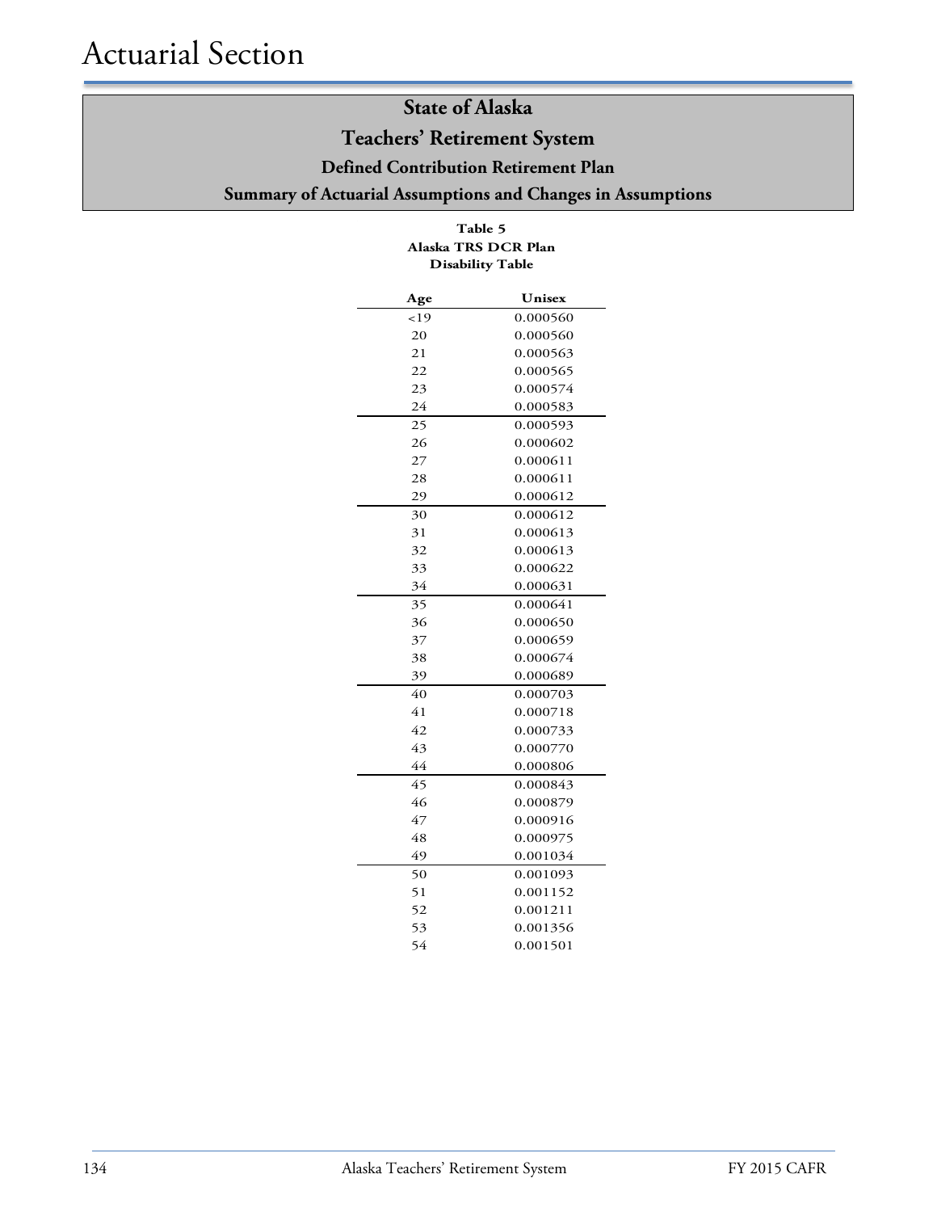# Actuarial Section

## State of Alaska

## Teachers' Retirement System

### Defined Contribution Retirement Plan

### Summary of Actuarial Assumptions and Changes in Assumptions

**Table 5**
**Alaska TRS DCR Plan**
**Disability Table**

| Age | Unisex |
|---|---|
| <19 | 0.000560 |
| 20 | 0.000560 |
| 21 | 0.000563 |
| 22 | 0.000565 |
| 23 | 0.000574 |
| 24 | 0.000583 |
| 25 | 0.000593 |
| 26 | 0.000602 |
| 27 | 0.000611 |
| 28 | 0.000611 |
| 29 | 0.000612 |
| 30 | 0.000612 |
| 31 | 0.000613 |
| 32 | 0.000613 |
| 33 | 0.000622 |
| 34 | 0.000631 |
| 35 | 0.000641 |
| 36 | 0.000650 |
| 37 | 0.000659 |
| 38 | 0.000674 |
| 39 | 0.000689 |
| 40 | 0.000703 |
| 41 | 0.000718 |
| 42 | 0.000733 |
| 43 | 0.000770 |
| 44 | 0.000806 |
| 45 | 0.000843 |
| 46 | 0.000879 |
| 47 | 0.000916 |
| 48 | 0.000975 |
| 49 | 0.001034 |
| 50 | 0.001093 |
| 51 | 0.001152 |
| 52 | 0.001211 |
| 53 | 0.001356 |
| 54 | 0.001501 |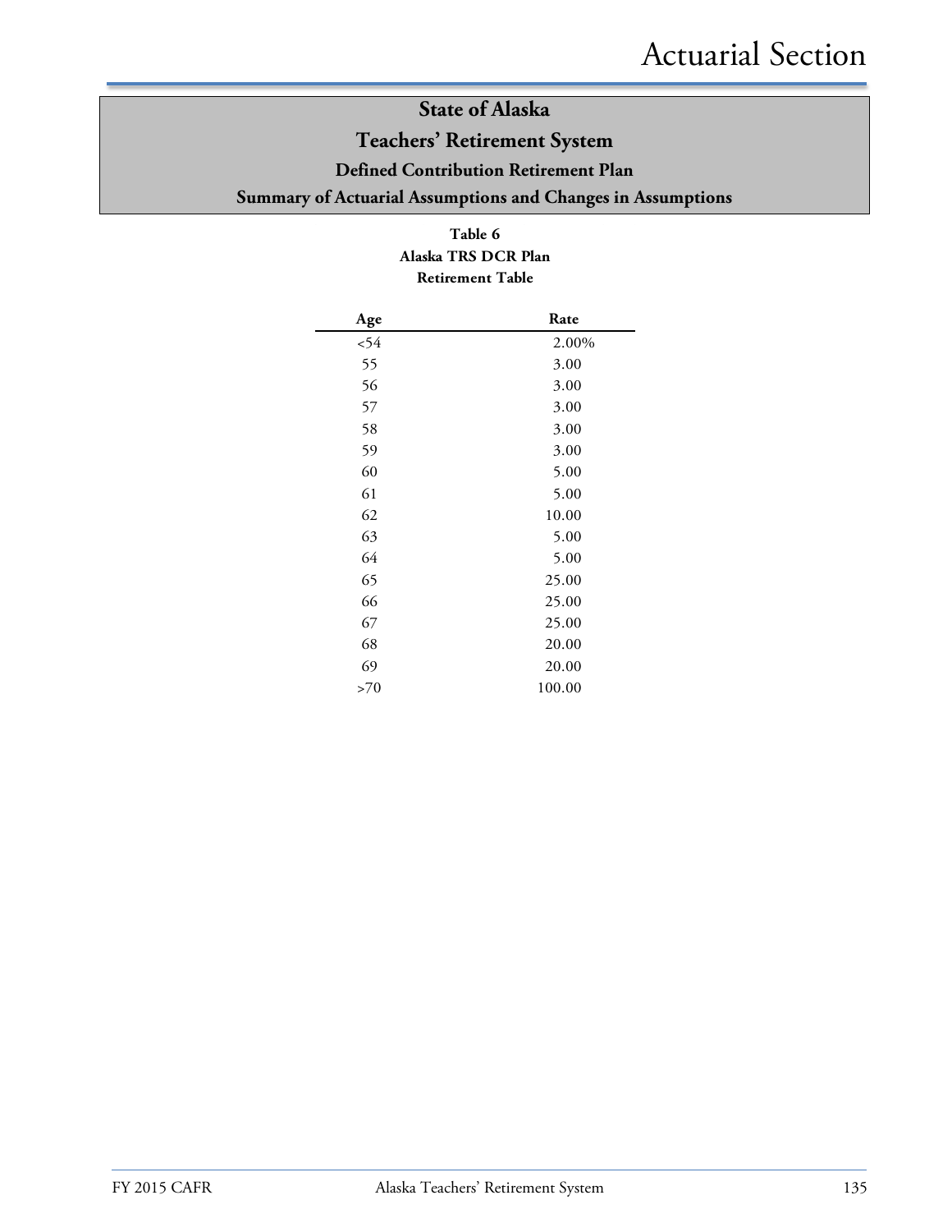# State of Alaska

## Teachers' Retirement System

### Defined Contribution Retirement Plan

### Summary of Actuarial Assumptions and Changes in Assumptions

**Table 6**
**Alaska TRS DCR Plan**
**Retirement Table**

| Age | Rate |
|---|---|
| <54 | 2.00% |
| 55 | 3.00 |
| 56 | 3.00 |
| 57 | 3.00 |
| 58 | 3.00 |
| 59 | 3.00 |
| 60 | 5.00 |
| 61 | 5.00 |
| 62 | 10.00 |
| 63 | 5.00 |
| 64 | 5.00 |
| 65 | 25.00 |
| 66 | 25.00 |
| 67 | 25.00 |
| 68 | 20.00 |
| 69 | 20.00 |
| >70 | 100.00 |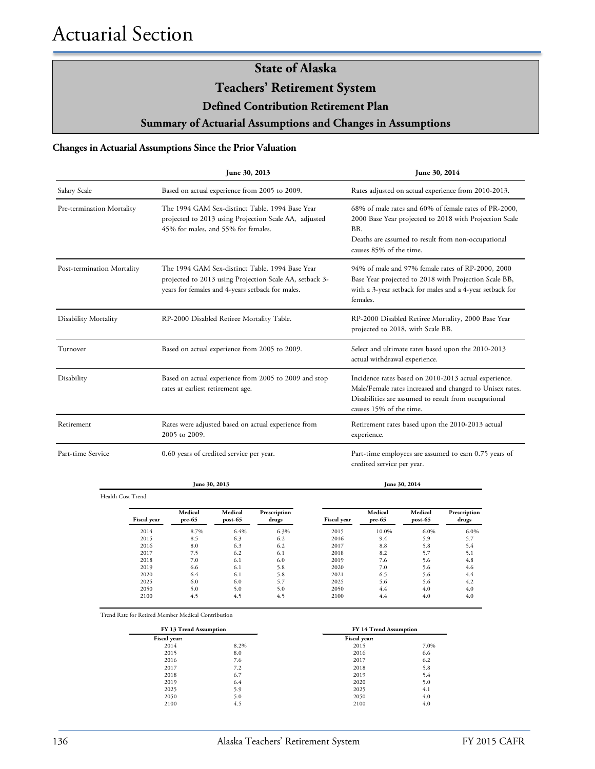# Actuarial Section

## State of Alaska
## Teachers' Retirement System
### Defined Contribution Retirement Plan
### Summary of Actuarial Assumptions and Changes in Assumptions

**Changes in Actuarial Assumptions Since the Prior Valuation**

| | June 30, 2013 | June 30, 2014 |
|---|---|---|
| Salary Scale | Based on actual experience from 2005 to 2009. | Rates adjusted on actual experience from 2010-2013. |
| Pre-termination Mortality | The 1994 GAM Sex-distinct Table, 1994 Base Year projected to 2013 using Projection Scale AA, adjusted 45% for males, and 55% for females. | 68% of male rates and 60% of female rates of PR-2000, 2000 Base Year projected to 2018 with Projection Scale BB. Deaths are assumed to result from non-occupational causes 85% of the time. |
| Post-termination Mortality | The 1994 GAM Sex-distinct Table, 1994 Base Year projected to 2013 using Projection Scale AA, setback 3-years for females and 4-years setback for males. | 94% of male and 97% female rates of RP-2000, 2000 Base Year projected to 2018 with Projection Scale BB, with a 3-year setback for males and a 4-year setback for females. |
| Disability Mortality | RP-2000 Disabled Retiree Mortality Table. | RP-2000 Disabled Retiree Mortality, 2000 Base Year projected to 2018, with Scale BB. |
| Turnover | Based on actual experience from 2005 to 2009. | Select and ultimate rates based upon the 2010-2013 actual withdrawal experience. |
| Disability | Based on actual experience from 2005 to 2009 and stop rates at earliest retirement age. | Incidence rates based on 2010-2013 actual experience. Male/Female rates increased and changed to Unisex rates. Disabilities are assumed to result from occupational causes 15% of the time. |
| Retirement | Rates were adjusted based on actual experience from 2005 to 2009. | Retirement rates based upon the 2010-2013 actual experience. |
| Part-time Service | 0.60 years of credited service per year. | Part-time employees are assumed to earn 0.75 years of credited service per year. |

Health Cost Trend

| June 30, 2013 | | | | June 30, 2014 | | | |
|---|---|---|---|---|---|---|---|
| Fiscal year | Medical pre-65 | Medical post-65 | Prescription drugs | Fiscal year | Medical pre-65 | Medical post-65 | Prescription drugs |
| 2014 | 8.7% | 6.4% | 6.3% | 2015 | 10.0% | 6.0% | 6.0% |
| 2015 | 8.5 | 6.3 | 6.2 | 2016 | 9.4 | 5.9 | 5.7 |
| 2016 | 8.0 | 6.3 | 6.2 | 2017 | 8.8 | 5.8 | 5.4 |
| 2017 | 7.5 | 6.2 | 6.1 | 2018 | 8.2 | 5.7 | 5.1 |
| 2018 | 7.0 | 6.1 | 6.0 | 2019 | 7.6 | 5.6 | 4.8 |
| 2019 | 6.6 | 6.1 | 5.8 | 2020 | 7.0 | 5.6 | 4.6 |
| 2020 | 6.4 | 6.1 | 5.8 | 2021 | 6.5 | 5.6 | 4.4 |
| 2025 | 6.0 | 6.0 | 5.7 | 2025 | 5.6 | 5.6 | 4.2 |
| 2050 | 5.0 | 5.0 | 5.0 | 2050 | 4.4 | 4.0 | 4.0 |
| 2100 | 4.5 | 4.5 | 4.5 | 2100 | 4.4 | 4.0 | 4.0 |

Trend Rate for Retired Member Medical Contribution

| FY 13 Trend Assumption | | FY 14 Trend Assumption | |
|---|---|---|---|
| Fiscal year: | | Fiscal year: | |
| 2014 | 8.2% | 2015 | 7.0% |
| 2015 | 8.0 | 2016 | 6.6 |
| 2016 | 7.6 | 2017 | 6.2 |
| 2017 | 7.2 | 2018 | 5.8 |
| 2018 | 6.7 | 2019 | 5.4 |
| 2019 | 6.4 | 2020 | 5.0 |
| 2025 | 5.9 | 2025 | 4.1 |
| 2050 | 5.0 | 2050 | 4.0 |
| 2100 | 4.5 | 2100 | 4.0 |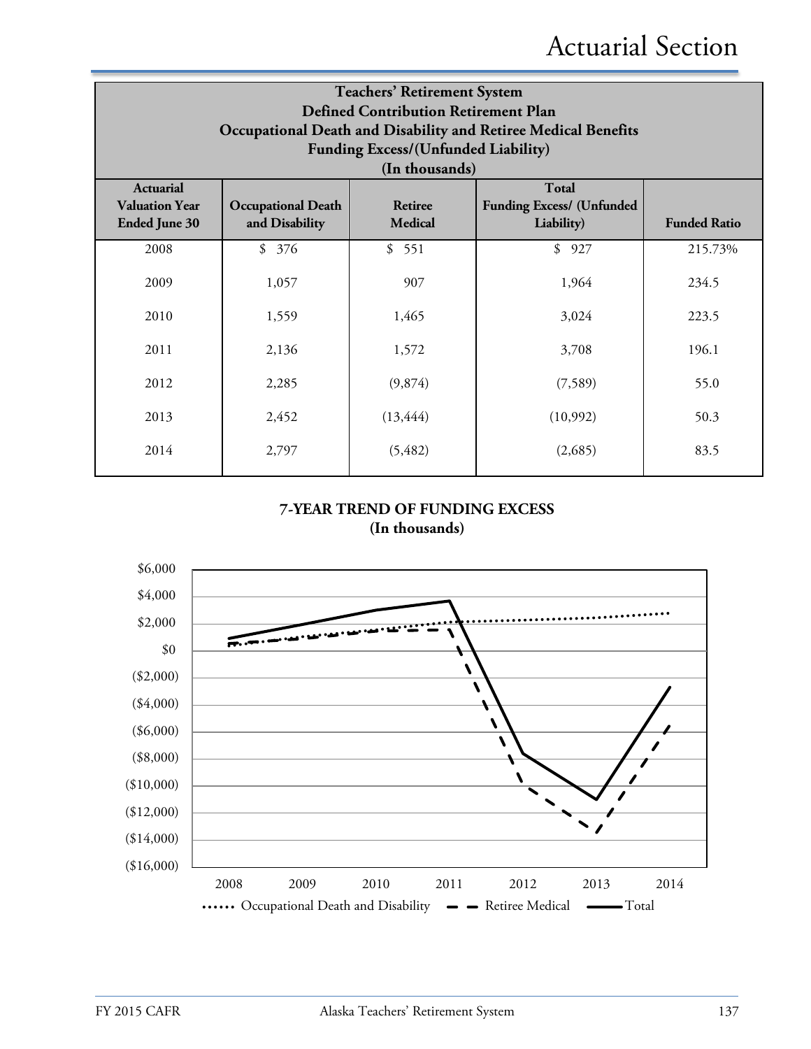# Actuarial Section

| Teachers' Retirement System<br>Defined Contribution Retirement Plan<br>Occupational Death and Disability and Retiree Medical Benefits<br>Funding Excess/(Unfunded Liability)<br>(In thousands) | | | | |
|---|---|---|---|---|
| **Actuarial Valuation Year Ended June 30** | **Occupational Death and Disability** | **Retiree Medical** | **Total Funding Excess/ (Unfunded Liability)** | **Funded Ratio** |
| 2008 | $ 376 | $ 551 | $ 927 | 215.73% |
| 2009 | 1,057 | 907 | 1,964 | 234.5 |
| 2010 | 1,559 | 1,465 | 3,024 | 223.5 |
| 2011 | 2,136 | 1,572 | 3,708 | 196.1 |
| 2012 | 2,285 | (9,874) | (7,589) | 55.0 |
| 2013 | 2,452 | (13,444) | (10,992) | 50.3 |
| 2014 | 2,797 | (5,482) | (2,685) | 83.5 |

**7-YEAR TREND OF FUNDING EXCESS**
**(In thousands)**

$6,000
$4,000
$2,000
$0
($2,000)
($4,000)
($6,000)
($8,000)
($10,000)
($12,000)
($14,000)
($16,000)

2008 2009 2010 2011 2012 2013 2014

Occupational Death and Disability — Retiree Medical — Total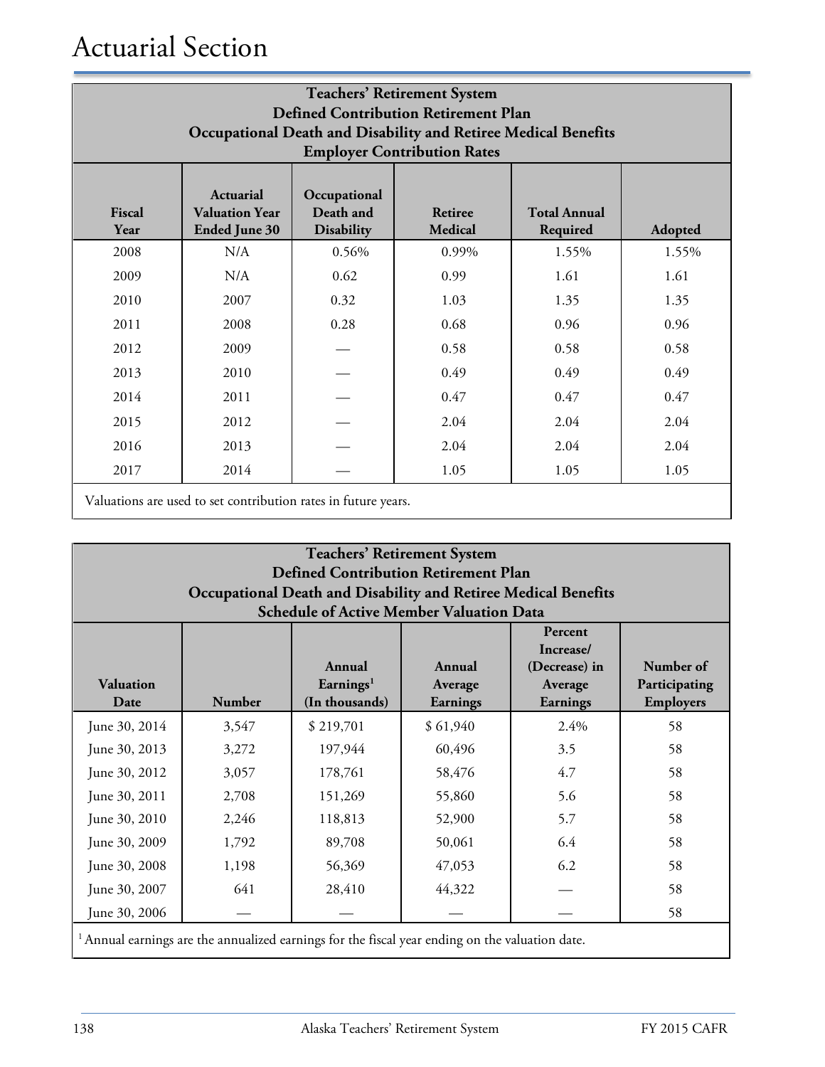# Actuarial Section

**Teachers' Retirement System**
**Defined Contribution Retirement Plan**
**Occupational Death and Disability and Retiree Medical Benefits**
**Employer Contribution Rates**

| Fiscal Year | Actuarial Valuation Year Ended June 30 | Occupational Death and Disability | Retiree Medical | Total Annual Required | Adopted |
|---|---|---|---|---|---|
| 2008 | N/A | 0.56% | 0.99% | 1.55% | 1.55% |
| 2009 | N/A | 0.62 | 0.99 | 1.61 | 1.61 |
| 2010 | 2007 | 0.32 | 1.03 | 1.35 | 1.35 |
| 2011 | 2008 | 0.28 | 0.68 | 0.96 | 0.96 |
| 2012 | 2009 | — | 0.58 | 0.58 | 0.58 |
| 2013 | 2010 | — | 0.49 | 0.49 | 0.49 |
| 2014 | 2011 | — | 0.47 | 0.47 | 0.47 |
| 2015 | 2012 | — | 2.04 | 2.04 | 2.04 |
| 2016 | 2013 | — | 2.04 | 2.04 | 2.04 |
| 2017 | 2014 | — | 1.05 | 1.05 | 1.05 |

Valuations are used to set contribution rates in future years.

**Teachers' Retirement System**
**Defined Contribution Retirement Plan**
**Occupational Death and Disability and Retiree Medical Benefits**
**Schedule of Active Member Valuation Data**

| Valuation Date | Number | Annual Earnings[1] (In thousands) | Annual Average Earnings | Percent Increase/ (Decrease) in Average Earnings | Number of Participating Employers |
|---|---|---|---|---|---|
| June 30, 2014 | 3,547 | $ 219,701 | $ 61,940 | 2.4% | 58 |
| June 30, 2013 | 3,272 | 197,944 | 60,496 | 3.5 | 58 |
| June 30, 2012 | 3,057 | 178,761 | 58,476 | 4.7 | 58 |
| June 30, 2011 | 2,708 | 151,269 | 55,860 | 5.6 | 58 |
| June 30, 2010 | 2,246 | 118,813 | 52,900 | 5.7 | 58 |
| June 30, 2009 | 1,792 | 89,708 | 50,061 | 6.4 | 58 |
| June 30, 2008 | 1,198 | 56,369 | 47,053 | 6.2 | 58 |
| June 30, 2007 | 641 | 28,410 | 44,322 | — | 58 |
| June 30, 2006 | — | — | — | — | 58 |

[1] Annual earnings are the annualized earnings for the fiscal year ending on the valuation date.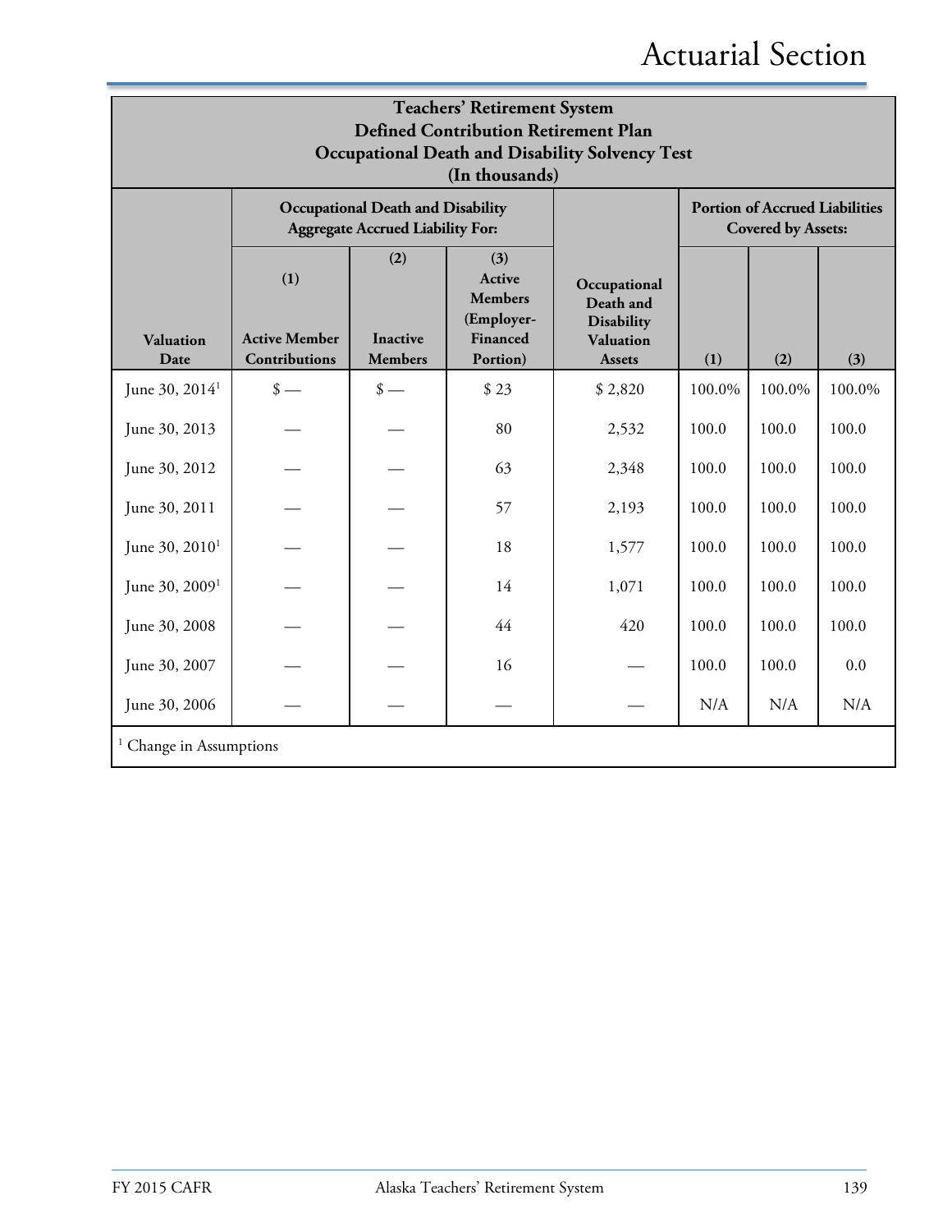# Actuarial Section

| Teachers' Retirement System<br>Defined Contribution Retirement Plan<br>Occupational Death and Disability Solvency Test<br>(In thousands) | | | | | | | |
|---|---|---|---|---|---|---|---|
| | Occupational Death and Disability Aggregate Accrued Liability For: | | | | Portion of Accrued Liabilities Covered by Assets: | | |
| Valuation Date | (1)<br>Active Member Contributions | (2)<br>Inactive Members | (3)<br>Active Members (Employer-Financed Portion) | Occupational Death and Disability Valuation Assets | (1) | (2) | (3) |
| June 30, 2014[1] | $ — | $ — | $ 23 | $ 2,820 | 100.0% | 100.0% | 100.0% |
| June 30, 2013 | — | — | 80 | 2,532 | 100.0 | 100.0 | 100.0 |
| June 30, 2012 | — | — | 63 | 2,348 | 100.0 | 100.0 | 100.0 |
| June 30, 2011 | — | — | 57 | 2,193 | 100.0 | 100.0 | 100.0 |
| June 30, 2010[1] | — | — | 18 | 1,577 | 100.0 | 100.0 | 100.0 |
| June 30, 2009[1] | — | — | 14 | 1,071 | 100.0 | 100.0 | 100.0 |
| June 30, 2008 | — | — | 44 | 420 | 100.0 | 100.0 | 100.0 |
| June 30, 2007 | — | — | 16 | — | 100.0 | 100.0 | 0.0 |
| June 30, 2006 | — | — | — | — | N/A | N/A | N/A |

[1] Change in Assumptions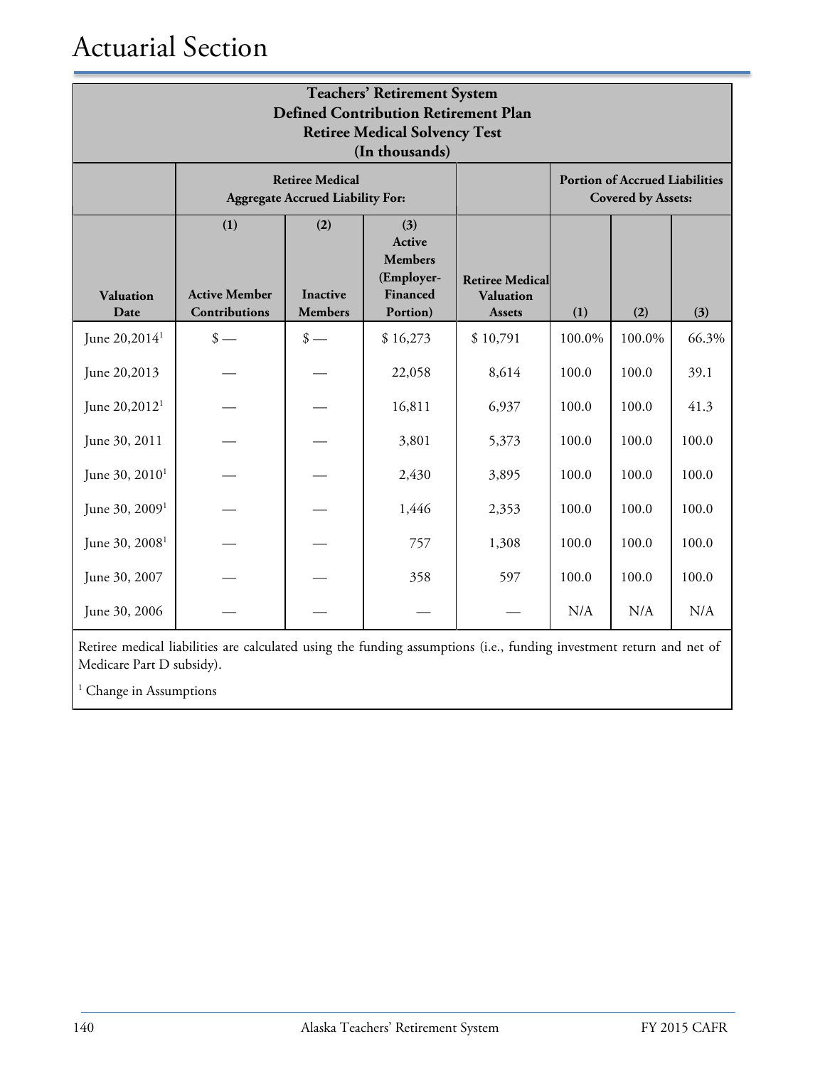# Actuarial Section

**Teachers' Retirement System**
**Defined Contribution Retirement Plan**
**Retiree Medical Solvency Test**
**(In thousands)**

| | Retiree Medical Aggregate Accrued Liability For: | | | | Portion of Accrued Liabilities Covered by Assets: | | |
|---|---|---|---|---|---|---|---|
| **Valuation Date** | **(1) Active Member Contributions** | **(2) Inactive Members** | **(3) Active Members (Employer-Financed Portion)** | **Retiree Medical Valuation Assets** | **(1)** | **(2)** | **(3)** |
| June 20,2014[1] | $ — | $ — | $ 16,273 | $ 10,791 | 100.0% | 100.0% | 66.3% |
| June 20,2013 | — | — | 22,058 | 8,614 | 100.0 | 100.0 | 39.1 |
| June 20,2012[1] | — | — | 16,811 | 6,937 | 100.0 | 100.0 | 41.3 |
| June 30, 2011 | — | — | 3,801 | 5,373 | 100.0 | 100.0 | 100.0 |
| June 30, 2010[1] | — | — | 2,430 | 3,895 | 100.0 | 100.0 | 100.0 |
| June 30, 2009[1] | — | — | 1,446 | 2,353 | 100.0 | 100.0 | 100.0 |
| June 30, 2008[1] | — | — | 757 | 1,308 | 100.0 | 100.0 | 100.0 |
| June 30, 2007 | — | — | 358 | 597 | 100.0 | 100.0 | 100.0 |
| June 30, 2006 | — | — | — | — | N/A | N/A | N/A |

Retiree medical liabilities are calculated using the funding assumptions (i.e., funding investment return and net of Medicare Part D subsidy).

[1] Change in Assumptions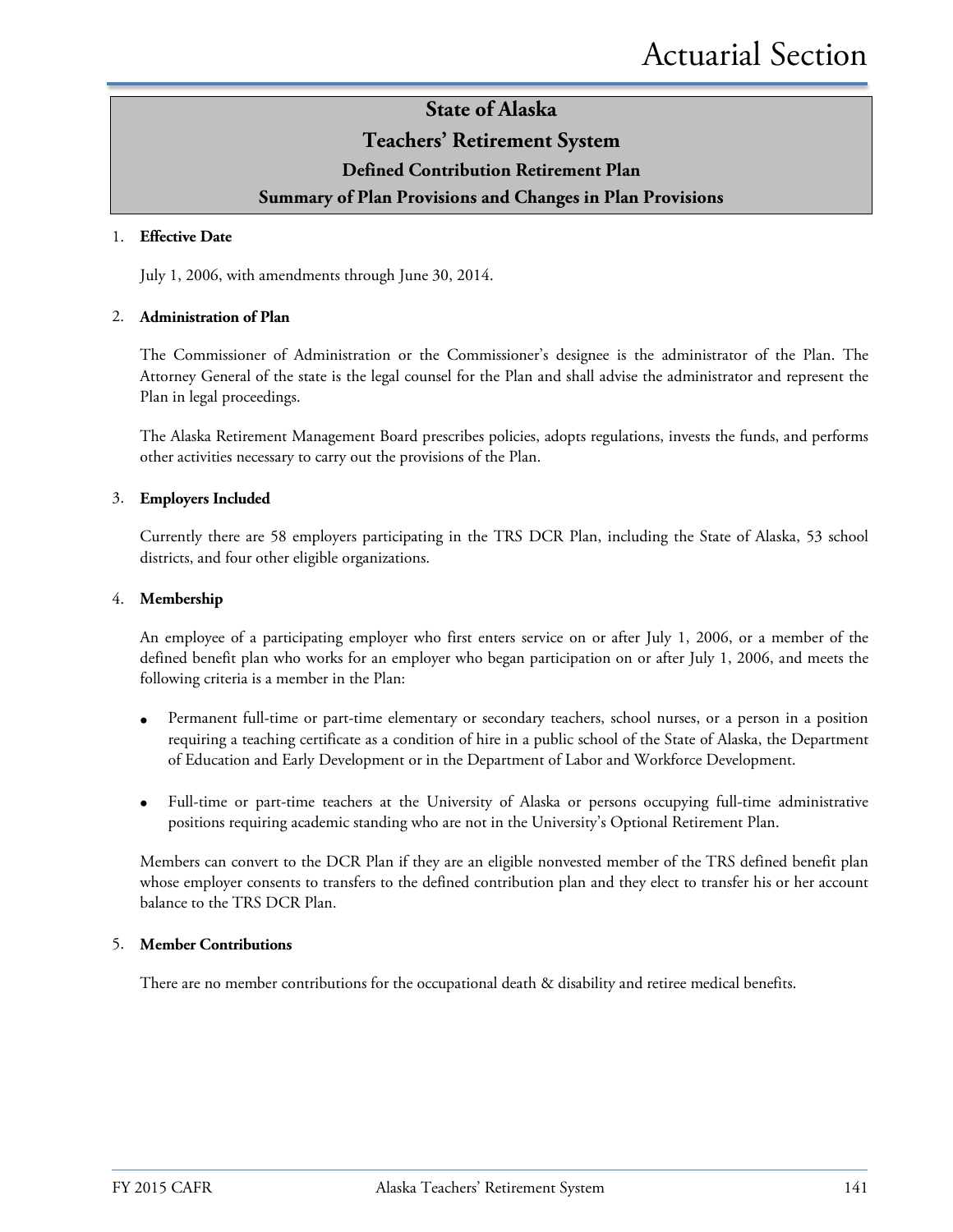# State of Alaska

## Teachers' Retirement System

### Defined Contribution Retirement Plan

### Summary of Plan Provisions and Changes in Plan Provisions

1. **Effective Date**

   July 1, 2006, with amendments through June 30, 2014.

2. **Administration of Plan**

   The Commissioner of Administration or the Commissioner's designee is the administrator of the Plan. The Attorney General of the state is the legal counsel for the Plan and shall advise the administrator and represent the Plan in legal proceedings.

   The Alaska Retirement Management Board prescribes policies, adopts regulations, invests the funds, and performs other activities necessary to carry out the provisions of the Plan.

3. **Employers Included**

   Currently there are 58 employers participating in the TRS DCR Plan, including the State of Alaska, 53 school districts, and four other eligible organizations.

4. **Membership**

   An employee of a participating employer who first enters service on or after July 1, 2006, or a member of the defined benefit plan who works for an employer who began participation on or after July 1, 2006, and meets the following criteria is a member in the Plan:

   - Permanent full-time or part-time elementary or secondary teachers, school nurses, or a person in a position requiring a teaching certificate as a condition of hire in a public school of the State of Alaska, the Department of Education and Early Development or in the Department of Labor and Workforce Development.

   - Full-time or part-time teachers at the University of Alaska or persons occupying full-time administrative positions requiring academic standing who are not in the University's Optional Retirement Plan.

   Members can convert to the DCR Plan if they are an eligible nonvested member of the TRS defined benefit plan whose employer consents to transfers to the defined contribution plan and they elect to transfer his or her account balance to the TRS DCR Plan.

5. **Member Contributions**

   There are no member contributions for the occupational death & disability and retiree medical benefits.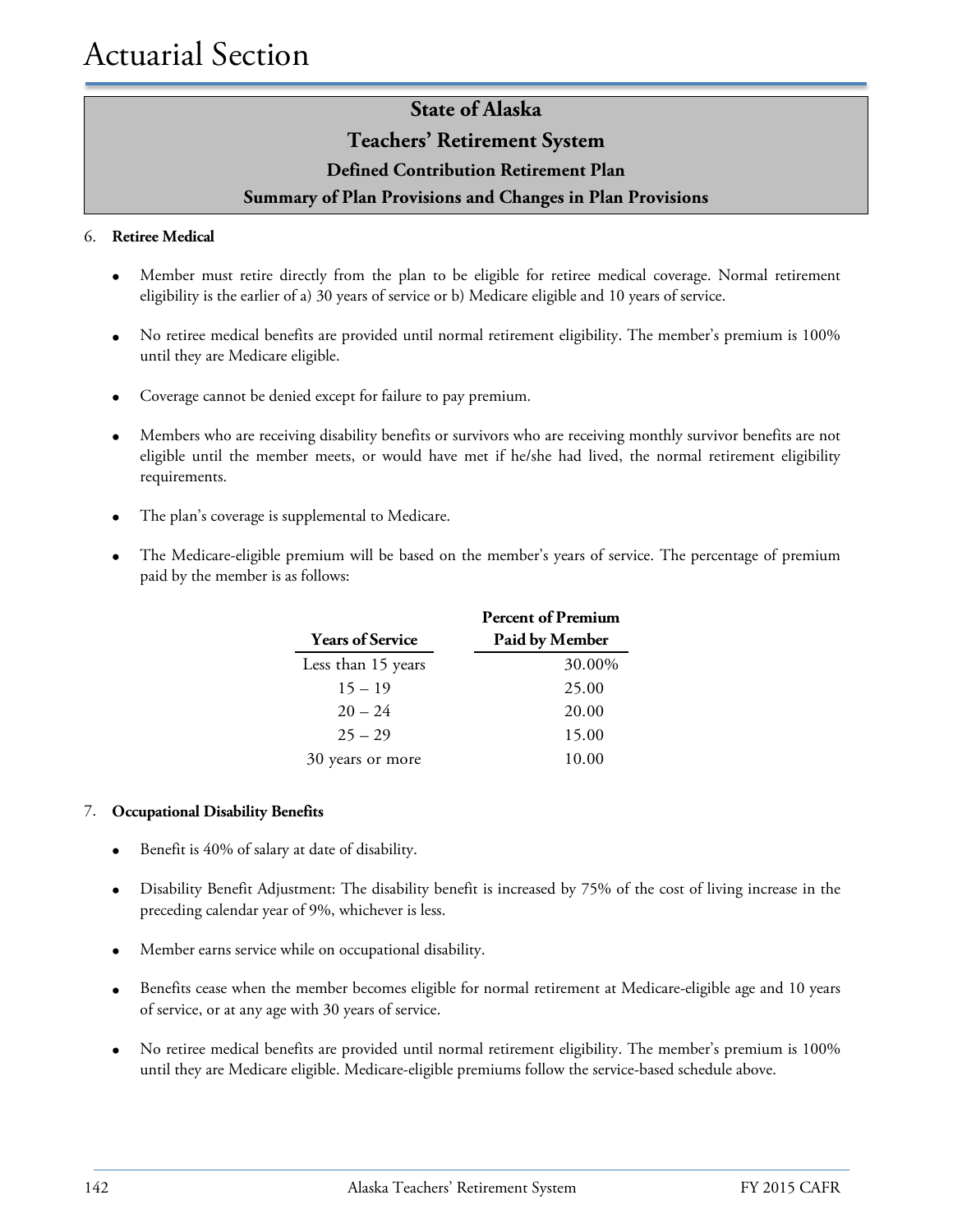# Actuarial Section

## State of Alaska
## Teachers' Retirement System
### Defined Contribution Retirement Plan
### Summary of Plan Provisions and Changes in Plan Provisions

6. **Retiree Medical**

- Member must retire directly from the plan to be eligible for retiree medical coverage. Normal retirement eligibility is the earlier of a) 30 years of service or b) Medicare eligible and 10 years of service.
- No retiree medical benefits are provided until normal retirement eligibility. The member's premium is 100% until they are Medicare eligible.
- Coverage cannot be denied except for failure to pay premium.
- Members who are receiving disability benefits or survivors who are receiving monthly survivor benefits are not eligible until the member meets, or would have met if he/she had lived, the normal retirement eligibility requirements.
- The plan's coverage is supplemental to Medicare.
- The Medicare-eligible premium will be based on the member's years of service. The percentage of premium paid by the member is as follows:

| Years of Service | Percent of Premium Paid by Member |
|---|---|
| Less than 15 years | 30.00% |
| 15 – 19 | 25.00 |
| 20 – 24 | 20.00 |
| 25 – 29 | 15.00 |
| 30 years or more | 10.00 |

7. **Occupational Disability Benefits**

- Benefit is 40% of salary at date of disability.
- Disability Benefit Adjustment: The disability benefit is increased by 75% of the cost of living increase in the preceding calendar year of 9%, whichever is less.
- Member earns service while on occupational disability.
- Benefits cease when the member becomes eligible for normal retirement at Medicare-eligible age and 10 years of service, or at any age with 30 years of service.
- No retiree medical benefits are provided until normal retirement eligibility. The member's premium is 100% until they are Medicare eligible. Medicare-eligible premiums follow the service-based schedule above.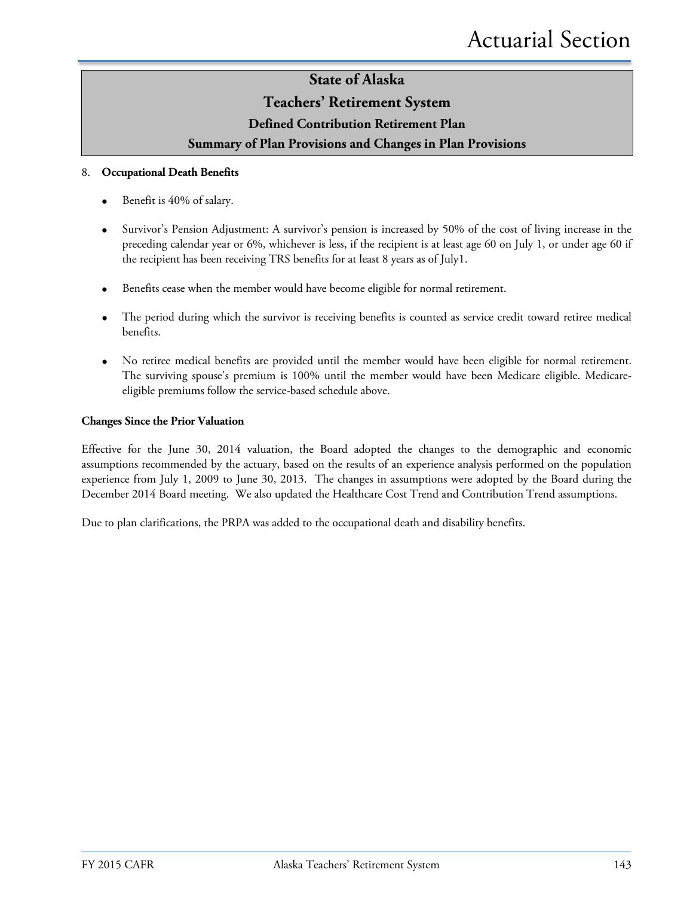# State of Alaska
## Teachers' Retirement System
### Defined Contribution Retirement Plan
### Summary of Plan Provisions and Changes in Plan Provisions

8. **Occupational Death Benefits**

- Benefit is 40% of salary.
- Survivor's Pension Adjustment: A survivor's pension is increased by 50% of the cost of living increase in the preceding calendar year or 6%, whichever is less, if the recipient is at least age 60 on July 1, or under age 60 if the recipient has been receiving TRS benefits for at least 8 years as of July1.
- Benefits cease when the member would have become eligible for normal retirement.
- The period during which the survivor is receiving benefits is counted as service credit toward retiree medical benefits.
- No retiree medical benefits are provided until the member would have been eligible for normal retirement. The surviving spouse's premium is 100% until the member would have been Medicare eligible. Medicare-eligible premiums follow the service-based schedule above.

**Changes Since the Prior Valuation**

Effective for the June 30, 2014 valuation, the Board adopted the changes to the demographic and economic assumptions recommended by the actuary, based on the results of an experience analysis performed on the population experience from July 1, 2009 to June 30, 2013. The changes in assumptions were adopted by the Board during the December 2014 Board meeting. We also updated the Healthcare Cost Trend and Contribution Trend assumptions.

Due to plan clarifications, the PRPA was added to the occupational death and disability benefits.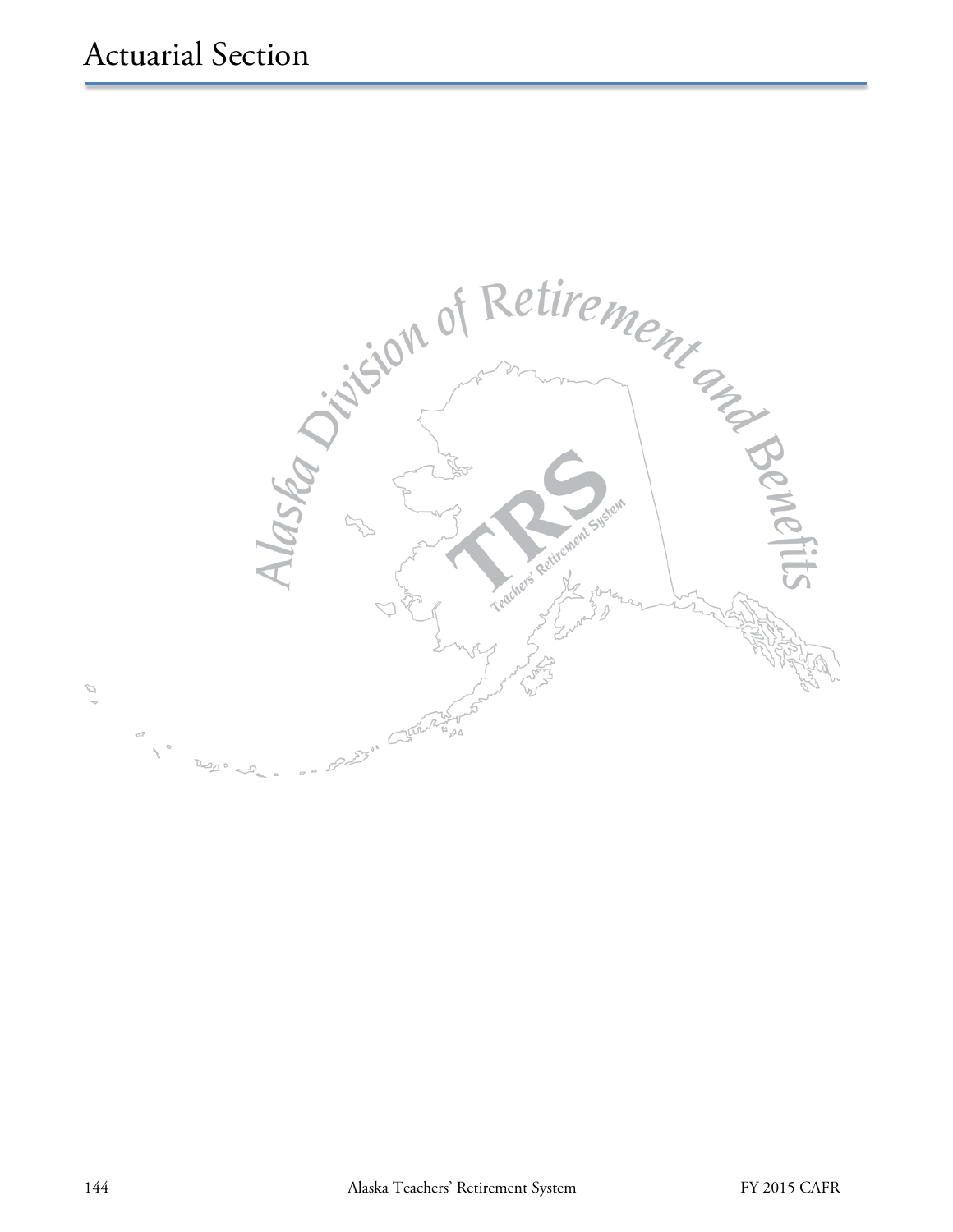# Actuarial Section